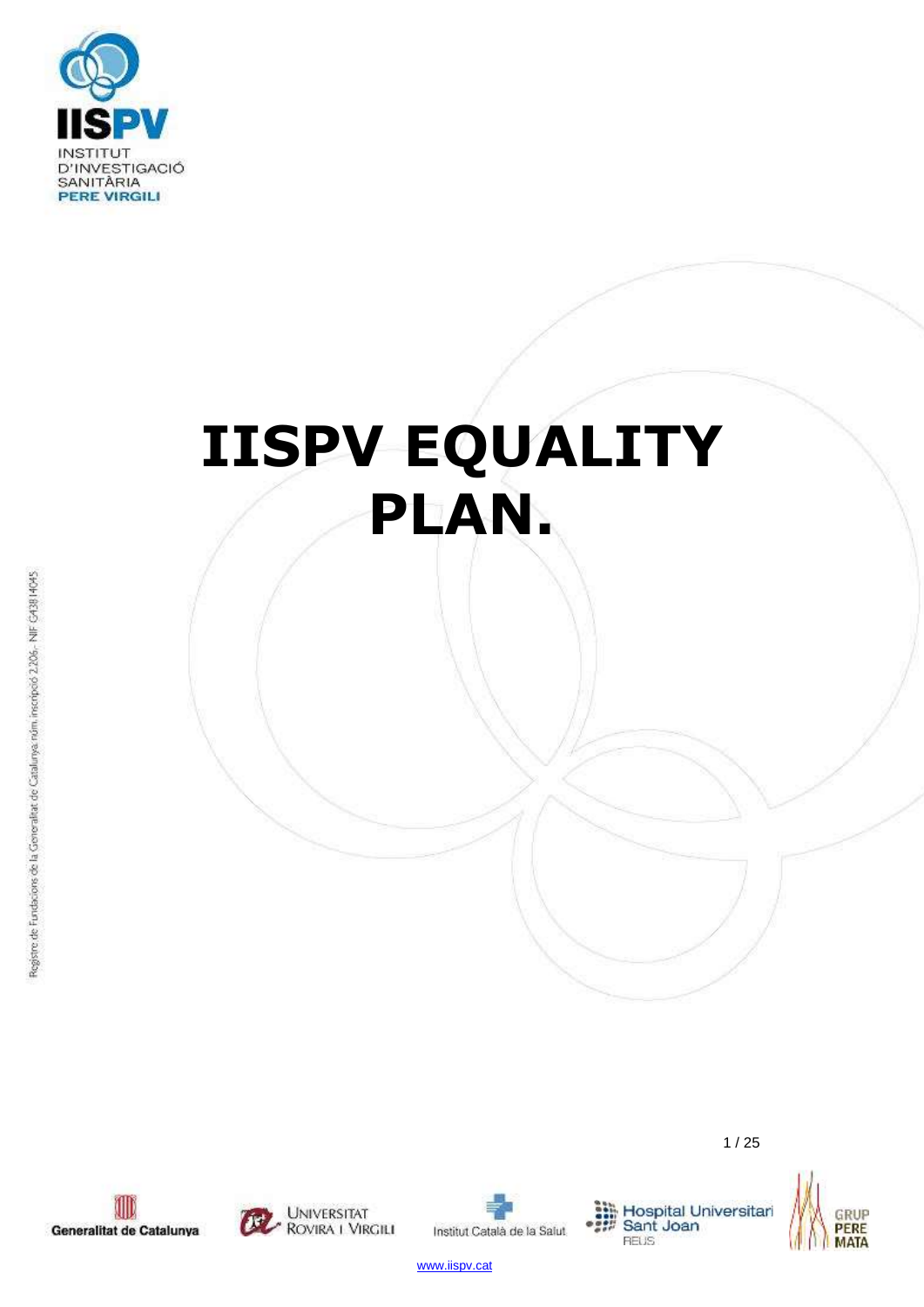# IISPV EQUALITY PLAN.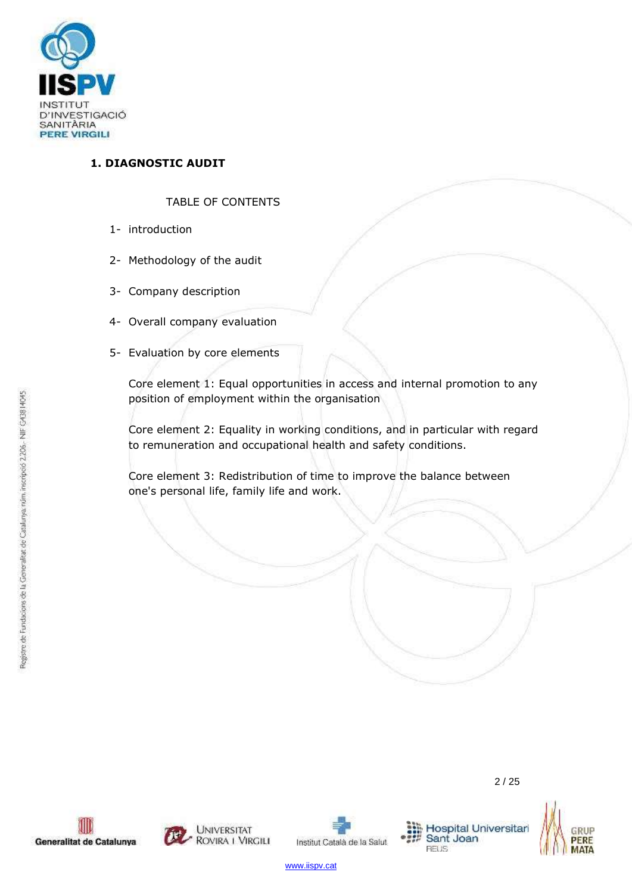## 1. DIAGNOSTIC AUDIT

TABLE OF CONTENTS

1- introduction

2- Methodology of the audit

3- Company description

4- Overall company evaluation

5- Evaluation by core elements

Core element 1: Equal opportunities in access and internal promotion to any position of employment within the organisation

Core element 2: Equality in working conditions, and in particular with regard to remuneration and occupational health and safety conditions.

Core element 3: Redistribution of time to improve the balance between one's personal life, family life and work.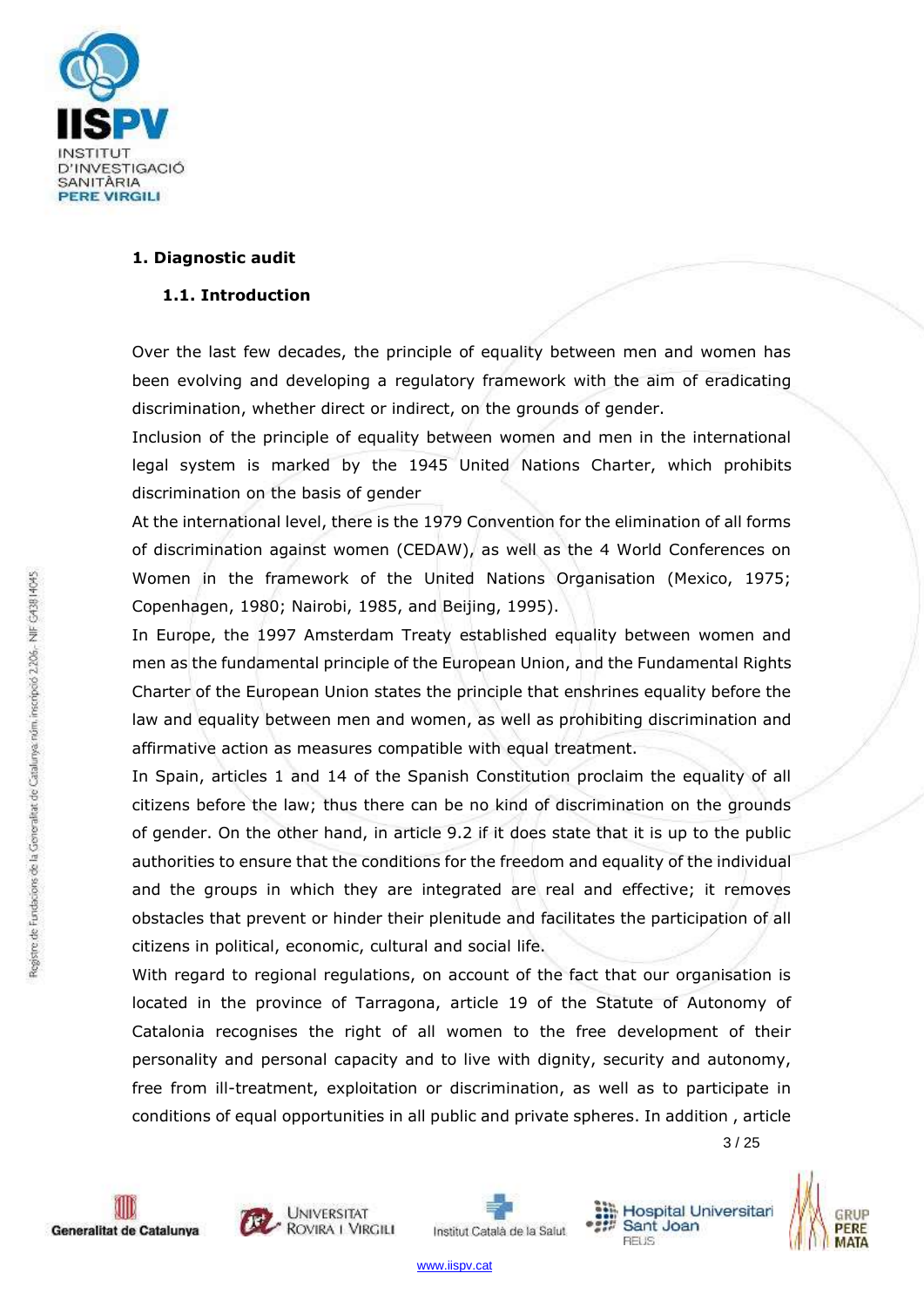# 1. Diagnostic audit

## 1.1. Introduction

Over the last few decades, the principle of equality between men and women has been evolving and developing a regulatory framework with the aim of eradicating discrimination, whether direct or indirect, on the grounds of gender.

Inclusion of the principle of equality between women and men in the international legal system is marked by the 1945 United Nations Charter, which prohibits discrimination on the basis of gender

At the international level, there is the 1979 Convention for the elimination of all forms of discrimination against women (CEDAW), as well as the 4 World Conferences on Women in the framework of the United Nations Organisation (Mexico, 1975; Copenhagen, 1980; Nairobi, 1985, and Beijing, 1995).

In Europe, the 1997 Amsterdam Treaty established equality between women and men as the fundamental principle of the European Union, and the Fundamental Rights Charter of the European Union states the principle that enshrines equality before the law and equality between men and women, as well as prohibiting discrimination and affirmative action as measures compatible with equal treatment.

In Spain, articles 1 and 14 of the Spanish Constitution proclaim the equality of all citizens before the law; thus there can be no kind of discrimination on the grounds of gender. On the other hand, in article 9.2 if it does state that it is up to the public authorities to ensure that the conditions for the freedom and equality of the individual and the groups in which they are integrated are real and effective; it removes obstacles that prevent or hinder their plenitude and facilitates the participation of all citizens in political, economic, cultural and social life.

With regard to regional regulations, on account of the fact that our organisation is located in the province of Tarragona, article 19 of the Statute of Autonomy of Catalonia recognises the right of all women to the free development of their personality and personal capacity and to live with dignity, security and autonomy, free from ill-treatment, exploitation or discrimination, as well as to participate in conditions of equal opportunities in all public and private spheres. In addition , article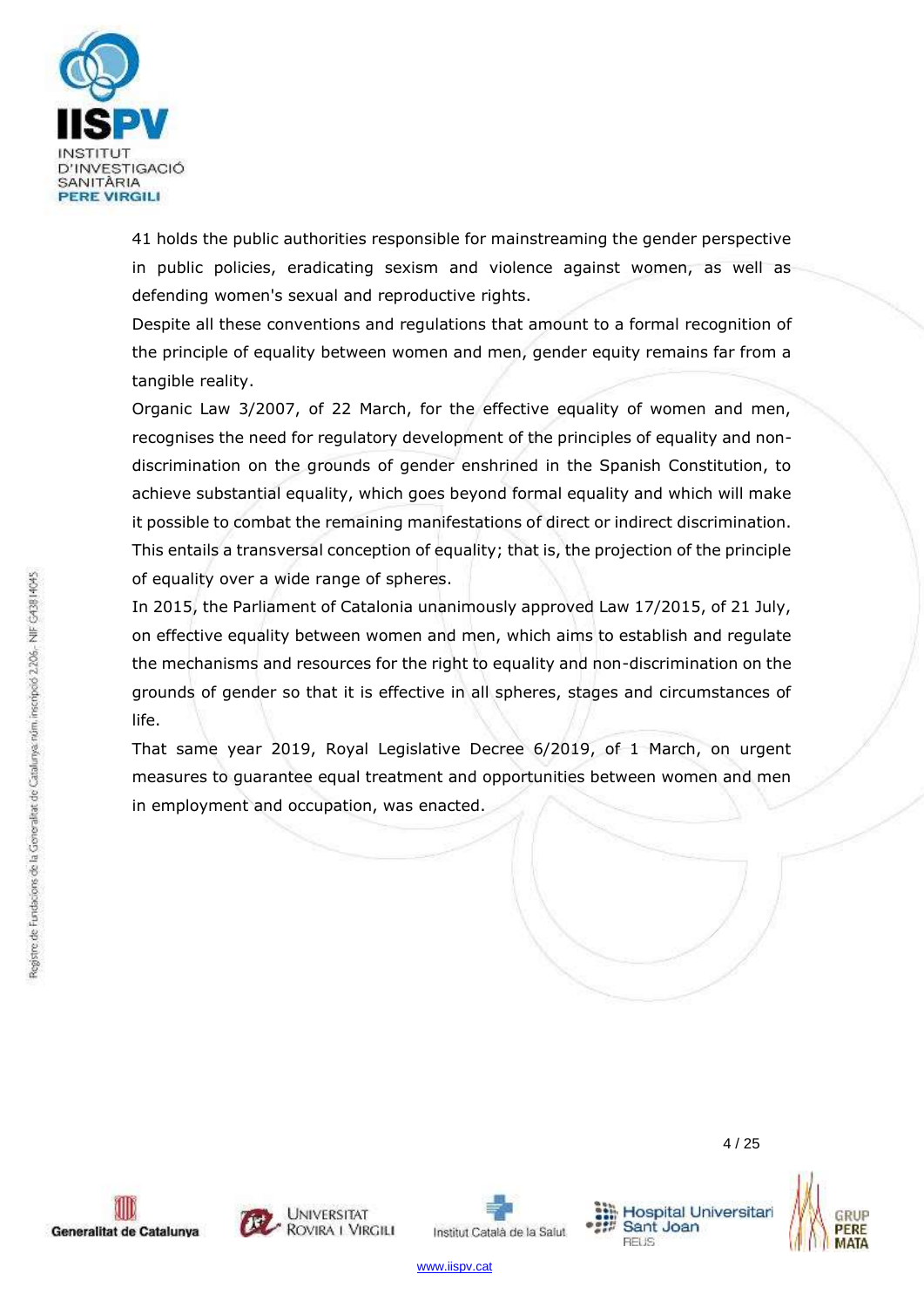41 holds the public authorities responsible for mainstreaming the gender perspective in public policies, eradicating sexism and violence against women, as well as defending women's sexual and reproductive rights.

Despite all these conventions and regulations that amount to a formal recognition of the principle of equality between women and men, gender equity remains far from a tangible reality.

Organic Law 3/2007, of 22 March, for the effective equality of women and men, recognises the need for regulatory development of the principles of equality and non-discrimination on the grounds of gender enshrined in the Spanish Constitution, to achieve substantial equality, which goes beyond formal equality and which will make it possible to combat the remaining manifestations of direct or indirect discrimination. This entails a transversal conception of equality; that is, the projection of the principle of equality over a wide range of spheres.

In 2015, the Parliament of Catalonia unanimously approved Law 17/2015, of 21 July, on effective equality between women and men, which aims to establish and regulate the mechanisms and resources for the right to equality and non-discrimination on the grounds of gender so that it is effective in all spheres, stages and circumstances of life.

That same year 2019, Royal Legislative Decree 6/2019, of 1 March, on urgent measures to guarantee equal treatment and opportunities between women and men in employment and occupation, was enacted.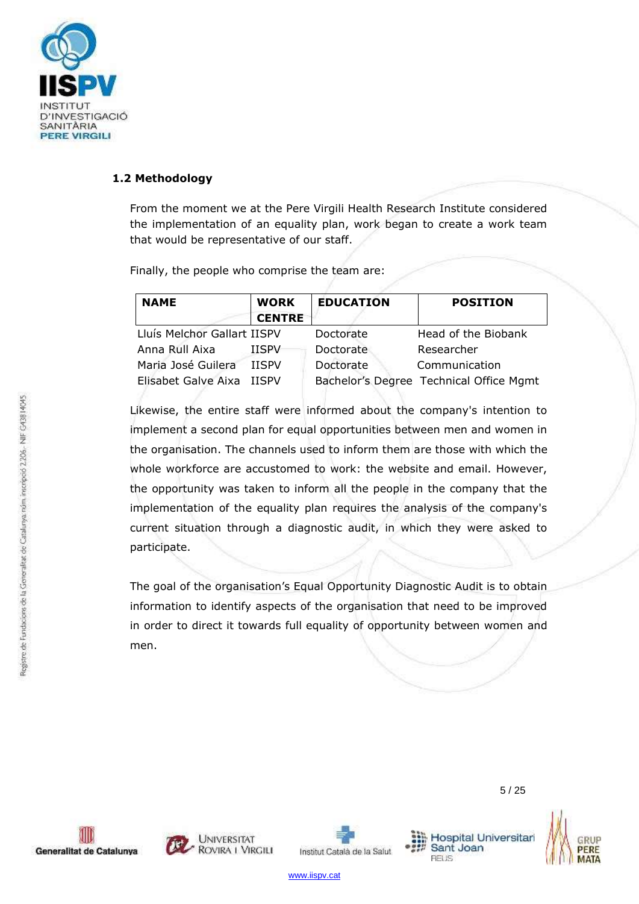### 1.2 Methodology

From the moment we at the Pere Virgili Health Research Institute considered the implementation of an equality plan, work began to create a work team that would be representative of our staff.

Finally, the people who comprise the team are:

| NAME | WORK CENTRE | EDUCATION | POSITION |
|---|---|---|---|
| Lluís Melchor Gallart | IISPV | Doctorate | Head of the Biobank |
| Anna Rull Aixa | IISPV | Doctorate | Researcher |
| Maria José Guilera | IISPV | Doctorate | Communication |
| Elisabet Galve Aixa | IISPV | Bachelor's Degree | Technical Office Mgmt |

Likewise, the entire staff were informed about the company's intention to implement a second plan for equal opportunities between men and women in the organisation. The channels used to inform them are those with which the whole workforce are accustomed to work: the website and email. However, the opportunity was taken to inform all the people in the company that the implementation of the equality plan requires the analysis of the company's current situation through a diagnostic audit, in which they were asked to participate.

The goal of the organisation's Equal Opportunity Diagnostic Audit is to obtain information to identify aspects of the organisation that need to be improved in order to direct it towards full equality of opportunity between women and men.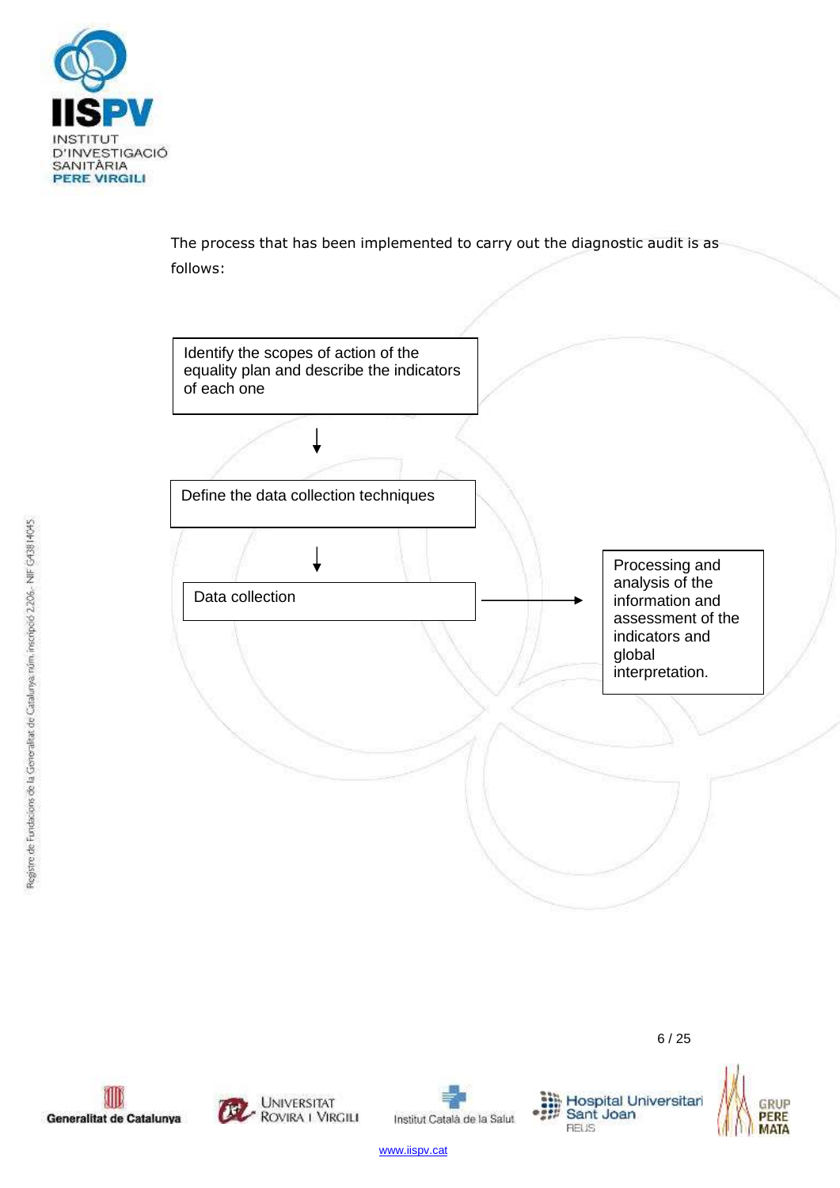The process that has been implemented to carry out the diagnostic audit is as follows:

Identify the scopes of action of the equality plan and describe the indicators of each one

↓

Define the data collection techniques

↓

Data collection → Processing and analysis of the information and assessment of the indicators and global interpretation.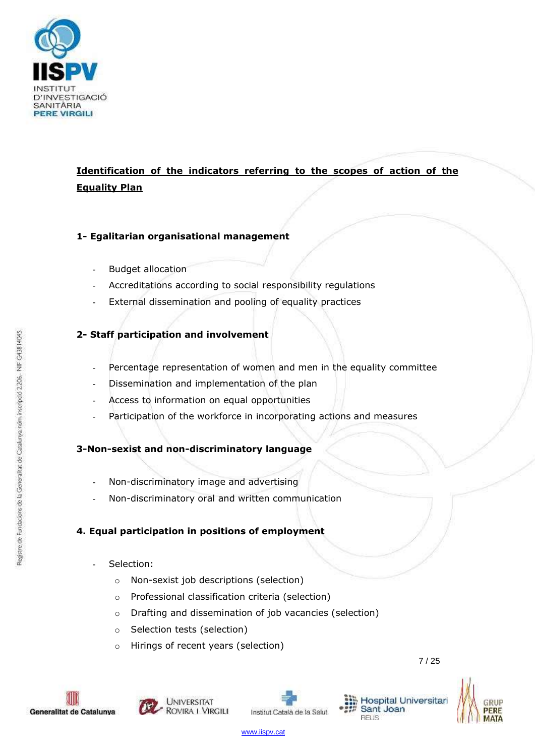## Identification of the indicators referring to the scopes of action of the Equality Plan

### 1- Egalitarian organisational management

- Budget allocation
- Accreditations according to social responsibility regulations
- External dissemination and pooling of equality practices

### 2- Staff participation and involvement

- Percentage representation of women and men in the equality committee
- Dissemination and implementation of the plan
- Access to information on equal opportunities
- Participation of the workforce in incorporating actions and measures

### 3-Non-sexist and non-discriminatory language

- Non-discriminatory image and advertising
- Non-discriminatory oral and written communication

### 4. Equal participation in positions of employment

- Selection:
  - Non-sexist job descriptions (selection)
  - Professional classification criteria (selection)
  - Drafting and dissemination of job vacancies (selection)
  - Selection tests (selection)
  - Hirings of recent years (selection)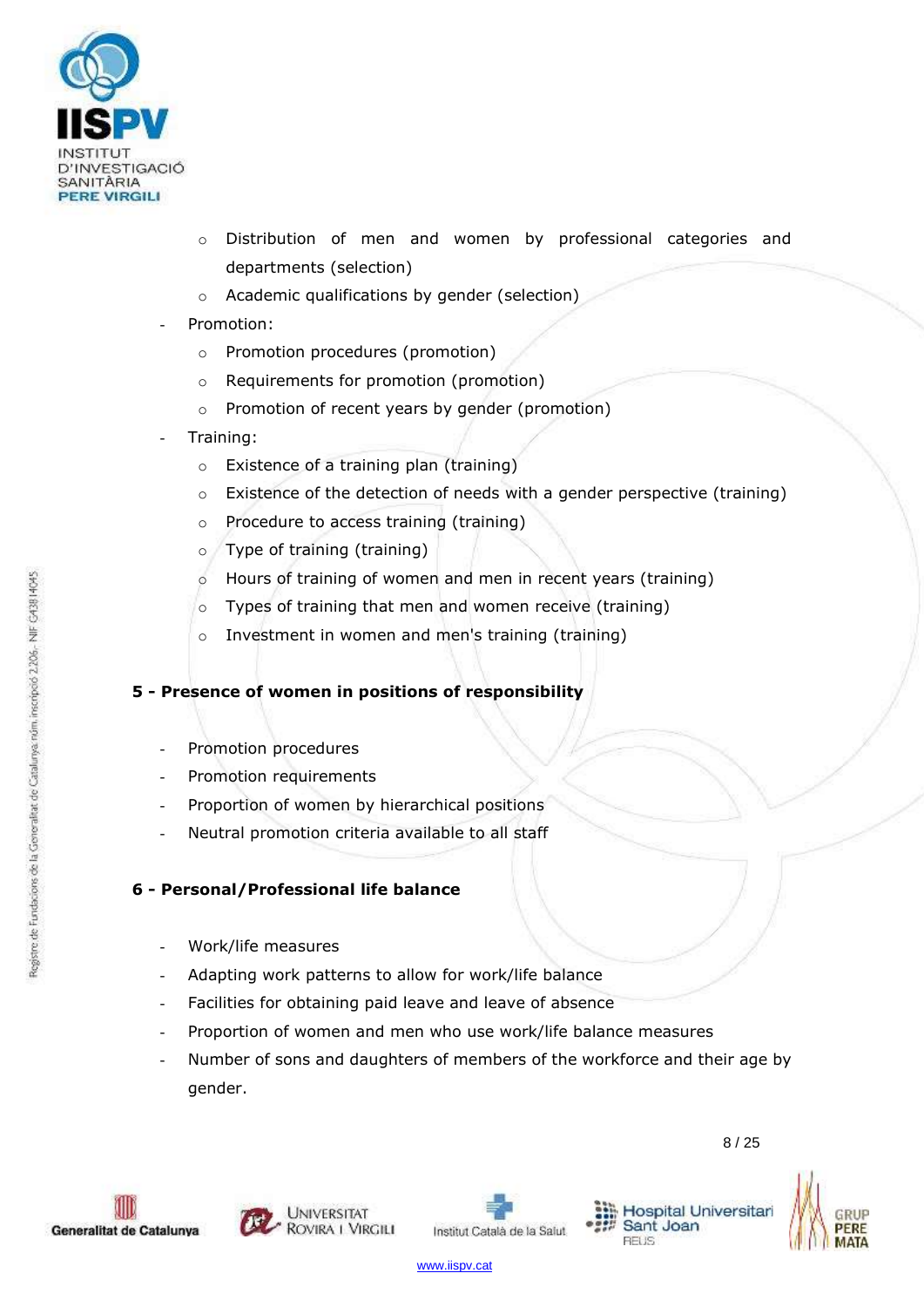- Distribution of men and women by professional categories and departments (selection)
    - Academic qualifications by gender (selection)
- Promotion:
    - Promotion procedures (promotion)
    - Requirements for promotion (promotion)
    - Promotion of recent years by gender (promotion)
- Training:
    - Existence of a training plan (training)
    - Existence of the detection of needs with a gender perspective (training)
    - Procedure to access training (training)
    - Type of training (training)
    - Hours of training of women and men in recent years (training)
    - Types of training that men and women receive (training)
    - Investment in women and men's training (training)

**5 - Presence of women in positions of responsibility**

- Promotion procedures
- Promotion requirements
- Proportion of women by hierarchical positions
- Neutral promotion criteria available to all staff

**6 - Personal/Professional life balance**

- Work/life measures
- Adapting work patterns to allow for work/life balance
- Facilities for obtaining paid leave and leave of absence
- Proportion of women and men who use work/life balance measures
- Number of sons and daughters of members of the workforce and their age by gender.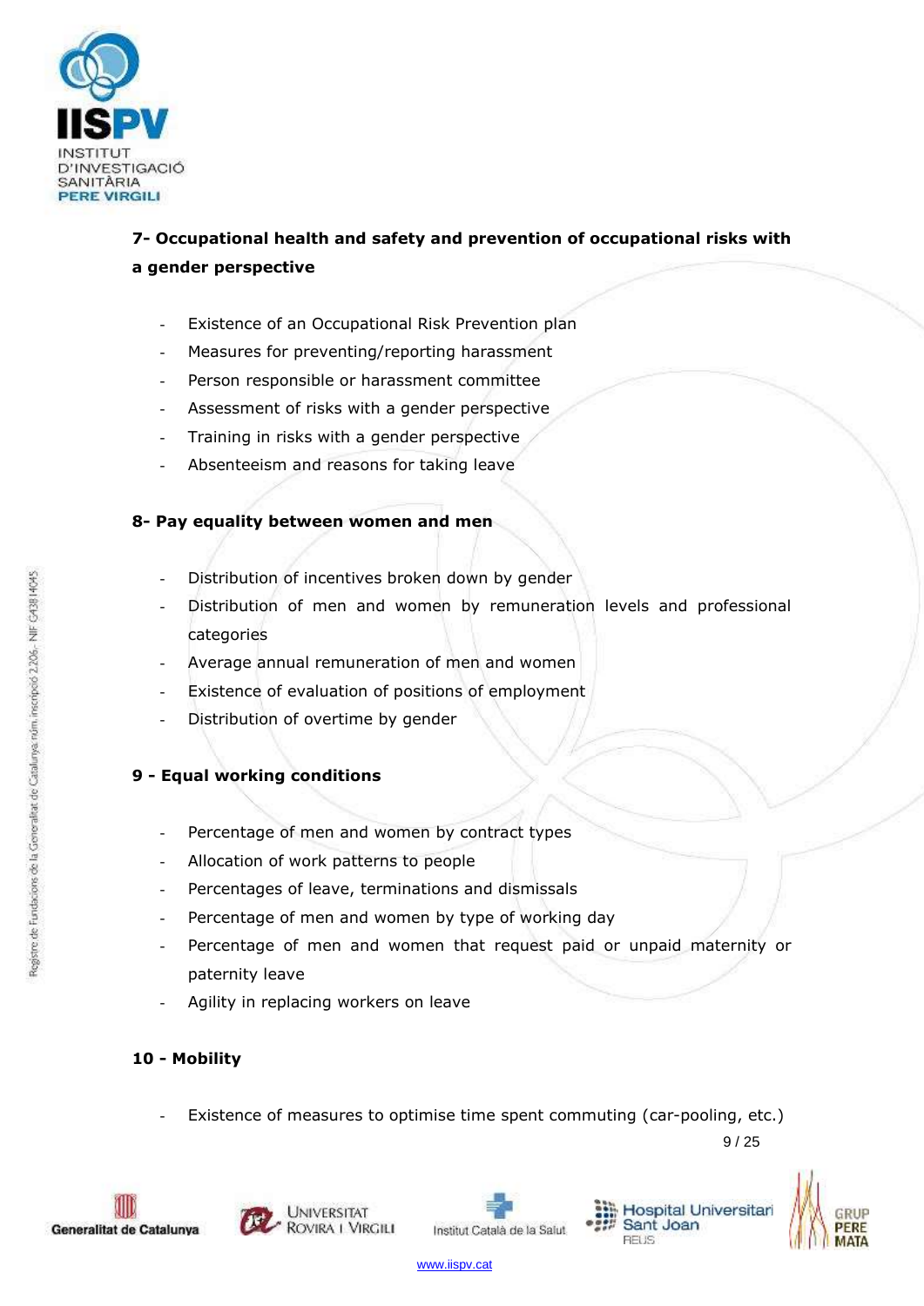**7- Occupational health and safety and prevention of occupational risks with a gender perspective**

- Existence of an Occupational Risk Prevention plan
- Measures for preventing/reporting harassment
- Person responsible or harassment committee
- Assessment of risks with a gender perspective
- Training in risks with a gender perspective
- Absenteeism and reasons for taking leave

**8- Pay equality between women and men**

- Distribution of incentives broken down by gender
- Distribution of men and women by remuneration levels and professional categories
- Average annual remuneration of men and women
- Existence of evaluation of positions of employment
- Distribution of overtime by gender

**9 - Equal working conditions**

- Percentage of men and women by contract types
- Allocation of work patterns to people
- Percentages of leave, terminations and dismissals
- Percentage of men and women by type of working day
- Percentage of men and women that request paid or unpaid maternity or paternity leave
- Agility in replacing workers on leave

**10 - Mobility**

- Existence of measures to optimise time spent commuting (car-pooling, etc.)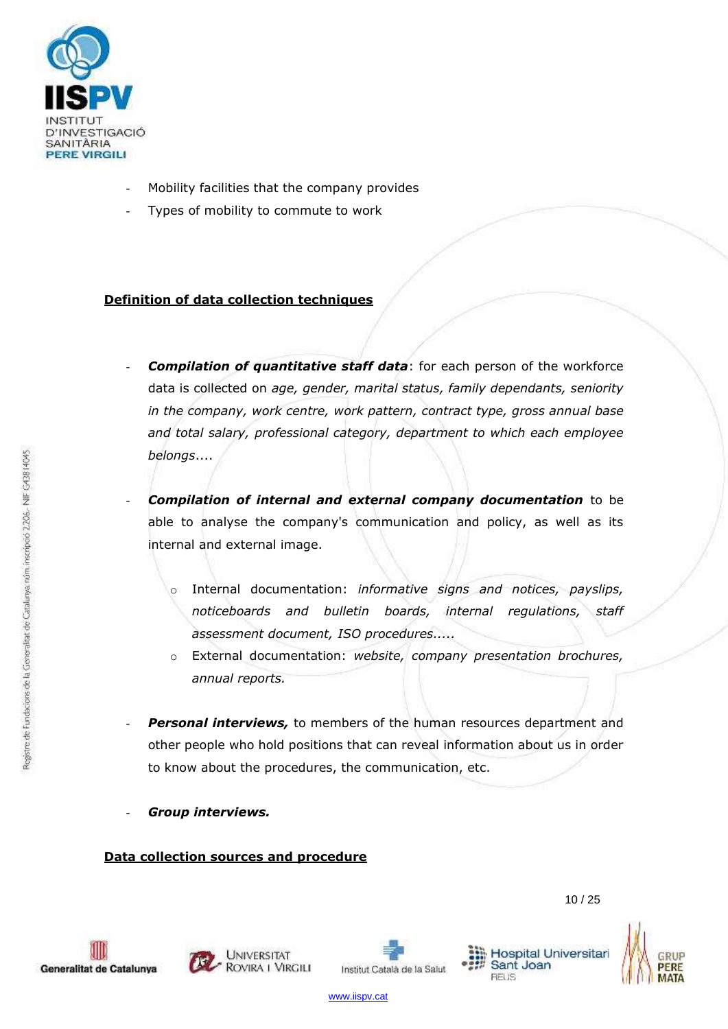- Mobility facilities that the company provides
- Types of mobility to commute to work

**Definition of data collection techniques**

- ***Compilation of quantitative staff data***: for each person of the workforce data is collected on *age, gender, marital status, family dependants, seniority in the company, work centre, work pattern, contract type, gross annual base and total salary, professional category, department to which each employee belongs*....

- ***Compilation of internal and external company documentation*** to be able to analyse the company's communication and policy, as well as its internal and external image.

  - Internal documentation: *informative signs and notices, payslips, noticeboards and bulletin boards, internal regulations, staff assessment document, ISO procedures.....*
  - External documentation: *website, company presentation brochures, annual reports.*

- ***Personal interviews,*** to members of the human resources department and other people who hold positions that can reveal information about us in order to know about the procedures, the communication, etc.

- ***Group interviews.***

**Data collection sources and procedure**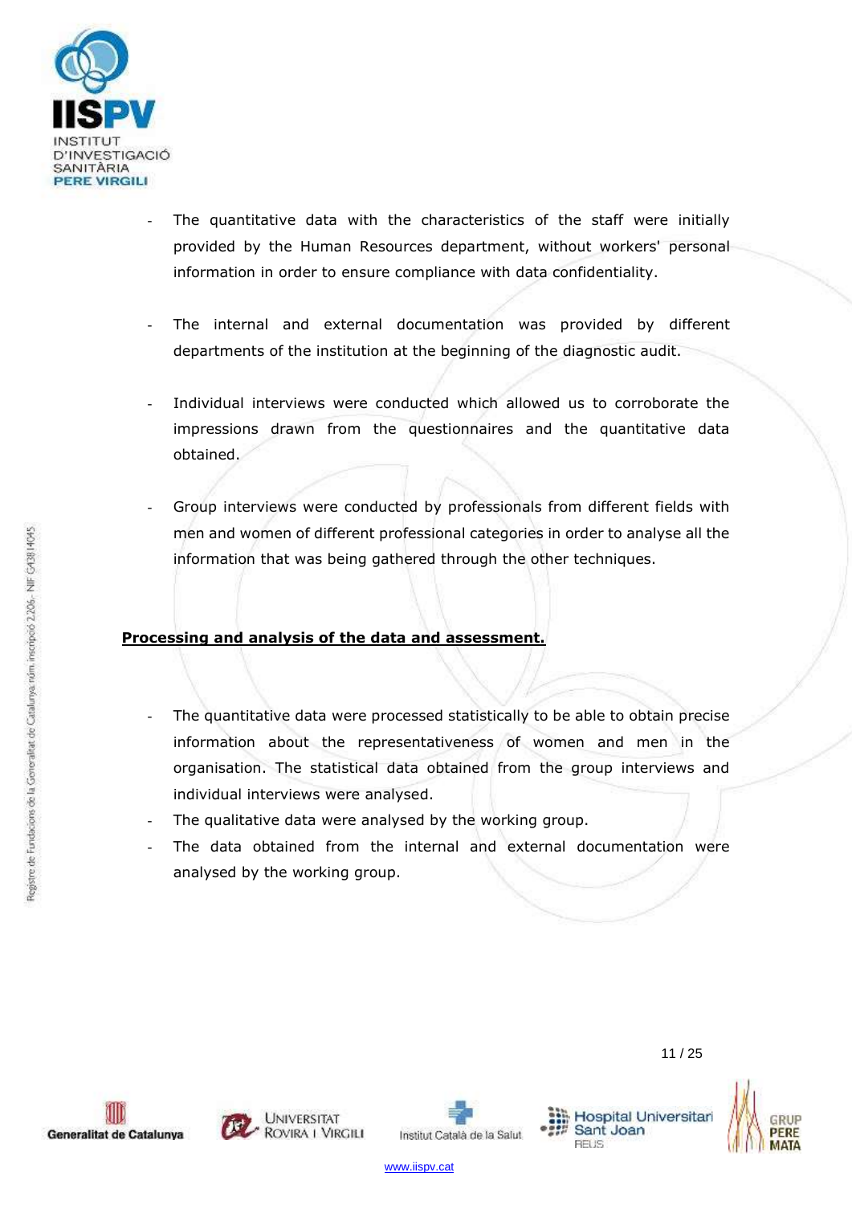- The quantitative data with the characteristics of the staff were initially provided by the Human Resources department, without workers' personal information in order to ensure compliance with data confidentiality.

- The internal and external documentation was provided by different departments of the institution at the beginning of the diagnostic audit.

- Individual interviews were conducted which allowed us to corroborate the impressions drawn from the questionnaires and the quantitative data obtained.

- Group interviews were conducted by professionals from different fields with men and women of different professional categories in order to analyse all the information that was being gathered through the other techniques.

**Processing and analysis of the data and assessment.**

- The quantitative data were processed statistically to be able to obtain precise information about the representativeness of women and men in the organisation. The statistical data obtained from the group interviews and individual interviews were analysed.
- The qualitative data were analysed by the working group.
- The data obtained from the internal and external documentation were analysed by the working group.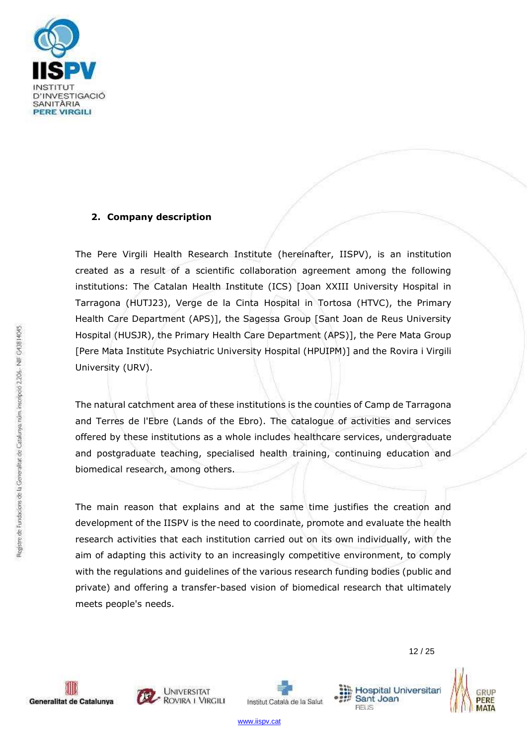## 2. Company description

The Pere Virgili Health Research Institute (hereinafter, IISPV), is an institution created as a result of a scientific collaboration agreement among the following institutions: The Catalan Health Institute (ICS) [Joan XXIII University Hospital in Tarragona (HUTJ23), Verge de la Cinta Hospital in Tortosa (HTVC), the Primary Health Care Department (APS)], the Sagessa Group [Sant Joan de Reus University Hospital (HUSJR), the Primary Health Care Department (APS)], the Pere Mata Group [Pere Mata Institute Psychiatric University Hospital (HPUIPM)] and the Rovira i Virgili University (URV).

The natural catchment area of these institutions is the counties of Camp de Tarragona and Terres de l'Ebre (Lands of the Ebro). The catalogue of activities and services offered by these institutions as a whole includes healthcare services, undergraduate and postgraduate teaching, specialised health training, continuing education and biomedical research, among others.

The main reason that explains and at the same time justifies the creation and development of the IISPV is the need to coordinate, promote and evaluate the health research activities that each institution carried out on its own individually, with the aim of adapting this activity to an increasingly competitive environment, to comply with the regulations and guidelines of the various research funding bodies (public and private) and offering a transfer-based vision of biomedical research that ultimately meets people's needs.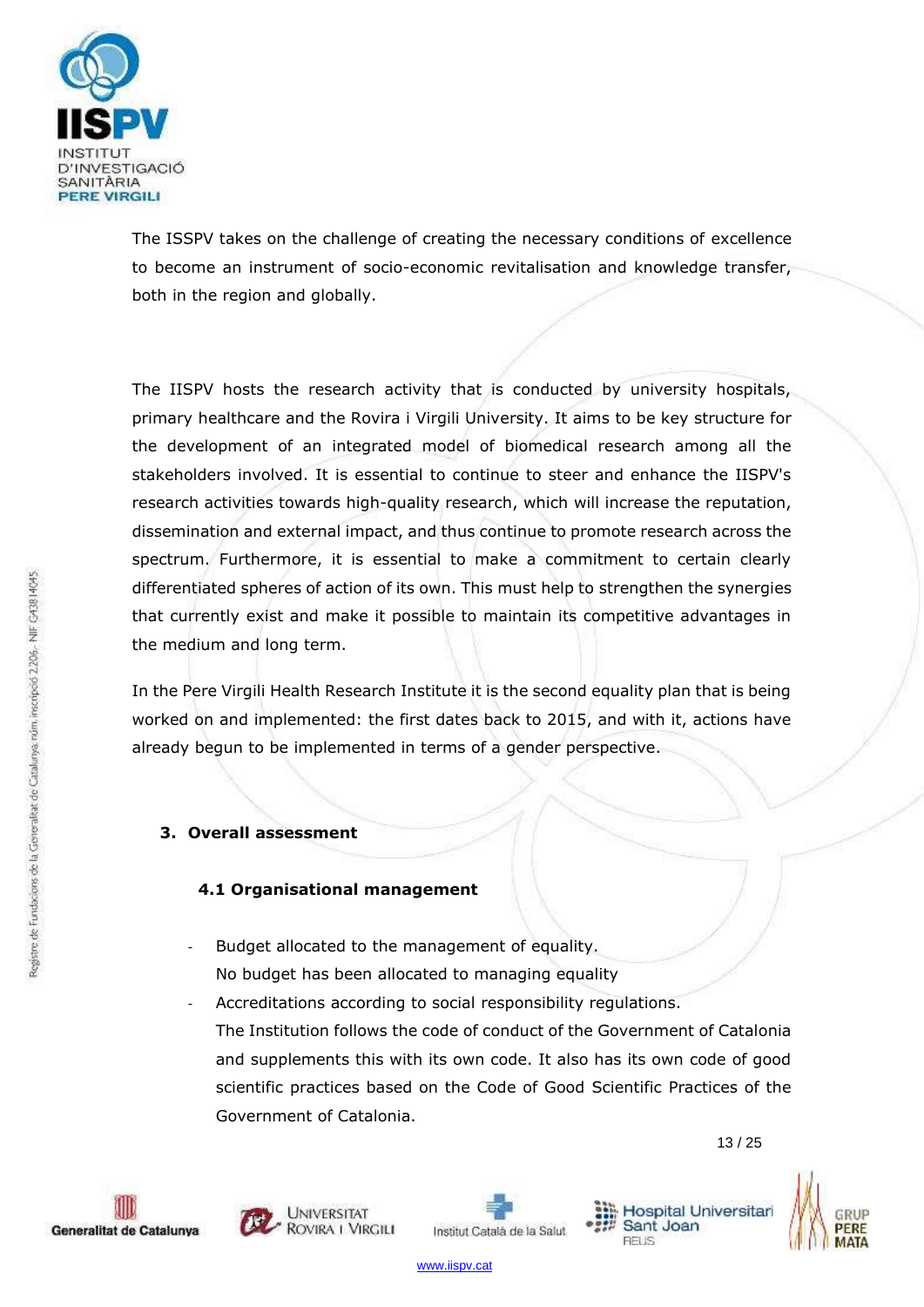The ISSPV takes on the challenge of creating the necessary conditions of excellence to become an instrument of socio-economic revitalisation and knowledge transfer, both in the region and globally.

The IISPV hosts the research activity that is conducted by university hospitals, primary healthcare and the Rovira i Virgili University. It aims to be key structure for the development of an integrated model of biomedical research among all the stakeholders involved. It is essential to continue to steer and enhance the IISPV's research activities towards high-quality research, which will increase the reputation, dissemination and external impact, and thus continue to promote research across the spectrum. Furthermore, it is essential to make a commitment to certain clearly differentiated spheres of action of its own. This must help to strengthen the synergies that currently exist and make it possible to maintain its competitive advantages in the medium and long term.

In the Pere Virgili Health Research Institute it is the second equality plan that is being worked on and implemented: the first dates back to 2015, and with it, actions have already begun to be implemented in terms of a gender perspective.

## 3. Overall assessment

### 4.1 Organisational management

- Budget allocated to the management of equality.
  No budget has been allocated to managing equality
- Accreditations according to social responsibility regulations.
  The Institution follows the code of conduct of the Government of Catalonia and supplements this with its own code. It also has its own code of good scientific practices based on the Code of Good Scientific Practices of the Government of Catalonia.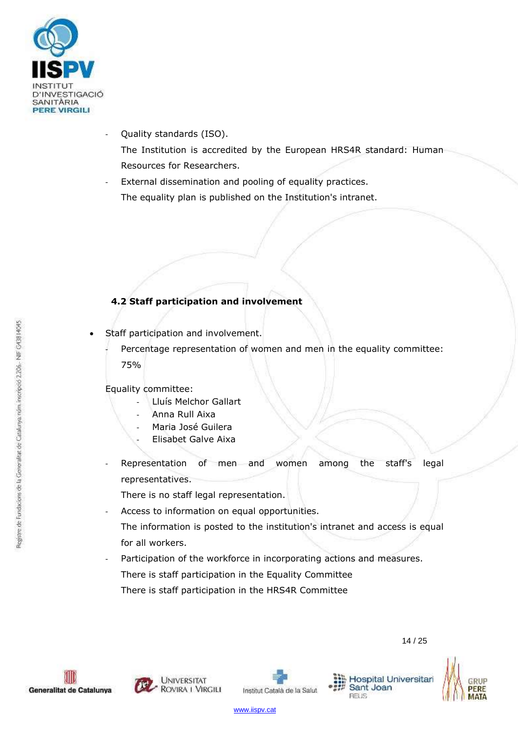- Quality standards (ISO).

  The Institution is accredited by the European HRS4R standard: Human Resources for Researchers.
- External dissemination and pooling of equality practices.

  The equality plan is published on the Institution's intranet.

### 4.2 Staff participation and involvement

- Staff participation and involvement.
  - Percentage representation of women and men in the equality committee: 75%

Equality committee:

- Lluís Melchor Gallart
- Anna Rull Aixa
- Maria José Guilera
- Elisabet Galve Aixa

- Representation of men and women among the staff's legal representatives.

  There is no staff legal representation.
- Access to information on equal opportunities.

  The information is posted to the institution's intranet and access is equal for all workers.
- Participation of the workforce in incorporating actions and measures.

  There is staff participation in the Equality Committee

  There is staff participation in the HRS4R Committee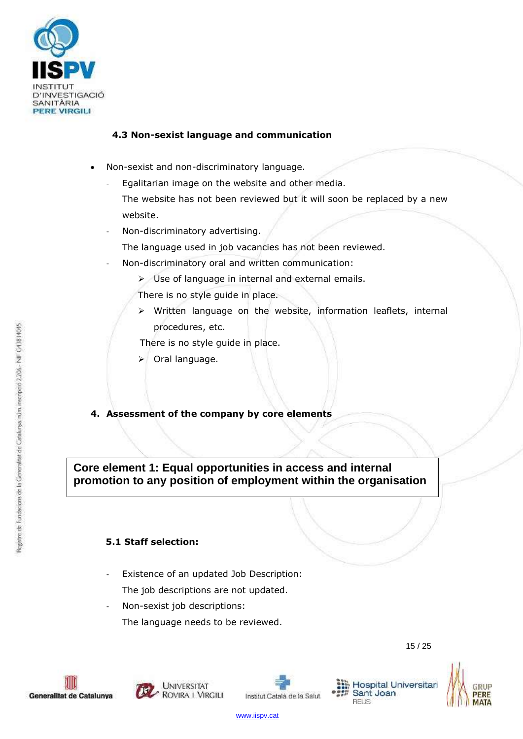### 4.3 Non-sexist language and communication

- Non-sexist and non-discriminatory language.
  - Egalitarian image on the website and other media.
    
    The website has not been reviewed but it will soon be replaced by a new website.
  - Non-discriminatory advertising.
    
    The language used in job vacancies has not been reviewed.
  - Non-discriminatory oral and written communication:
    - Use of language in internal and external emails.
      
      There is no style guide in place.
    - Written language on the website, information leaflets, internal procedures, etc.
      
      There is no style guide in place.
    - Oral language.

## 4. Assessment of the company by core elements

**Core element 1: Equal opportunities in access and internal promotion to any position of employment within the organisation**

### 5.1 Staff selection:

- Existence of an updated Job Description:
  
  The job descriptions are not updated.
- Non-sexist job descriptions:
  
  The language needs to be reviewed.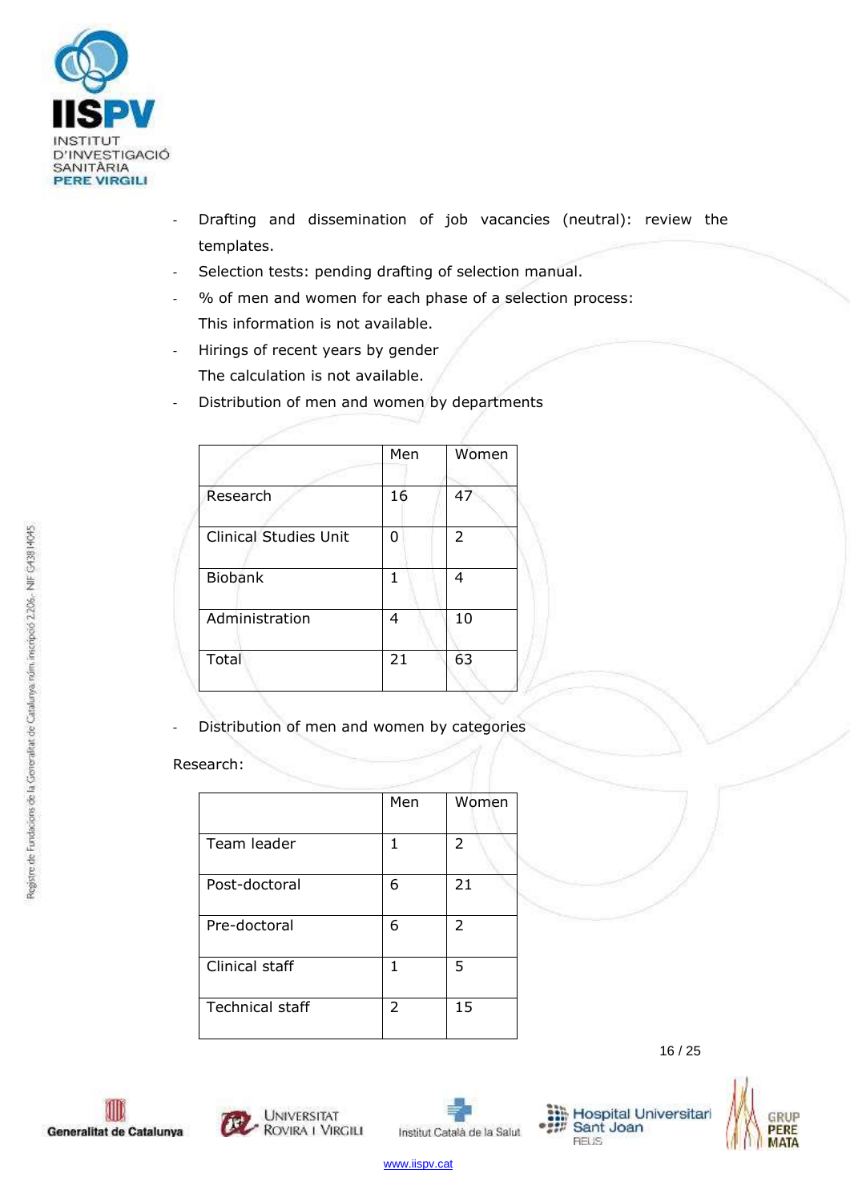- Drafting and dissemination of job vacancies (neutral): review the templates.
- Selection tests: pending drafting of selection manual.
- % of men and women for each phase of a selection process: This information is not available.
- Hirings of recent years by gender  
  The calculation is not available.
- Distribution of men and women by departments

| | Men | Women |
|---|---|---|
| Research | 16 | 47 |
| Clinical Studies Unit | 0 | 2 |
| Biobank | 1 | 4 |
| Administration | 4 | 10 |
| Total | 21 | 63 |

- Distribution of men and women by categories

Research:

| | Men | Women |
|---|---|---|
| Team leader | 1 | 2 |
| Post-doctoral | 6 | 21 |
| Pre-doctoral | 6 | 2 |
| Clinical staff | 1 | 5 |
| Technical staff | 2 | 15 |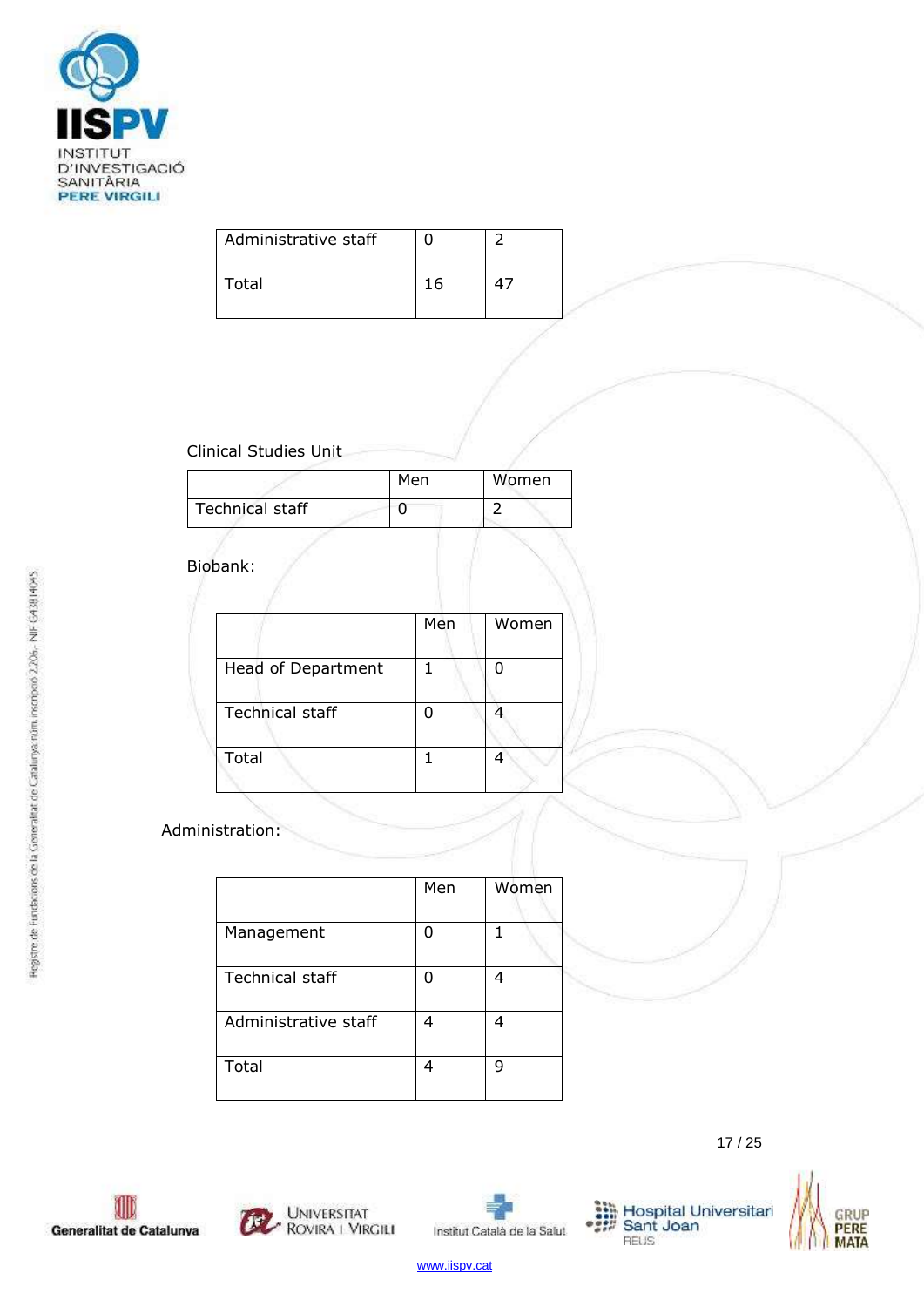| Administrative staff | 0 | 2 |
|---|---|---|
| Total | 16 | 47 |

Clinical Studies Unit

| | Men | Women |
|---|---|---|
| Technical staff | 0 | 2 |

Biobank:

| | Men | Women |
|---|---|---|
| Head of Department | 1 | 0 |
| Technical staff | 0 | 4 |
| Total | 1 | 4 |

Administration:

| | Men | Women |
|---|---|---|
| Management | 0 | 1 |
| Technical staff | 0 | 4 |
| Administrative staff | 4 | 4 |
| Total | 4 | 9 |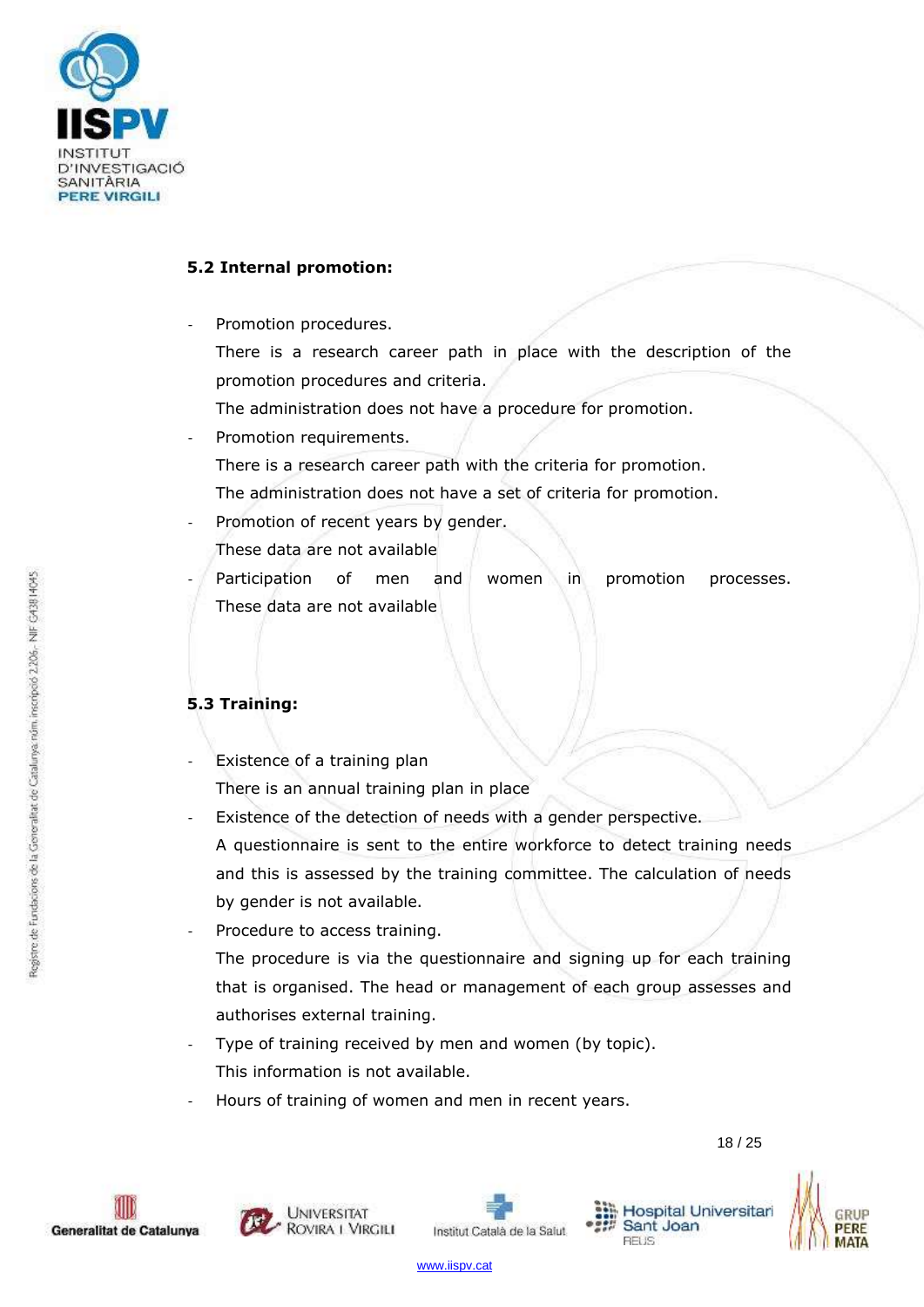### 5.2 Internal promotion:

- Promotion procedures.
  There is a research career path in place with the description of the promotion procedures and criteria.
  The administration does not have a procedure for promotion.
- Promotion requirements.
  There is a research career path with the criteria for promotion.
  The administration does not have a set of criteria for promotion.
- Promotion of recent years by gender.
  These data are not available
- Participation of men and women in promotion processes.
  These data are not available

### 5.3 Training:

- Existence of a training plan
  There is an annual training plan in place
- Existence of the detection of needs with a gender perspective.
  A questionnaire is sent to the entire workforce to detect training needs and this is assessed by the training committee. The calculation of needs by gender is not available.
- Procedure to access training.
  The procedure is via the questionnaire and signing up for each training that is organised. The head or management of each group assesses and authorises external training.
- Type of training received by men and women (by topic).
  This information is not available.
- Hours of training of women and men in recent years.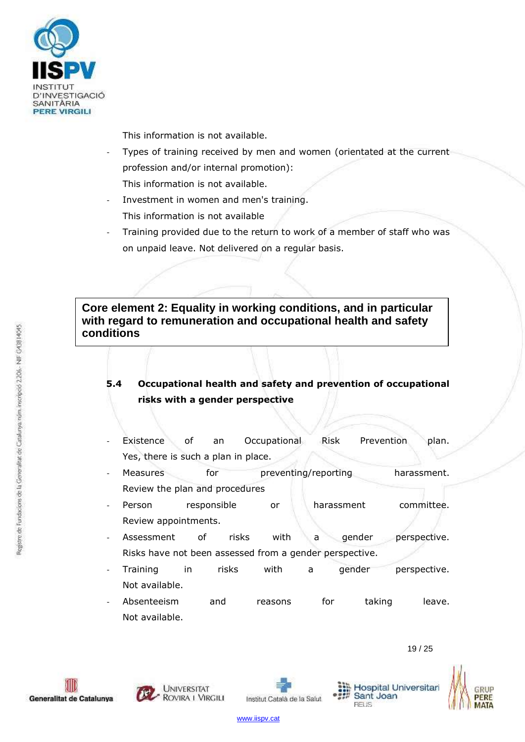This information is not available.

- Types of training received by men and women (orientated at the current profession and/or internal promotion):
  This information is not available.
- Investment in women and men's training.
  This information is not available
- Training provided due to the return to work of a member of staff who was on unpaid leave. Not delivered on a regular basis.

**Core element 2: Equality in working conditions, and in particular with regard to remuneration and occupational health and safety conditions**

### 5.4 Occupational health and safety and prevention of occupational risks with a gender perspective

- Existence of an Occupational Risk Prevention plan.
  Yes, there is such a plan in place.
- Measures for preventing/reporting harassment.
  Review the plan and procedures
- Person responsible or harassment committee.
  Review appointments.
- Assessment of risks with a gender perspective.
  Risks have not been assessed from a gender perspective.
- Training in risks with a gender perspective.
  Not available.
- Absenteeism and reasons for taking leave.
  Not available.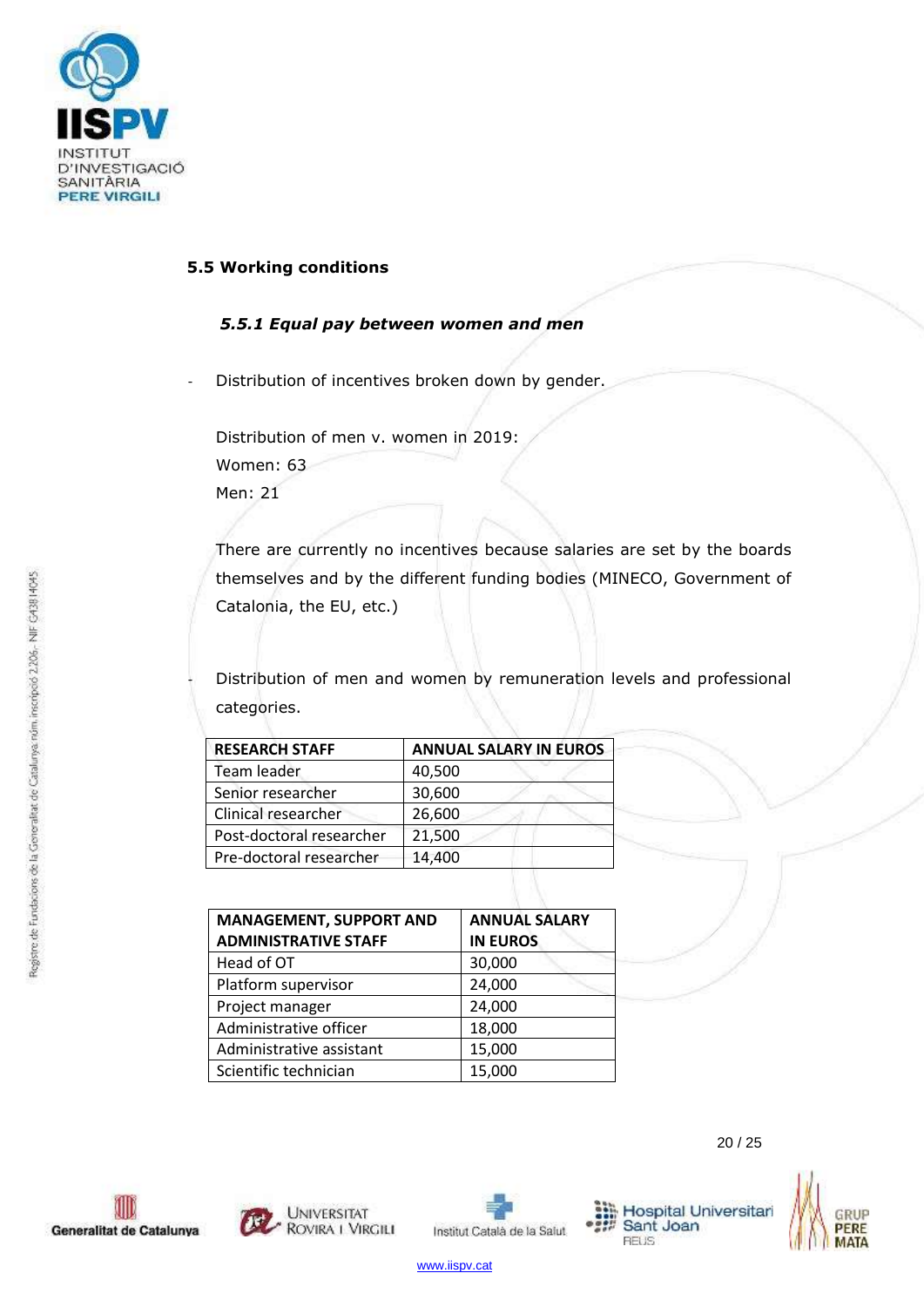## 5.5 Working conditions

### *5.5.1 Equal pay between women and men*

- Distribution of incentives broken down by gender.

  Distribution of men v. women in 2019:
  Women: 63
  Men: 21

  There are currently no incentives because salaries are set by the boards themselves and by the different funding bodies (MINECO, Government of Catalonia, the EU, etc.)

- Distribution of men and women by remuneration levels and professional categories.

| **RESEARCH STAFF** | **ANNUAL SALARY IN EUROS** |
|---|---|
| Team leader | 40,500 |
| Senior researcher | 30,600 |
| Clinical researcher | 26,600 |
| Post-doctoral researcher | 21,500 |
| Pre-doctoral researcher | 14,400 |

| **MANAGEMENT, SUPPORT AND ADMINISTRATIVE STAFF** | **ANNUAL SALARY IN EUROS** |
|---|---|
| Head of OT | 30,000 |
| Platform supervisor | 24,000 |
| Project manager | 24,000 |
| Administrative officer | 18,000 |
| Administrative assistant | 15,000 |
| Scientific technician | 15,000 |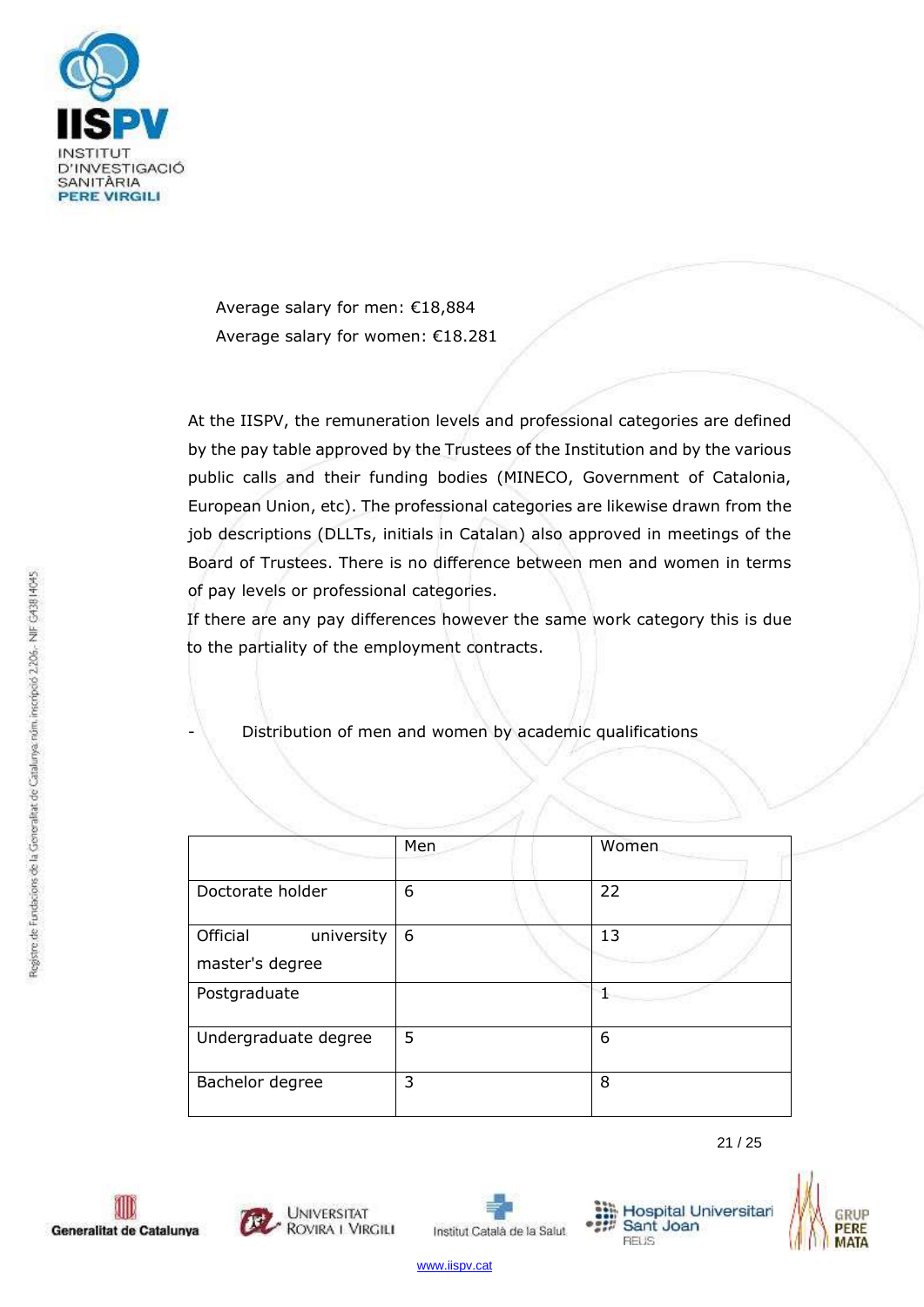Average salary for men: €18,884
Average salary for women: €18.281

At the IISPV, the remuneration levels and professional categories are defined by the pay table approved by the Trustees of the Institution and by the various public calls and their funding bodies (MINECO, Government of Catalonia, European Union, etc). The professional categories are likewise drawn from the job descriptions (DLLTs, initials in Catalan) also approved in meetings of the Board of Trustees. There is no difference between men and women in terms of pay levels or professional categories.
If there are any pay differences however the same work category this is due to the partiality of the employment contracts.

- Distribution of men and women by academic qualifications

| | Men | Women |
|---|---|---|
| Doctorate holder | 6 | 22 |
| Official university master's degree | 6 | 13 |
| Postgraduate | | 1 |
| Undergraduate degree | 5 | 6 |
| Bachelor degree | 3 | 8 |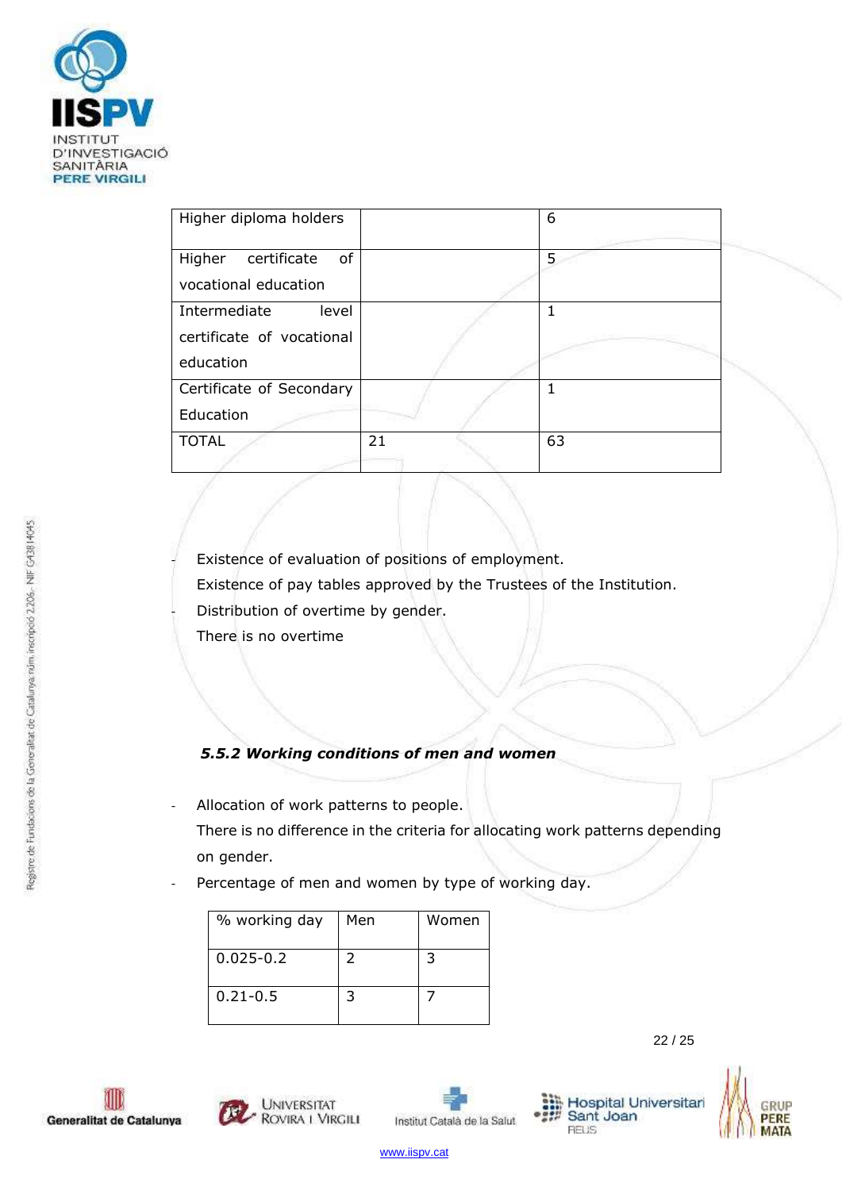| | | |
|---|---|---|
| Higher diploma holders | | 6 |
| Higher certificate of vocational education | | 5 |
| Intermediate level certificate of vocational education | | 1 |
| Certificate of Secondary Education | | 1 |
| TOTAL | 21 | 63 |

- Existence of evaluation of positions of employment.
  Existence of pay tables approved by the Trustees of the Institution.
- Distribution of overtime by gender.
  There is no overtime

### *5.5.2 Working conditions of men and women*

- Allocation of work patterns to people.
  There is no difference in the criteria for allocating work patterns depending on gender.
- Percentage of men and women by type of working day.

| % working day | Men | Women |
|---|---|---|
| 0.025-0.2 | 2 | 3 |
| 0.21-0.5 | 3 | 7 |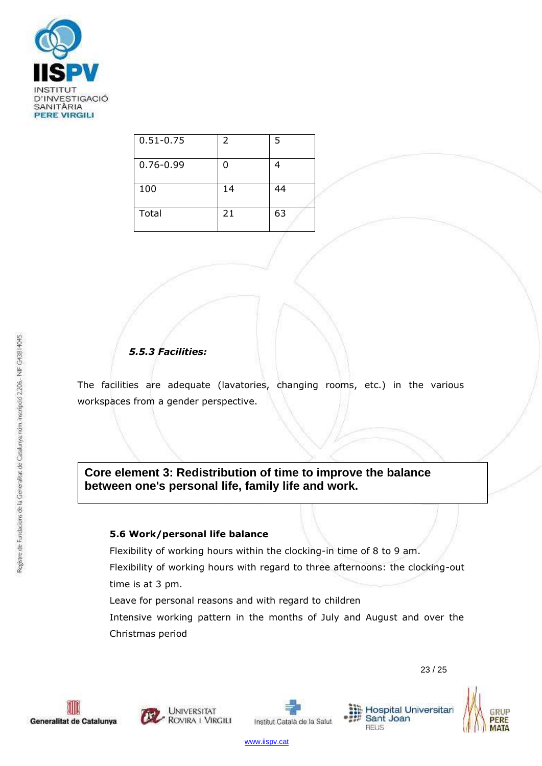| 0.51-0.75 | 2 | 5 |
|---|---|---|
| 0.76-0.99 | 0 | 4 |
| 100 | 14 | 44 |
| Total | 21 | 63 |

#### *5.5.3 Facilities:*

The facilities are adequate (lavatories, changing rooms, etc.) in the various workspaces from a gender perspective.

## Core element 3: Redistribution of time to improve the balance between one's personal life, family life and work.

### 5.6 Work/personal life balance

Flexibility of working hours within the clocking-in time of 8 to 9 am.

Flexibility of working hours with regard to three afternoons: the clocking-out time is at 3 pm.

Leave for personal reasons and with regard to children

Intensive working pattern in the months of July and August and over the Christmas period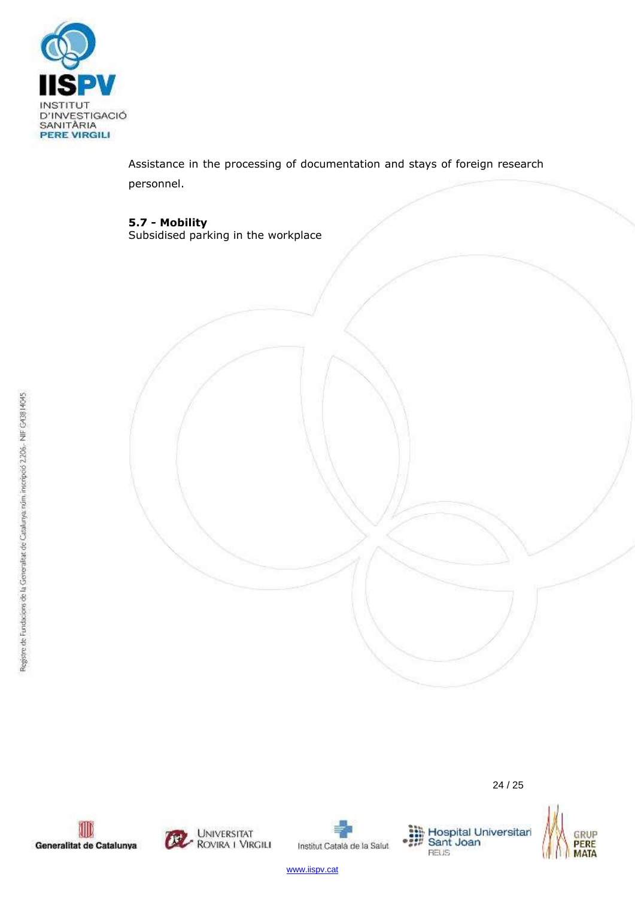Assistance in the processing of documentation and stays of foreign research personnel.

**5.7 - Mobility**

Subsidised parking in the workplace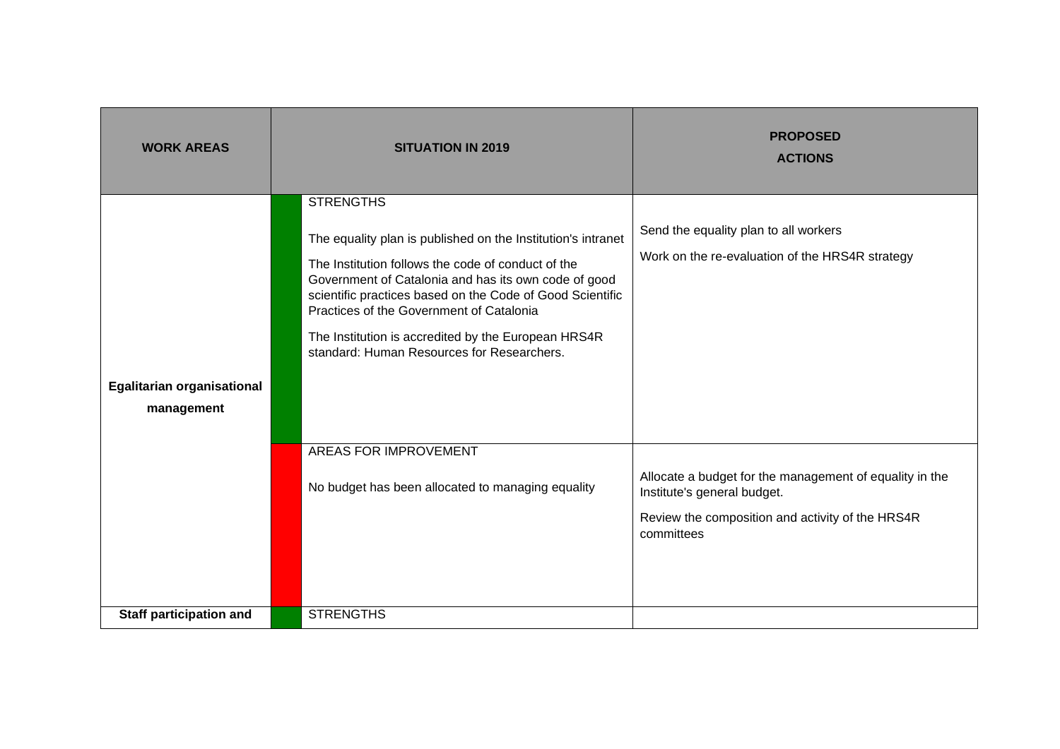| WORK AREAS | SITUATION IN 2019 | | PROPOSED ACTIONS |
|---|---|---|---|
| **Egalitarian organisational management** | | STRENGTHS<br><br>The equality plan is published on the Institution's intranet<br><br>The Institution follows the code of conduct of the Government of Catalonia and has its own code of good scientific practices based on the Code of Good Scientific Practices of the Government of Catalonia<br><br>The Institution is accredited by the European HRS4R standard: Human Resources for Researchers. | Send the equality plan to all workers<br><br>Work on the re-evaluation of the HRS4R strategy |
| | | AREAS FOR IMPROVEMENT<br><br>No budget has been allocated to managing equality | Allocate a budget for the management of equality in the Institute's general budget.<br><br>Review the composition and activity of the HRS4R committees |
| **Staff participation and** | | STRENGTHS | |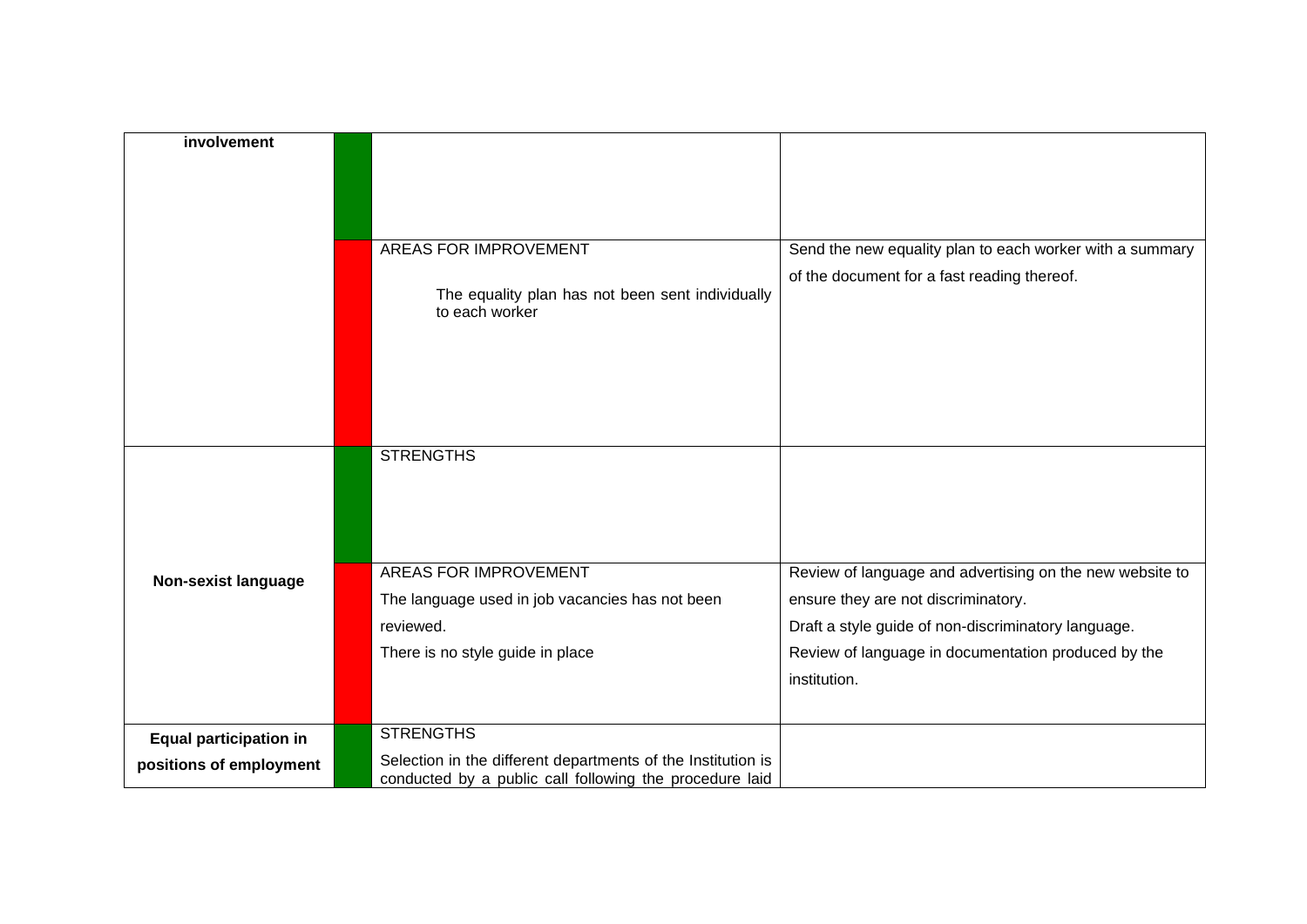| | | | |
|---|---|---|---|
| **involvement** | | | |
| | | AREAS FOR IMPROVEMENT<br><br>The equality plan has not been sent individually to each worker | Send the new equality plan to each worker with a summary of the document for a fast reading thereof. |
| **Non-sexist language** | | STRENGTHS | |
| | | AREAS FOR IMPROVEMENT<br>The language used in job vacancies has not been reviewed.<br>There is no style guide in place | Review of language and advertising on the new website to ensure they are not discriminatory.<br>Draft a style guide of non-discriminatory language.<br>Review of language in documentation produced by the institution. |
| **Equal participation in positions of employment** | | STRENGTHS<br>Selection in the different departments of the Institution is conducted by a public call following the procedure laid | |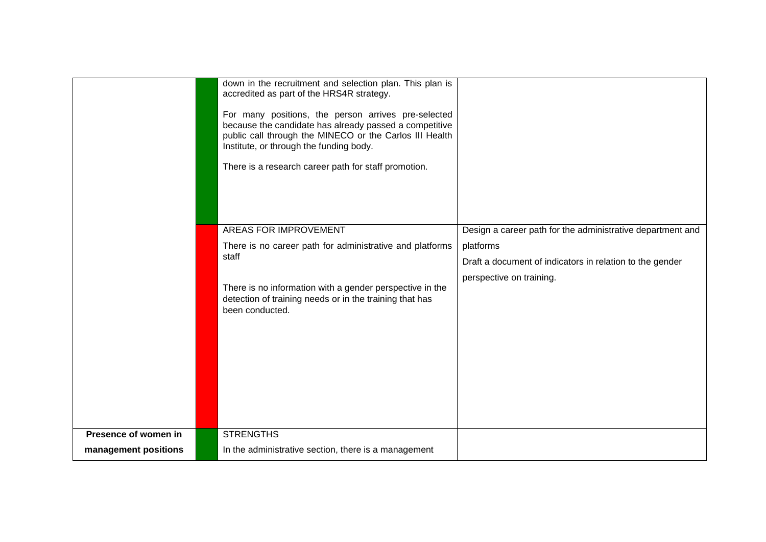| | | | |
|---|---|---|---|
| | | down in the recruitment and selection plan. This plan is accredited as part of the HRS4R strategy.<br><br>For many positions, the person arrives pre-selected because the candidate has already passed a competitive public call through the MINECO or the Carlos III Health Institute, or through the funding body.<br><br>There is a research career path for staff promotion. | |
| | | AREAS FOR IMPROVEMENT<br><br>There is no career path for administrative and platforms staff<br><br>There is no information with a gender perspective in the detection of training needs or in the training that has been conducted. | Design a career path for the administrative department and platforms<br><br>Draft a document of indicators in relation to the gender perspective on training. |
| **Presence of women in management positions** | | STRENGTHS<br><br>In the administrative section, there is a management | |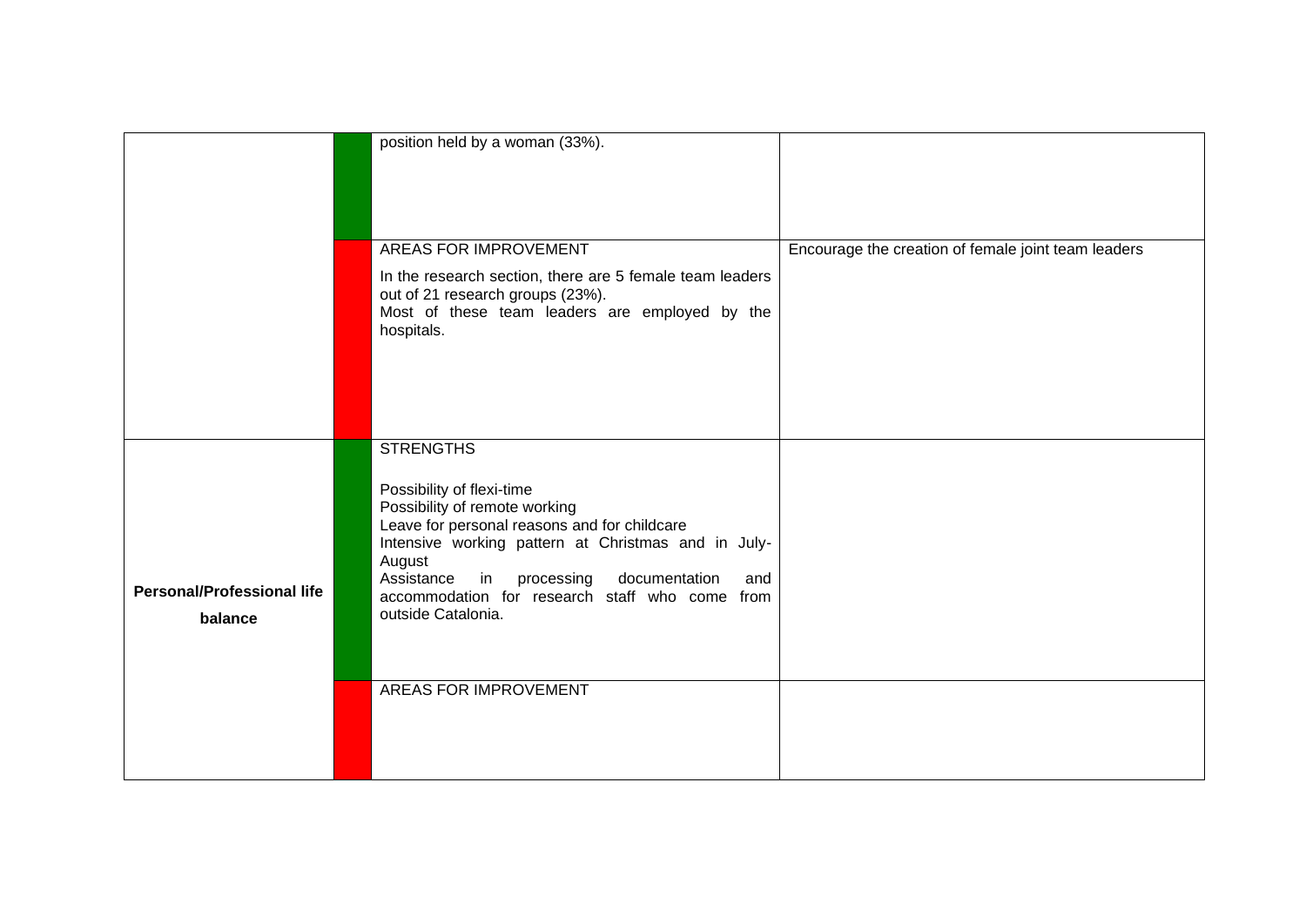| | | | |
|---|---|---|---|
| | | position held by a woman (33%). | |
| | | AREAS FOR IMPROVEMENT<br><br>In the research section, there are 5 female team leaders out of 21 research groups (23%).<br>Most of these team leaders are employed by the hospitals. | Encourage the creation of female joint team leaders |
| **Personal/Professional life balance** | | STRENGTHS<br><br>Possibility of flexi-time<br>Possibility of remote working<br>Leave for personal reasons and for childcare<br>Intensive working pattern at Christmas and in July-August<br>Assistance in processing documentation and accommodation for research staff who come from outside Catalonia. | |
| | | AREAS FOR IMPROVEMENT | |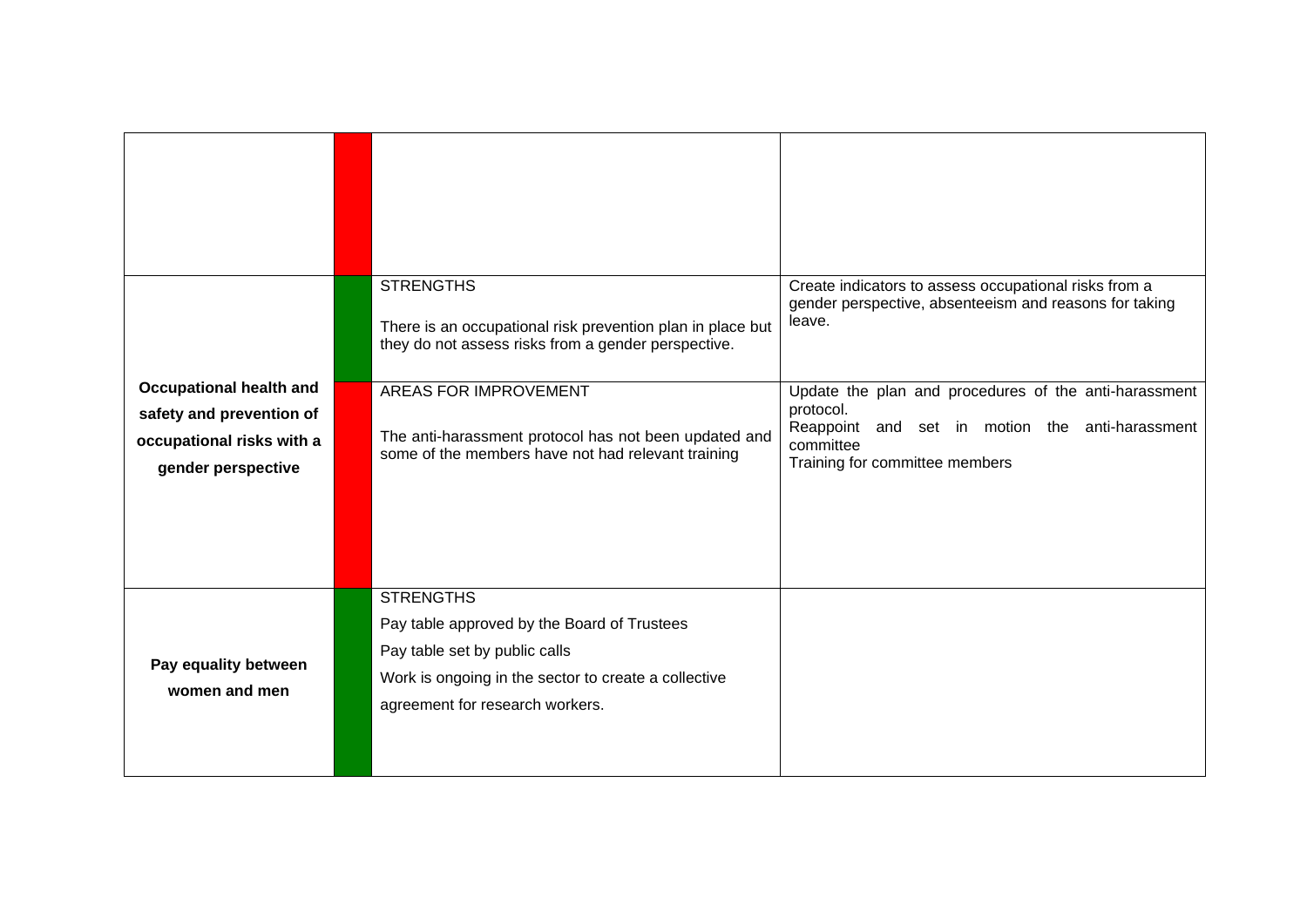| | | | |
|---|---|---|---|
| | | | |
| **Occupational health and safety and prevention of occupational risks with a gender perspective** | | STRENGTHS<br><br>There is an occupational risk prevention plan in place but they do not assess risks from a gender perspective. | Create indicators to assess occupational risks from a gender perspective, absenteeism and reasons for taking leave. |
| | | AREAS FOR IMPROVEMENT<br><br>The anti-harassment protocol has not been updated and some of the members have not had relevant training | Update the plan and procedures of the anti-harassment protocol.<br>Reappoint and set in motion the anti-harassment committee<br>Training for committee members |
| **Pay equality between women and men** | | STRENGTHS<br>Pay table approved by the Board of Trustees<br>Pay table set by public calls<br>Work is ongoing in the sector to create a collective agreement for research workers. | |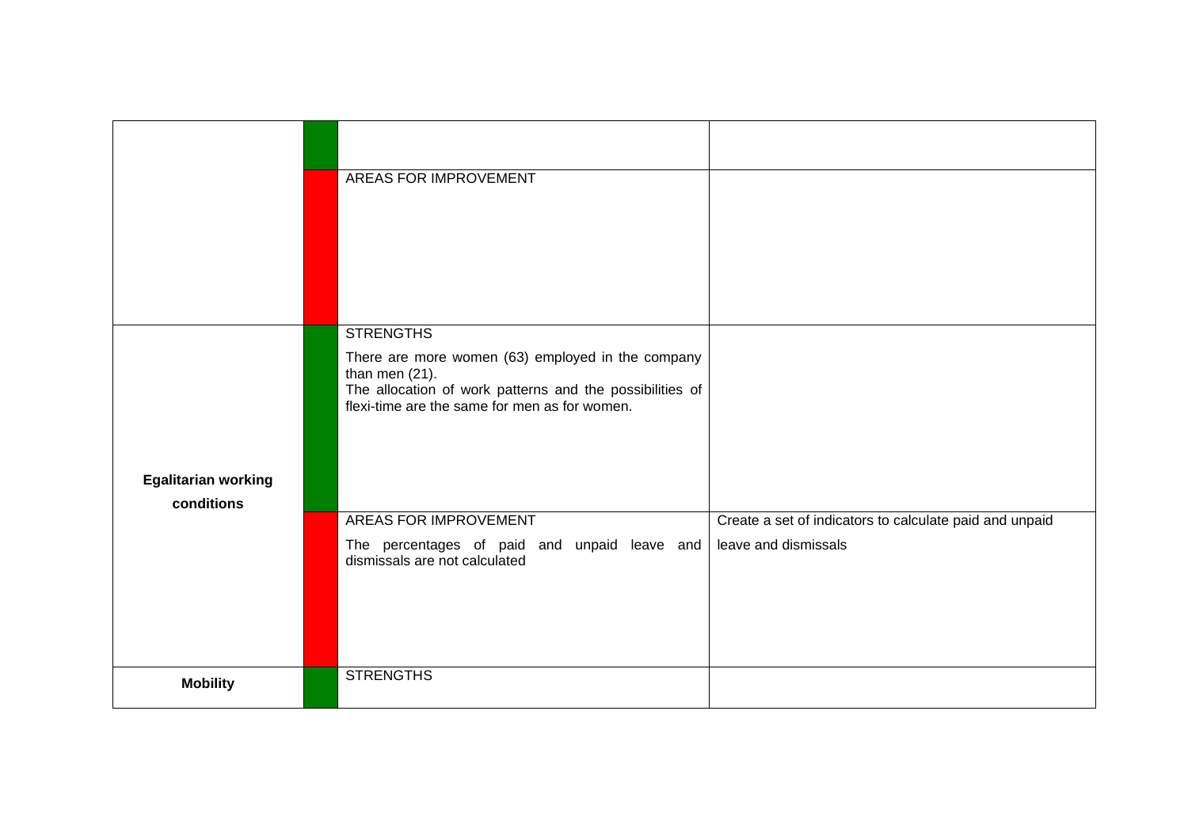| | | | |
|---|---|---|---|
| | | | |
| | | AREAS FOR IMPROVEMENT | |
| **Egalitarian working conditions** | | STRENGTHS<br><br>There are more women (63) employed in the company than men (21).<br>The allocation of work patterns and the possibilities of flexi-time are the same for men as for women. | |
| | | AREAS FOR IMPROVEMENT<br><br>The percentages of paid and unpaid leave and dismissals are not calculated | Create a set of indicators to calculate paid and unpaid leave and dismissals |
| **Mobility** | | STRENGTHS | |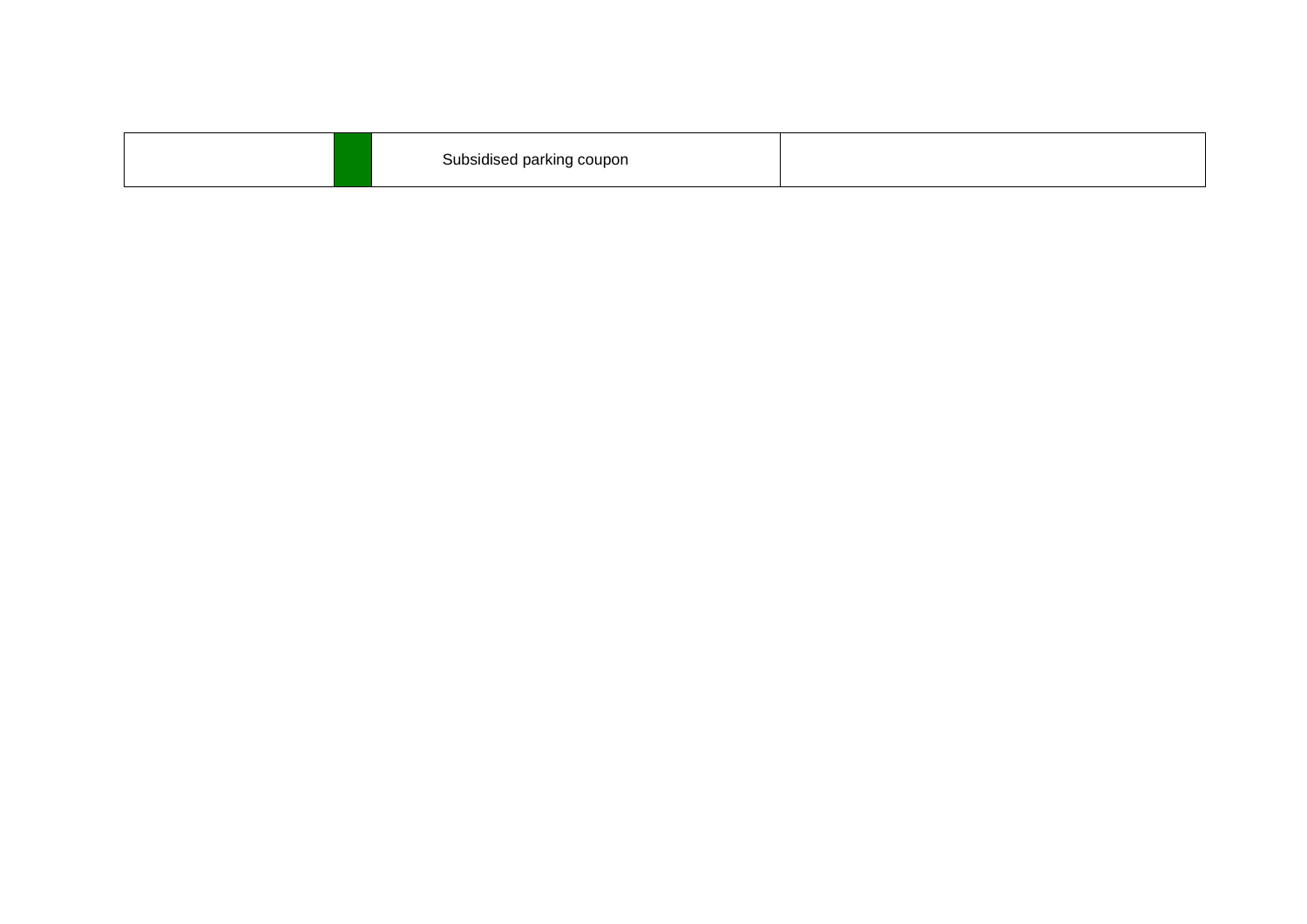|  |  | Subsidised parking coupon |  |
|---|---|---|---|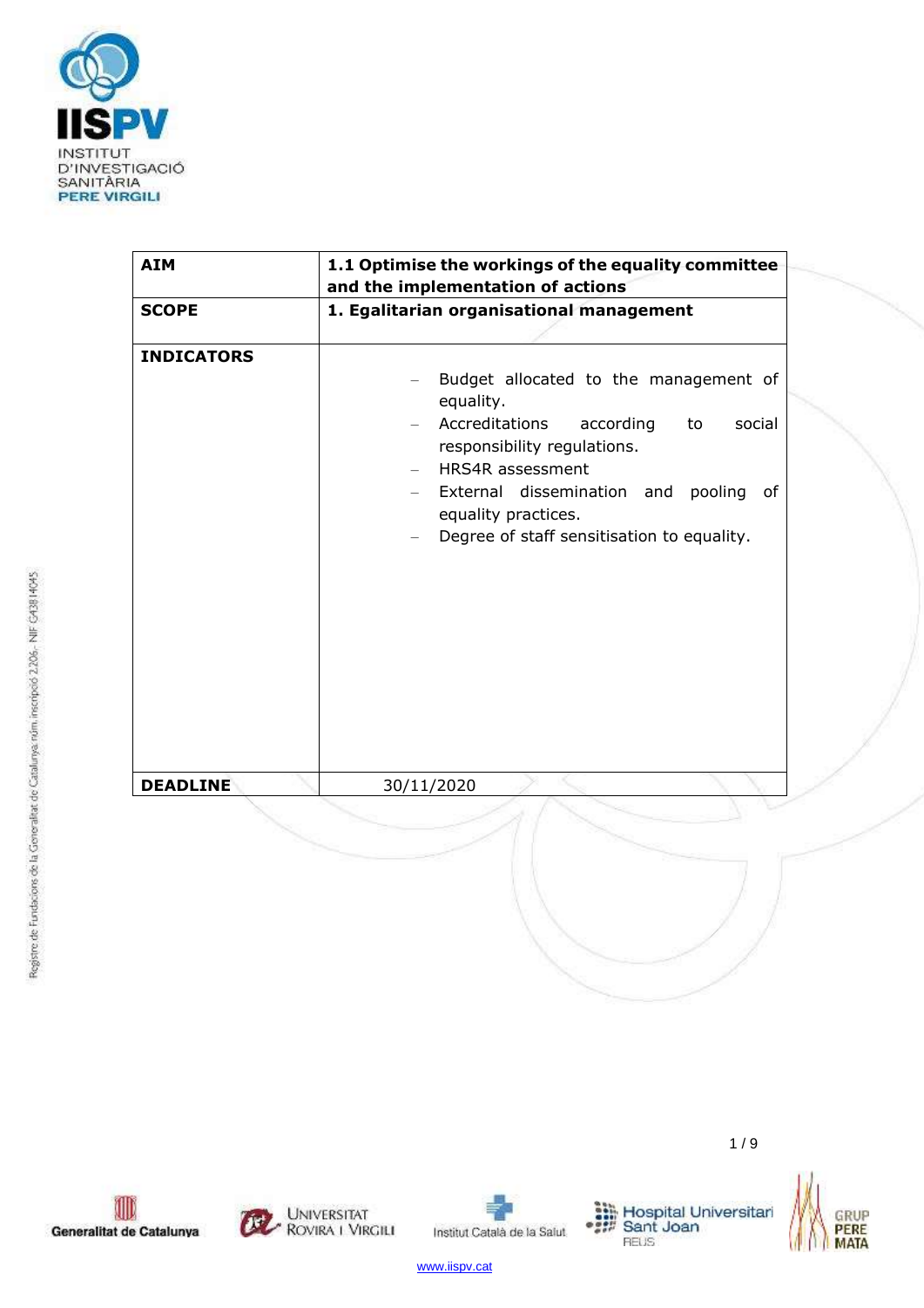| AIM | 1.1 Optimise the workings of the equality committee and the implementation of actions |
| --- | --- |
| **SCOPE** | **1. Egalitarian organisational management** |
| **INDICATORS** | – Budget allocated to the management of equality.<br>– Accreditations according to social responsibility regulations.<br>– HRS4R assessment<br>– External dissemination and pooling of equality practices.<br>– Degree of staff sensitisation to equality. |
| **DEADLINE** | 30/11/2020 |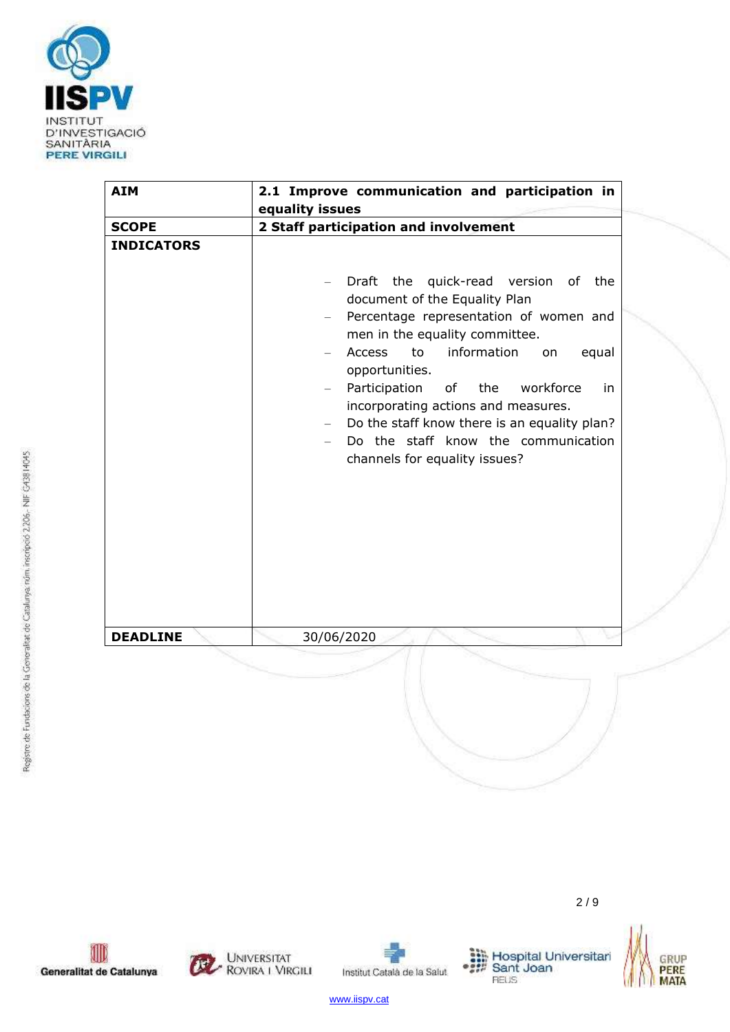| AIM | 2.1 Improve communication and participation in equality issues |
|---|---|
| SCOPE | 2 Staff participation and involvement |
| INDICATORS | – Draft the quick-read version of the document of the Equality Plan<br>– Percentage representation of women and men in the equality committee.<br>– Access to information on equal opportunities.<br>– Participation of the workforce in incorporating actions and measures.<br>– Do the staff know there is an equality plan?<br>– Do the staff know the communication channels for equality issues? |
| DEADLINE | 30/06/2020 |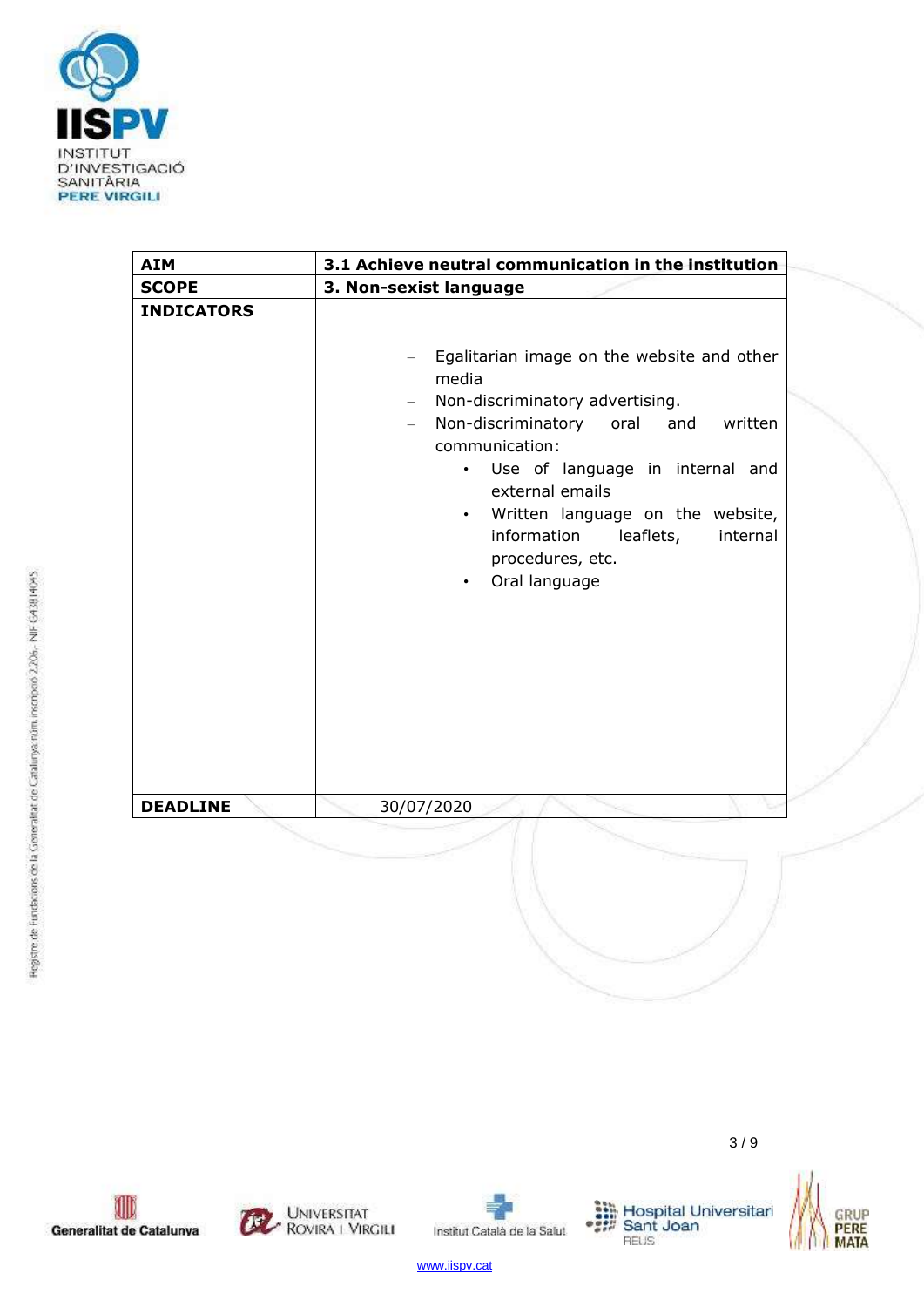| **AIM** | **3.1 Achieve neutral communication in the institution** |
|---|---|
| **SCOPE** | **3. Non-sexist language** |
| **INDICATORS** | – Egalitarian image on the website and other media<br>– Non-discriminatory advertising.<br>– Non-discriminatory oral and written communication:<br>• Use of language in internal and external emails<br>• Written language on the website, information leaflets, internal procedures, etc.<br>• Oral language |
| **DEADLINE** | 30/07/2020 |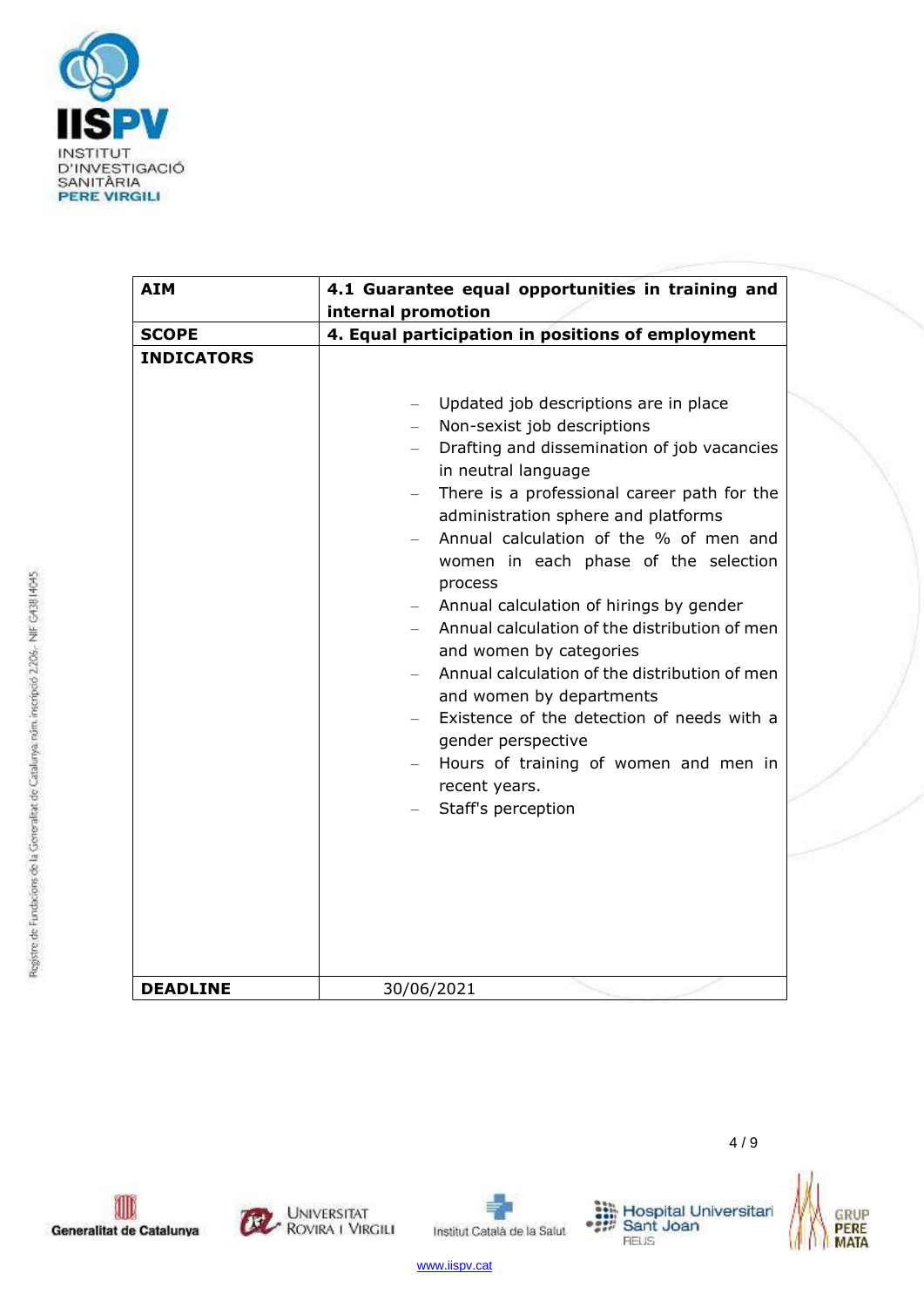| **AIM** | **4.1 Guarantee equal opportunities in training and internal promotion** |
|---|---|
| **SCOPE** | **4. Equal participation in positions of employment** |
| **INDICATORS** | – Updated job descriptions are in place<br>– Non-sexist job descriptions<br>– Drafting and dissemination of job vacancies in neutral language<br>– There is a professional career path for the administration sphere and platforms<br>– Annual calculation of the % of men and women in each phase of the selection process<br>– Annual calculation of hirings by gender<br>– Annual calculation of the distribution of men and women by categories<br>– Annual calculation of the distribution of men and women by departments<br>– Existence of the detection of needs with a gender perspective<br>– Hours of training of women and men in recent years.<br>– Staff's perception |
| **DEADLINE** | 30/06/2021 |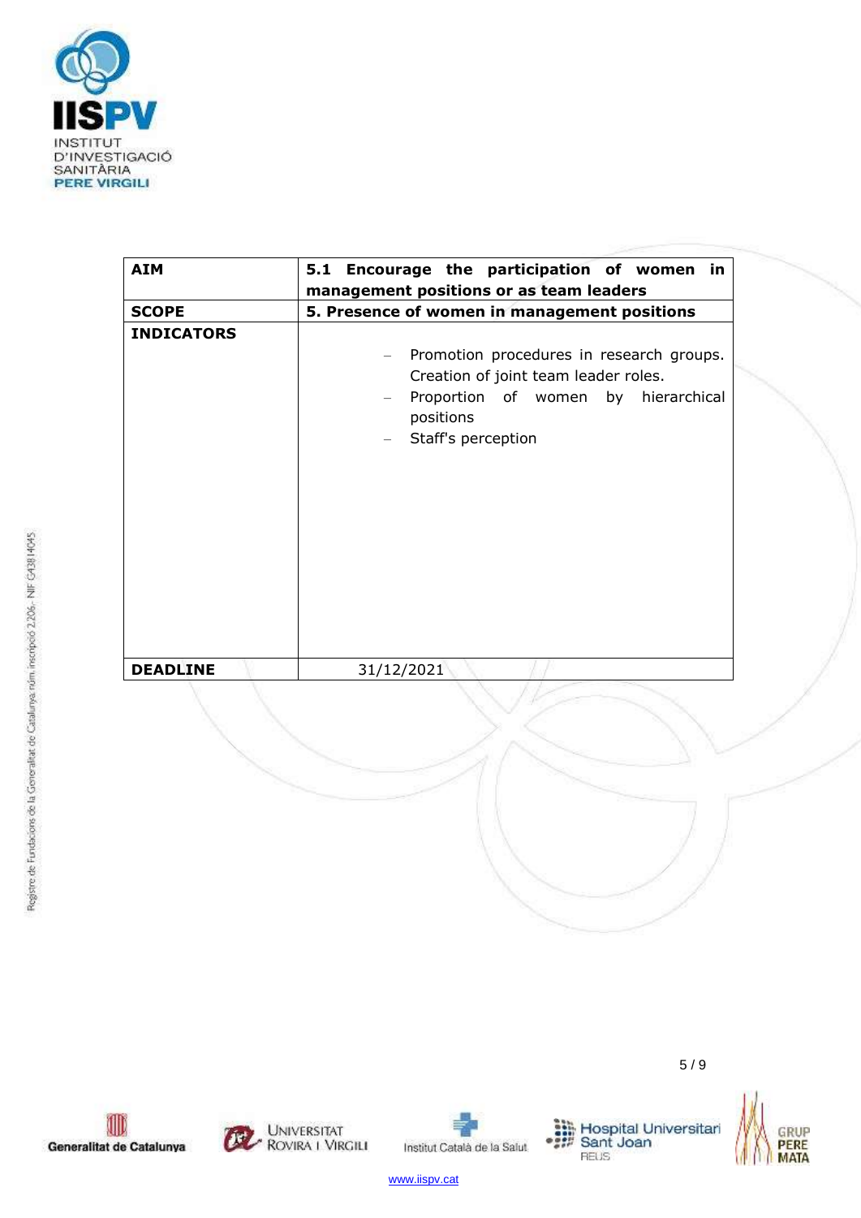| **AIM** | **5.1 Encourage the participation of women in management positions or as team leaders** |
|---|---|
| **SCOPE** | **5. Presence of women in management positions** |
| **INDICATORS** | – Promotion procedures in research groups. Creation of joint team leader roles.<br>– Proportion of women by hierarchical positions<br>– Staff's perception |
| **DEADLINE** | 31/12/2021 |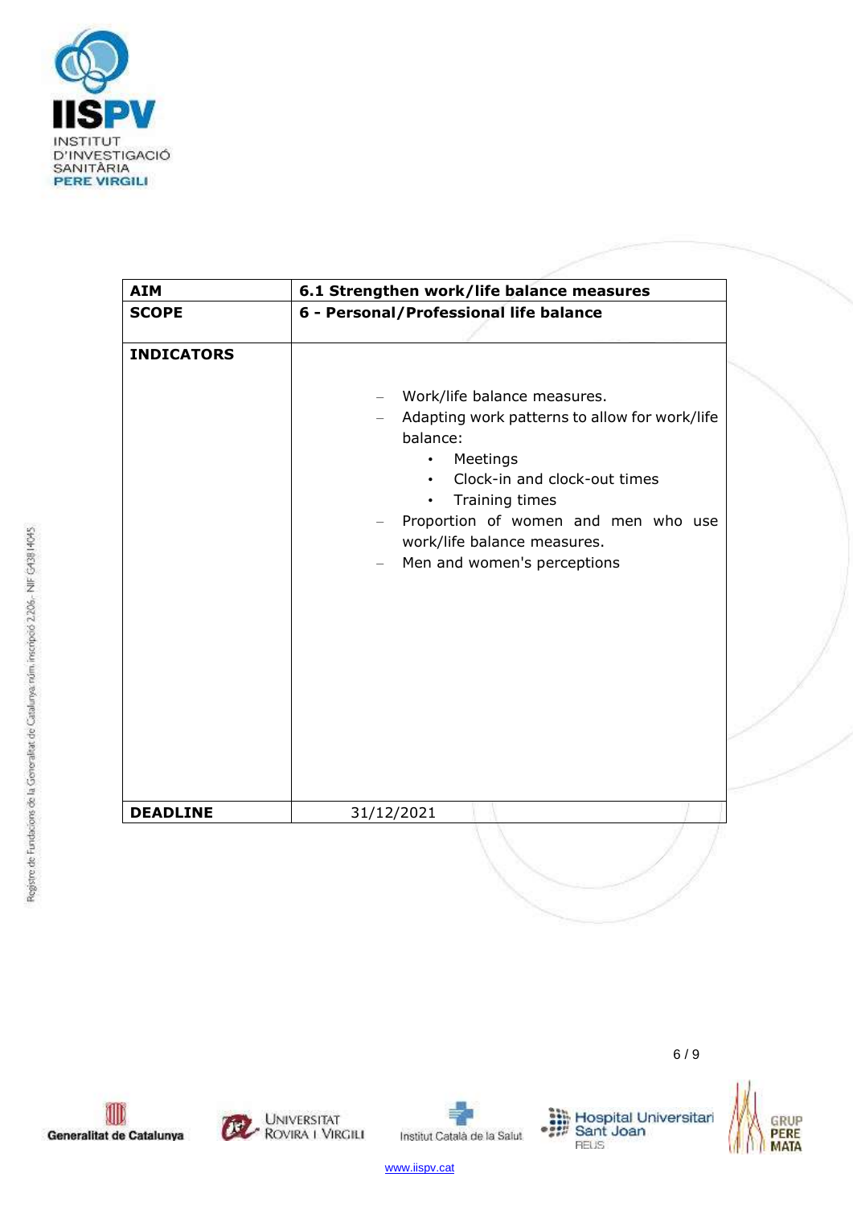| **AIM** | **6.1 Strengthen work/life balance measures** |
|---|---|
| **SCOPE** | **6 - Personal/Professional life balance** |
| **INDICATORS** | – Work/life balance measures.<br>– Adapting work patterns to allow for work/life balance:<br>• Meetings<br>• Clock-in and clock-out times<br>• Training times<br>– Proportion of women and men who use work/life balance measures.<br>– Men and women's perceptions |
| **DEADLINE** | 31/12/2021 |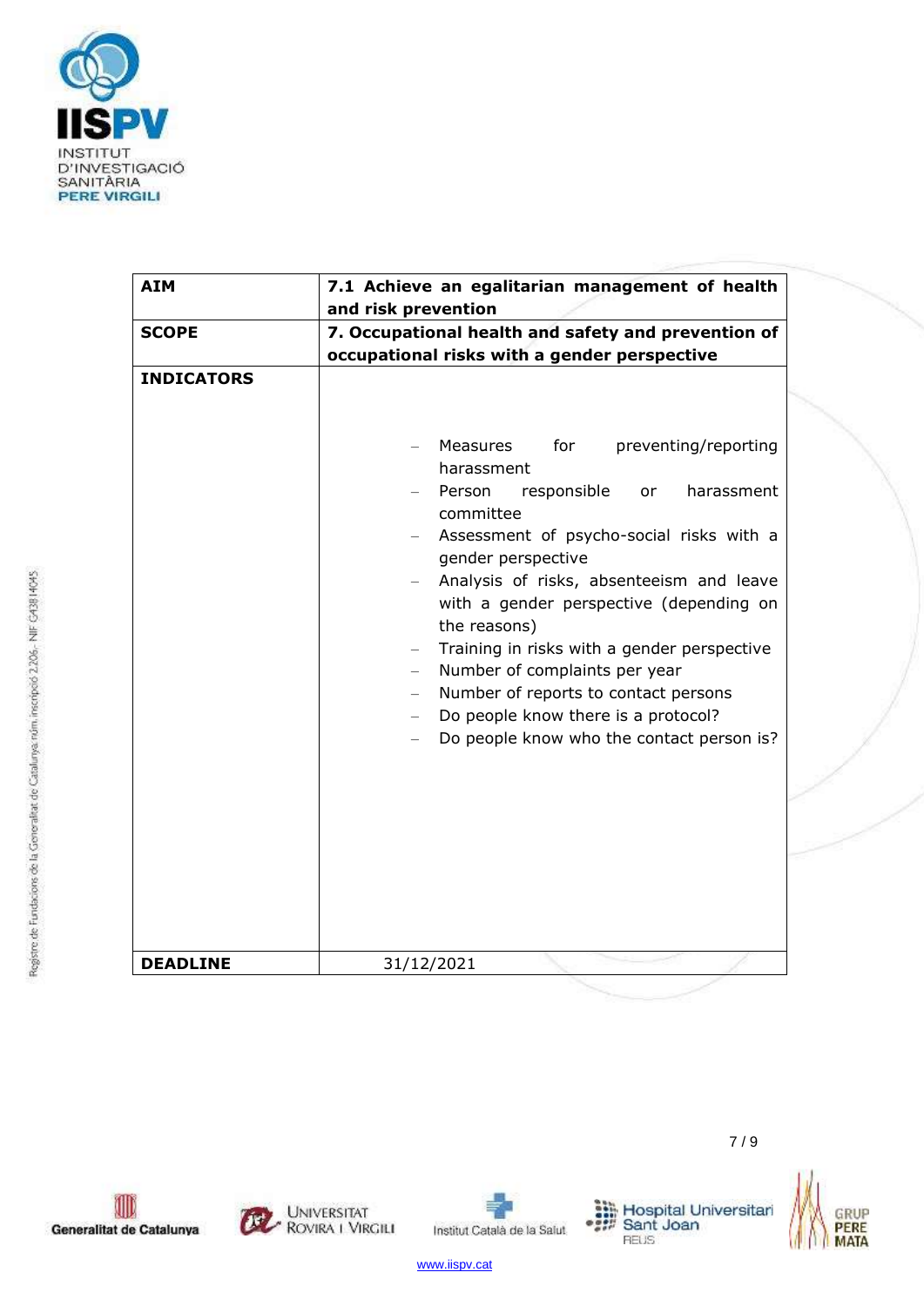| **AIM** | **7.1 Achieve an egalitarian management of health and risk prevention** |
|---|---|
| **SCOPE** | **7. Occupational health and safety and prevention of occupational risks with a gender perspective** |
| **INDICATORS** | – Measures for preventing/reporting harassment<br>– Person responsible or harassment committee<br>– Assessment of psycho-social risks with a gender perspective<br>– Analysis of risks, absenteeism and leave with a gender perspective (depending on the reasons)<br>– Training in risks with a gender perspective<br>– Number of complaints per year<br>– Number of reports to contact persons<br>– Do people know there is a protocol?<br>– Do people know who the contact person is? |
| **DEADLINE** | 31/12/2021 |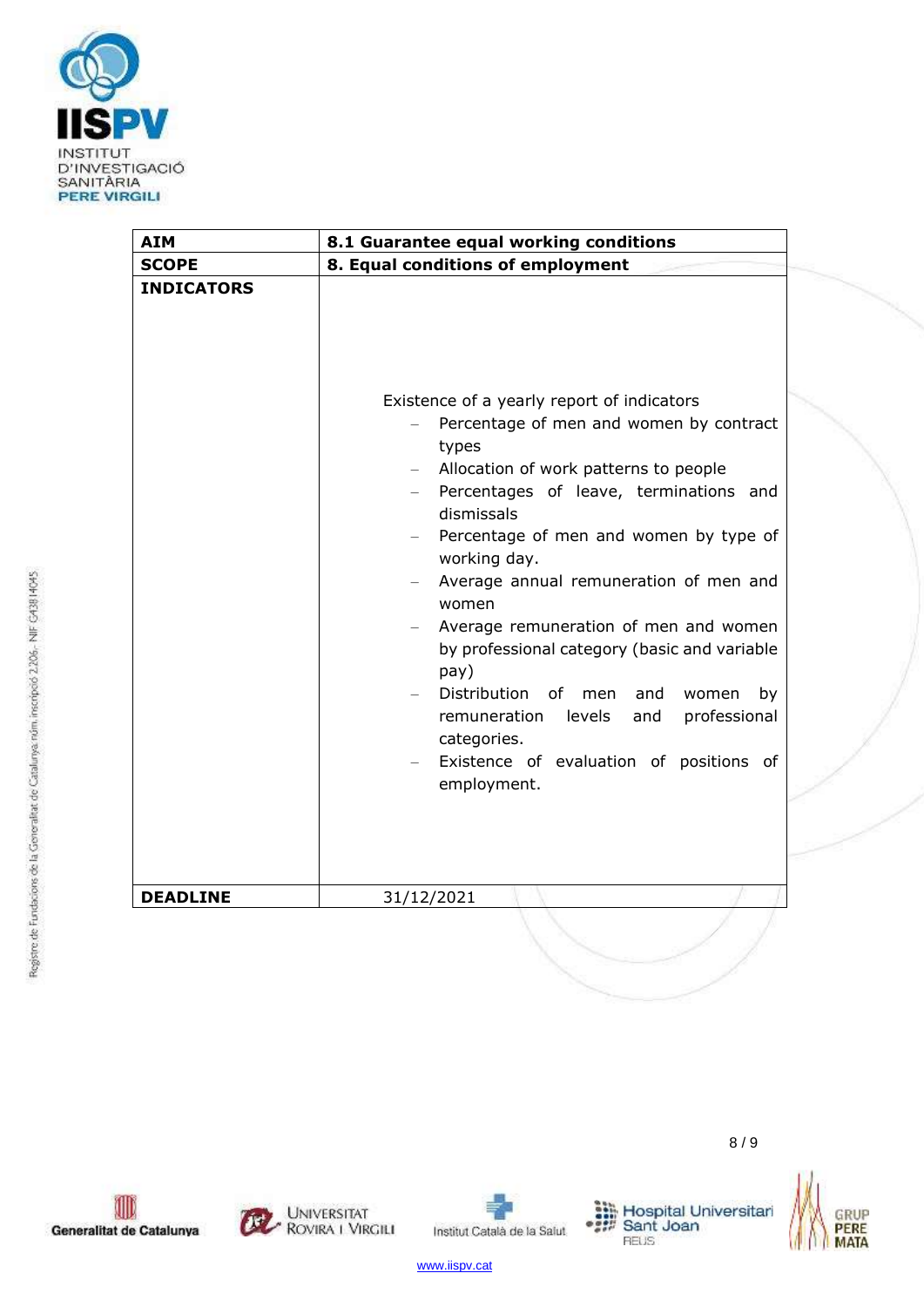| AIM | 8.1 Guarantee equal working conditions |
| --- | --- |
| SCOPE | 8. Equal conditions of employment |
| INDICATORS | Existence of a yearly report of indicators<br>– Percentage of men and women by contract types<br>– Allocation of work patterns to people<br>– Percentages of leave, terminations and dismissals<br>– Percentage of men and women by type of working day.<br>– Average annual remuneration of men and women<br>– Average remuneration of men and women by professional category (basic and variable pay)<br>– Distribution of men and women by remuneration levels and professional categories.<br>– Existence of evaluation of positions of employment. |
| DEADLINE | 31/12/2021 |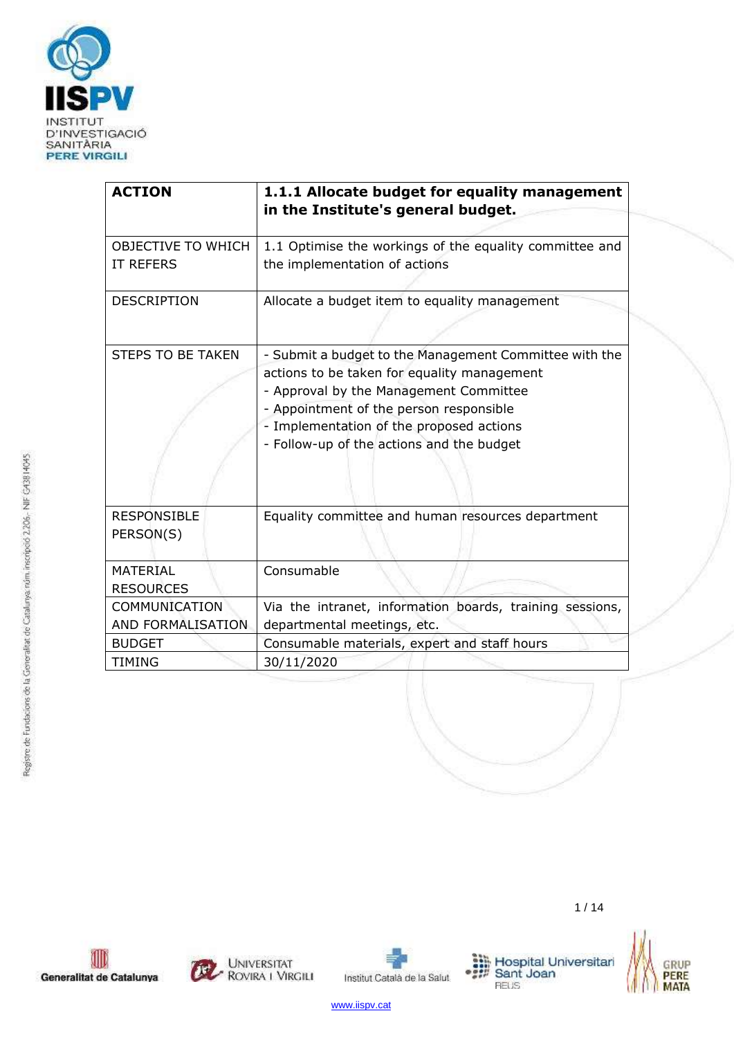| ACTION | **1.1.1 Allocate budget for equality management in the Institute's general budget.** |
|---|---|
| OBJECTIVE TO WHICH IT REFERS | 1.1 Optimise the workings of the equality committee and the implementation of actions |
| DESCRIPTION | Allocate a budget item to equality management |
| STEPS TO BE TAKEN | - Submit a budget to the Management Committee with the actions to be taken for equality management<br>- Approval by the Management Committee<br>- Appointment of the person responsible<br>- Implementation of the proposed actions<br>- Follow-up of the actions and the budget |
| RESPONSIBLE PERSON(S) | Equality committee and human resources department |
| MATERIAL RESOURCES | Consumable |
| COMMUNICATION AND FORMALISATION | Via the intranet, information boards, training sessions, departmental meetings, etc. |
| BUDGET | Consumable materials, expert and staff hours |
| TIMING | 30/11/2020 |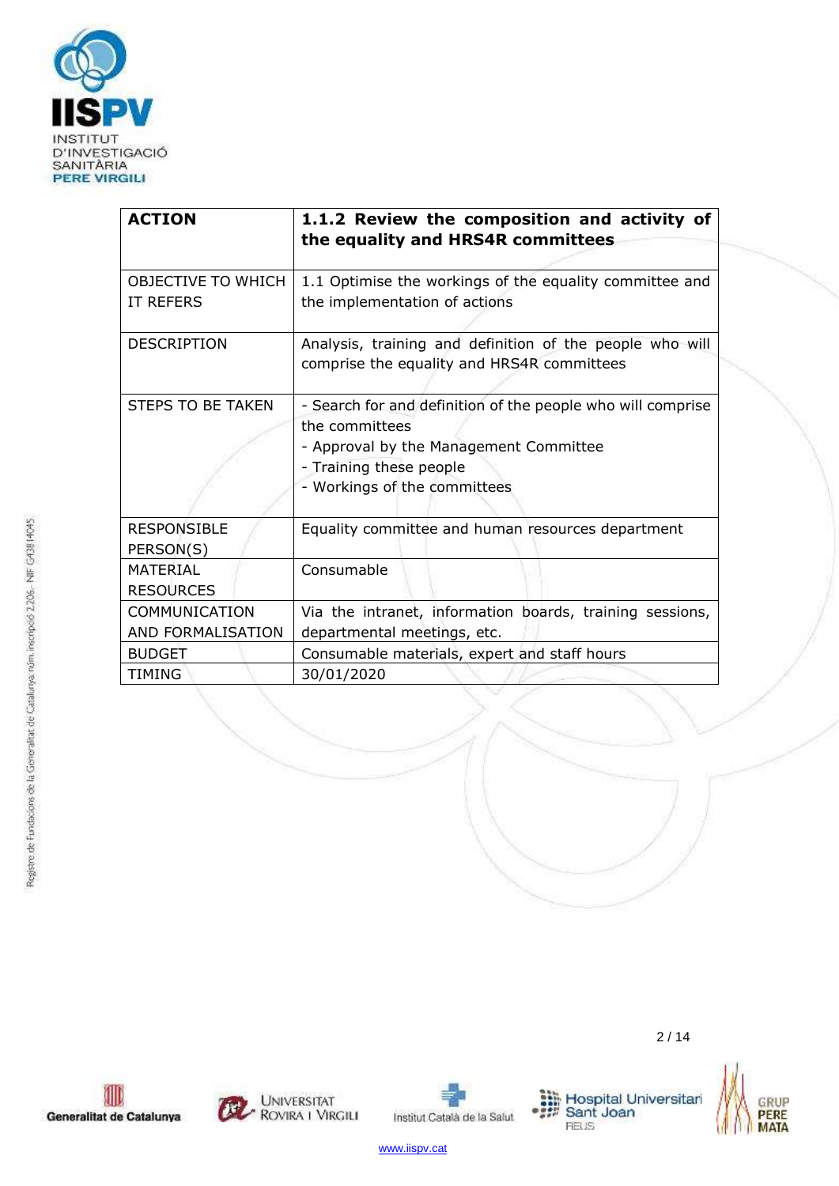| **ACTION** | **1.1.2 Review the composition and activity of the equality and HRS4R committees** |
|---|---|
| OBJECTIVE TO WHICH IT REFERS | 1.1 Optimise the workings of the equality committee and the implementation of actions |
| DESCRIPTION | Analysis, training and definition of the people who will comprise the equality and HRS4R committees |
| STEPS TO BE TAKEN | - Search for and definition of the people who will comprise the committees<br>- Approval by the Management Committee<br>- Training these people<br>- Workings of the committees |
| RESPONSIBLE PERSON(S) | Equality committee and human resources department |
| MATERIAL RESOURCES | Consumable |
| COMMUNICATION AND FORMALISATION | Via the intranet, information boards, training sessions, departmental meetings, etc. |
| BUDGET | Consumable materials, expert and staff hours |
| TIMING | 30/01/2020 |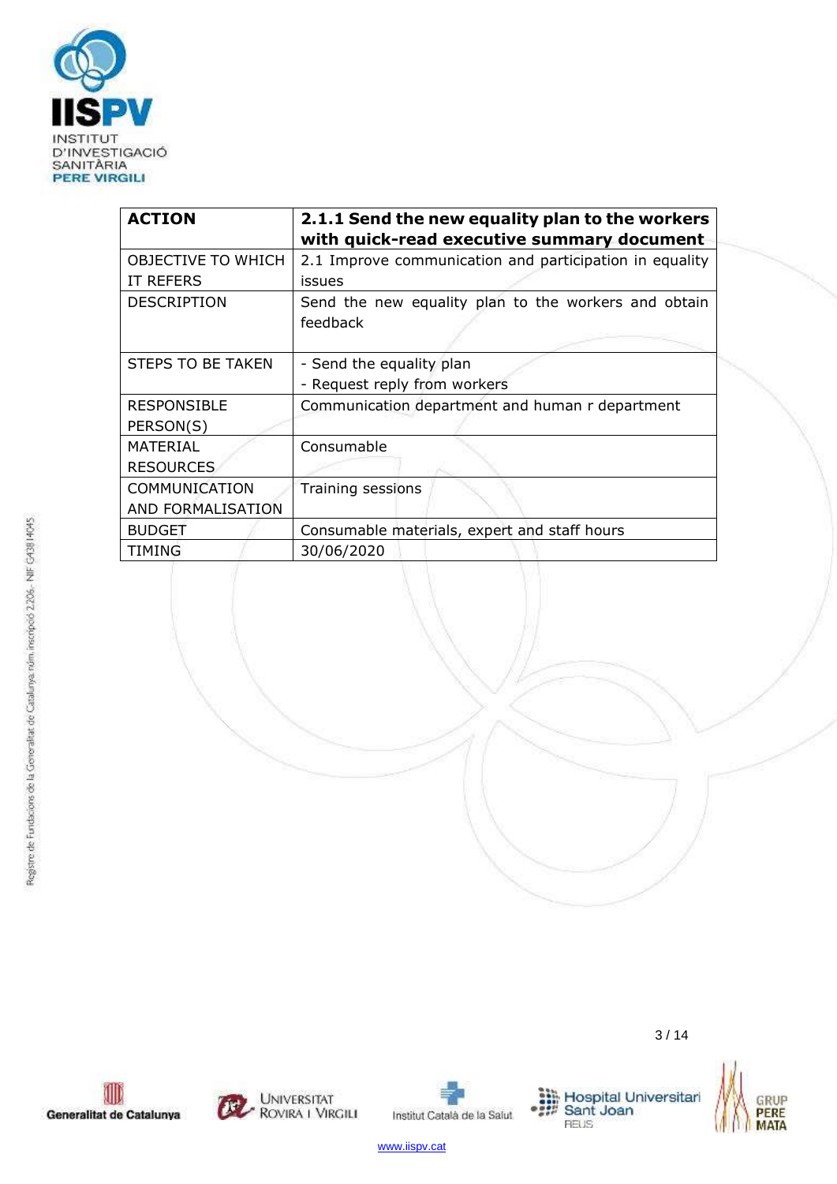| **ACTION** | **2.1.1 Send the new equality plan to the workers with quick-read executive summary document** |
|---|---|
| OBJECTIVE TO WHICH IT REFERS | 2.1 Improve communication and participation in equality issues |
| DESCRIPTION | Send the new equality plan to the workers and obtain feedback |
| STEPS TO BE TAKEN | - Send the equality plan<br>- Request reply from workers |
| RESPONSIBLE PERSON(S) | Communication department and human r department |
| MATERIAL RESOURCES | Consumable |
| COMMUNICATION AND FORMALISATION | Training sessions |
| BUDGET | Consumable materials, expert and staff hours |
| TIMING | 30/06/2020 |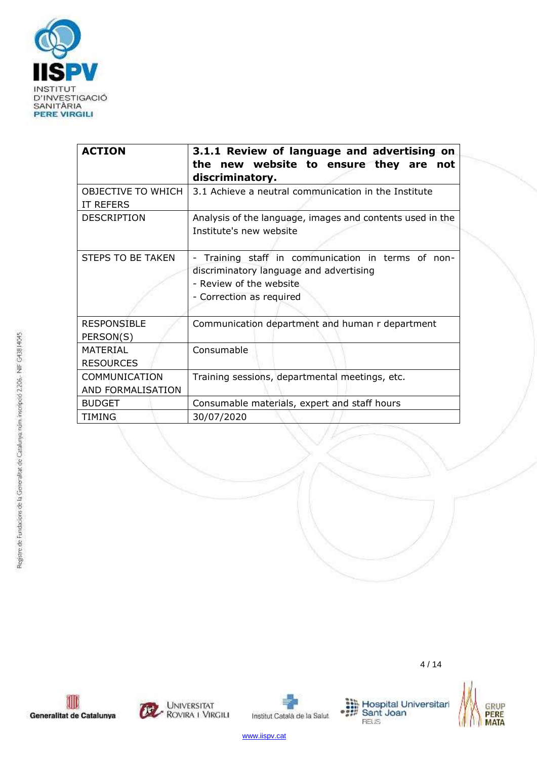| ACTION | **3.1.1 Review of language and advertising on the new website to ensure they are not discriminatory.** |
|---|---|
| OBJECTIVE TO WHICH IT REFERS | 3.1 Achieve a neutral communication in the Institute |
| DESCRIPTION | Analysis of the language, images and contents used in the Institute's new website |
| STEPS TO BE TAKEN | - Training staff in communication in terms of non-discriminatory language and advertising<br>- Review of the website<br>- Correction as required |
| RESPONSIBLE PERSON(S) | Communication department and human r department |
| MATERIAL RESOURCES | Consumable |
| COMMUNICATION AND FORMALISATION | Training sessions, departmental meetings, etc. |
| BUDGET | Consumable materials, expert and staff hours |
| TIMING | 30/07/2020 |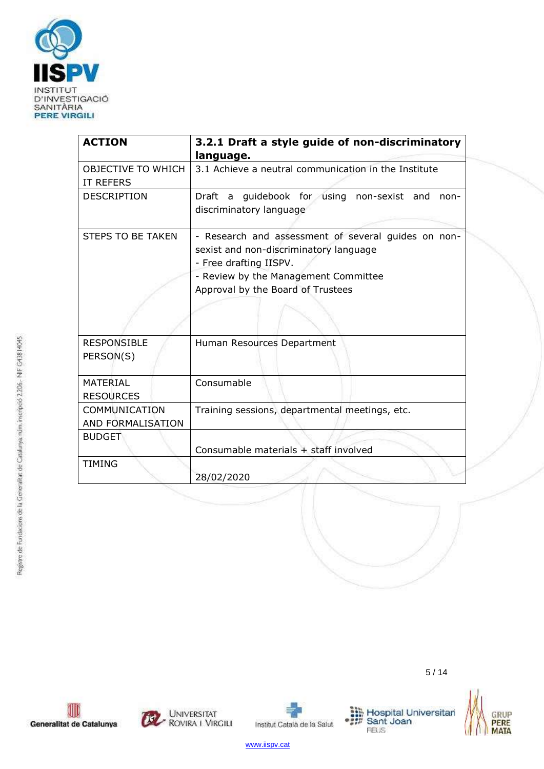| **ACTION** | **3.2.1 Draft a style guide of non-discriminatory language.** |
|---|---|
| OBJECTIVE TO WHICH IT REFERS | 3.1 Achieve a neutral communication in the Institute |
| DESCRIPTION | Draft a guidebook for using non-sexist and non-discriminatory language |
| STEPS TO BE TAKEN | - Research and assessment of several guides on non-sexist and non-discriminatory language<br>- Free drafting IISPV.<br>- Review by the Management Committee<br>Approval by the Board of Trustees |
| RESPONSIBLE PERSON(S) | Human Resources Department |
| MATERIAL RESOURCES | Consumable |
| COMMUNICATION AND FORMALISATION | Training sessions, departmental meetings, etc. |
| BUDGET | Consumable materials + staff involved |
| TIMING | 28/02/2020 |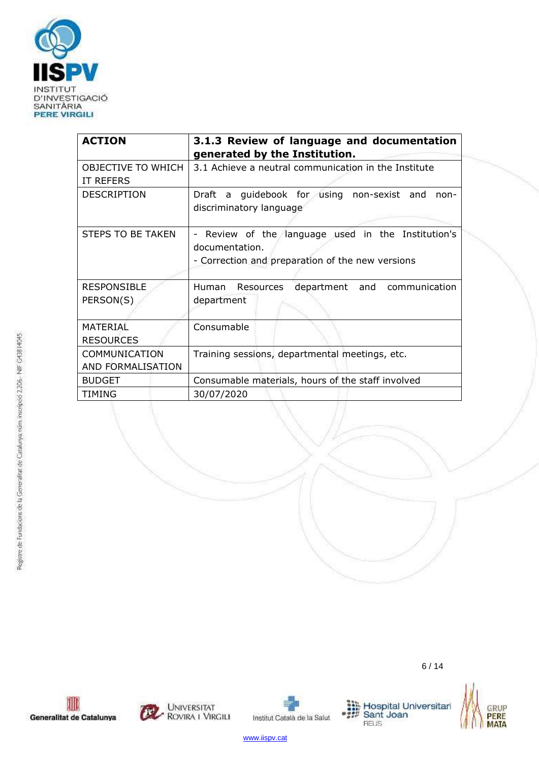| ACTION | **3.1.3 Review of language and documentation generated by the Institution.** |
|---|---|
| OBJECTIVE TO WHICH IT REFERS | 3.1 Achieve a neutral communication in the Institute |
| DESCRIPTION | Draft a guidebook for using non-sexist and non-discriminatory language |
| STEPS TO BE TAKEN | - Review of the language used in the Institution's documentation.<br>- Correction and preparation of the new versions |
| RESPONSIBLE PERSON(S) | Human Resources department and communication department |
| MATERIAL RESOURCES | Consumable |
| COMMUNICATION AND FORMALISATION | Training sessions, departmental meetings, etc. |
| BUDGET | Consumable materials, hours of the staff involved |
| TIMING | 30/07/2020 |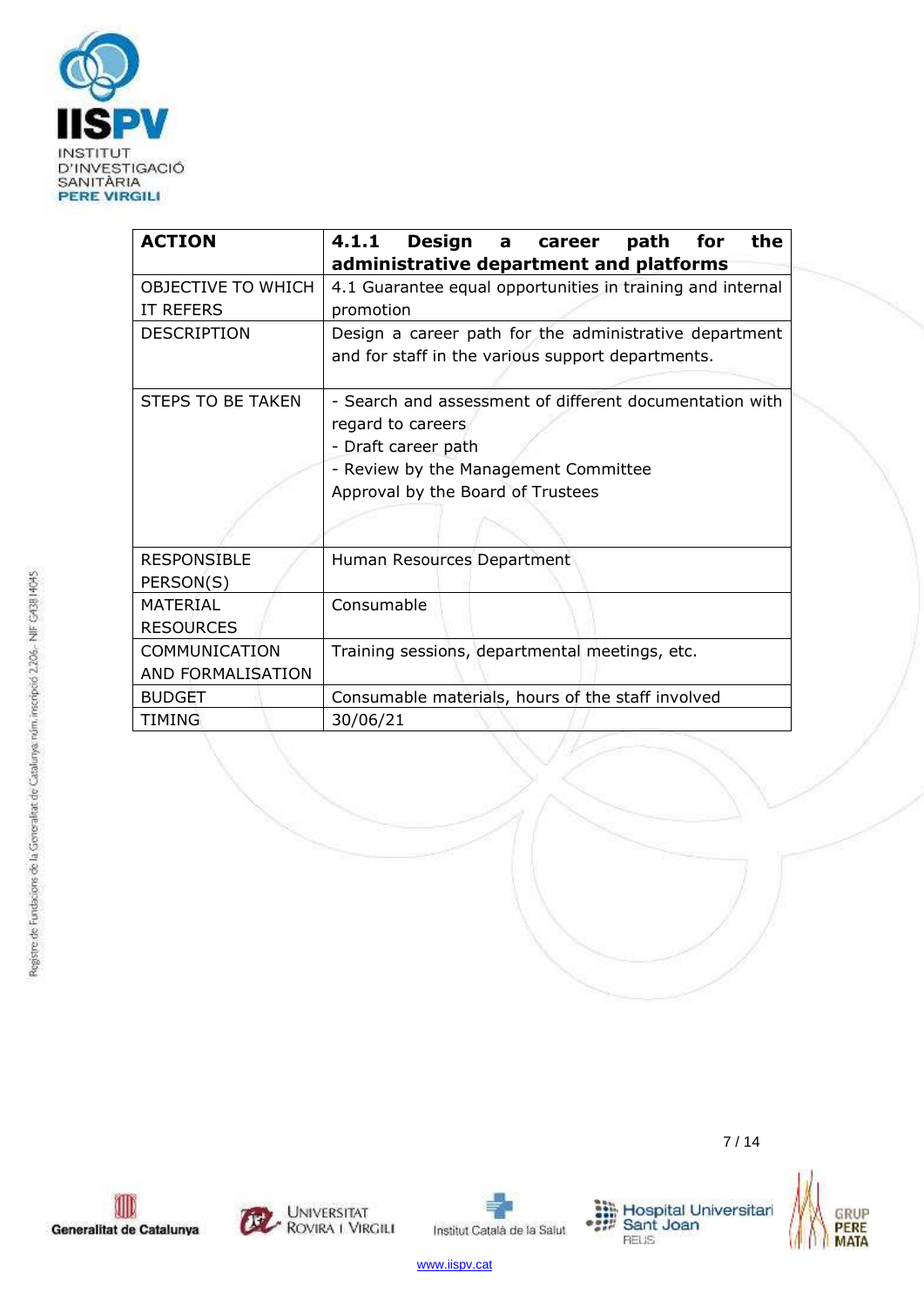| **ACTION** | **4.1.1 Design a career path for the administrative department and platforms** |
|---|---|
| OBJECTIVE TO WHICH IT REFERS | 4.1 Guarantee equal opportunities in training and internal promotion |
| DESCRIPTION | Design a career path for the administrative department and for staff in the various support departments. |
| STEPS TO BE TAKEN | - Search and assessment of different documentation with regard to careers<br>- Draft career path<br>- Review by the Management Committee<br>Approval by the Board of Trustees |
| RESPONSIBLE PERSON(S) | Human Resources Department |
| MATERIAL RESOURCES | Consumable |
| COMMUNICATION AND FORMALISATION | Training sessions, departmental meetings, etc. |
| BUDGET | Consumable materials, hours of the staff involved |
| TIMING | 30/06/21 |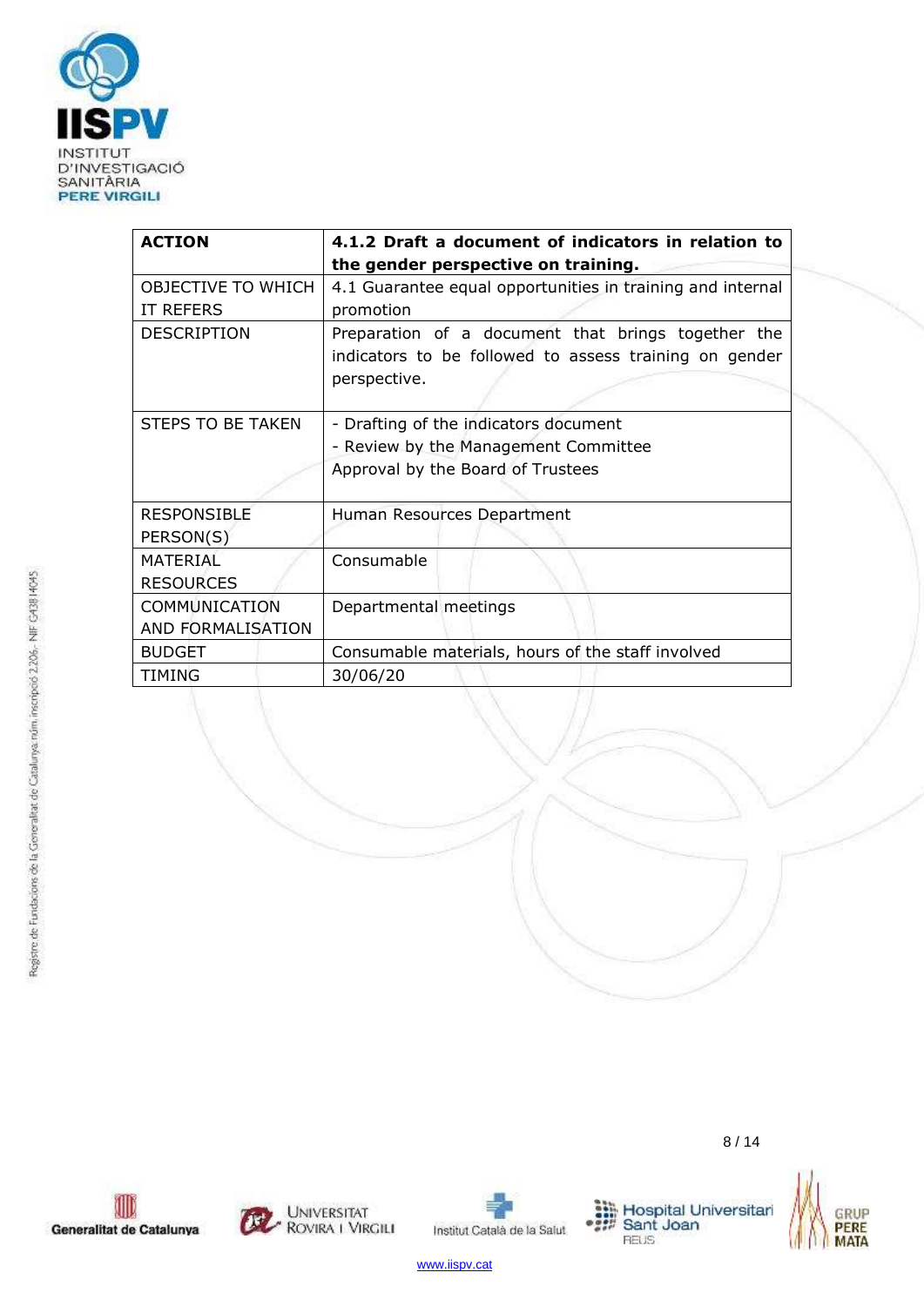| **ACTION** | **4.1.2 Draft a document of indicators in relation to the gender perspective on training.** |
|---|---|
| OBJECTIVE TO WHICH IT REFERS | 4.1 Guarantee equal opportunities in training and internal promotion |
| DESCRIPTION | Preparation of a document that brings together the indicators to be followed to assess training on gender perspective. |
| STEPS TO BE TAKEN | - Drafting of the indicators document<br>- Review by the Management Committee<br>Approval by the Board of Trustees |
| RESPONSIBLE PERSON(S) | Human Resources Department |
| MATERIAL RESOURCES | Consumable |
| COMMUNICATION AND FORMALISATION | Departmental meetings |
| BUDGET | Consumable materials, hours of the staff involved |
| TIMING | 30/06/20 |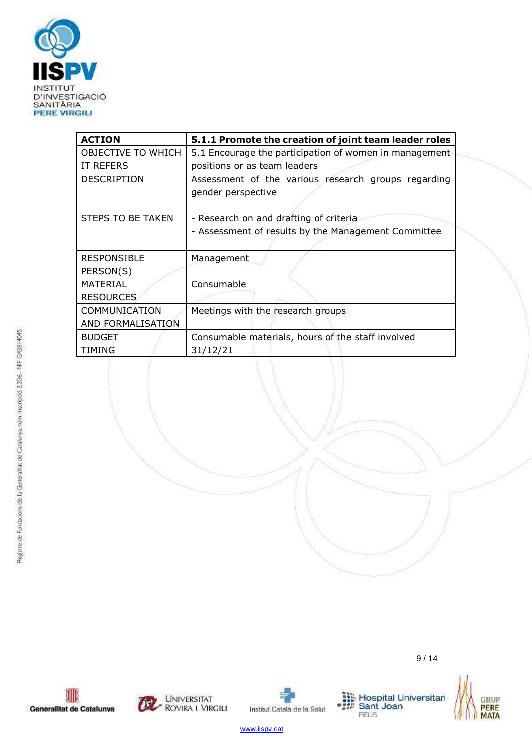| ACTION | 5.1.1 Promote the creation of joint team leader roles |
|---|---|
| OBJECTIVE TO WHICH IT REFERS | 5.1 Encourage the participation of women in management positions or as team leaders |
| DESCRIPTION | Assessment of the various research groups regarding gender perspective |
| STEPS TO BE TAKEN | - Research on and drafting of criteria<br>- Assessment of results by the Management Committee |
| RESPONSIBLE PERSON(S) | Management |
| MATERIAL RESOURCES | Consumable |
| COMMUNICATION AND FORMALISATION | Meetings with the research groups |
| BUDGET | Consumable materials, hours of the staff involved |
| TIMING | 31/12/21 |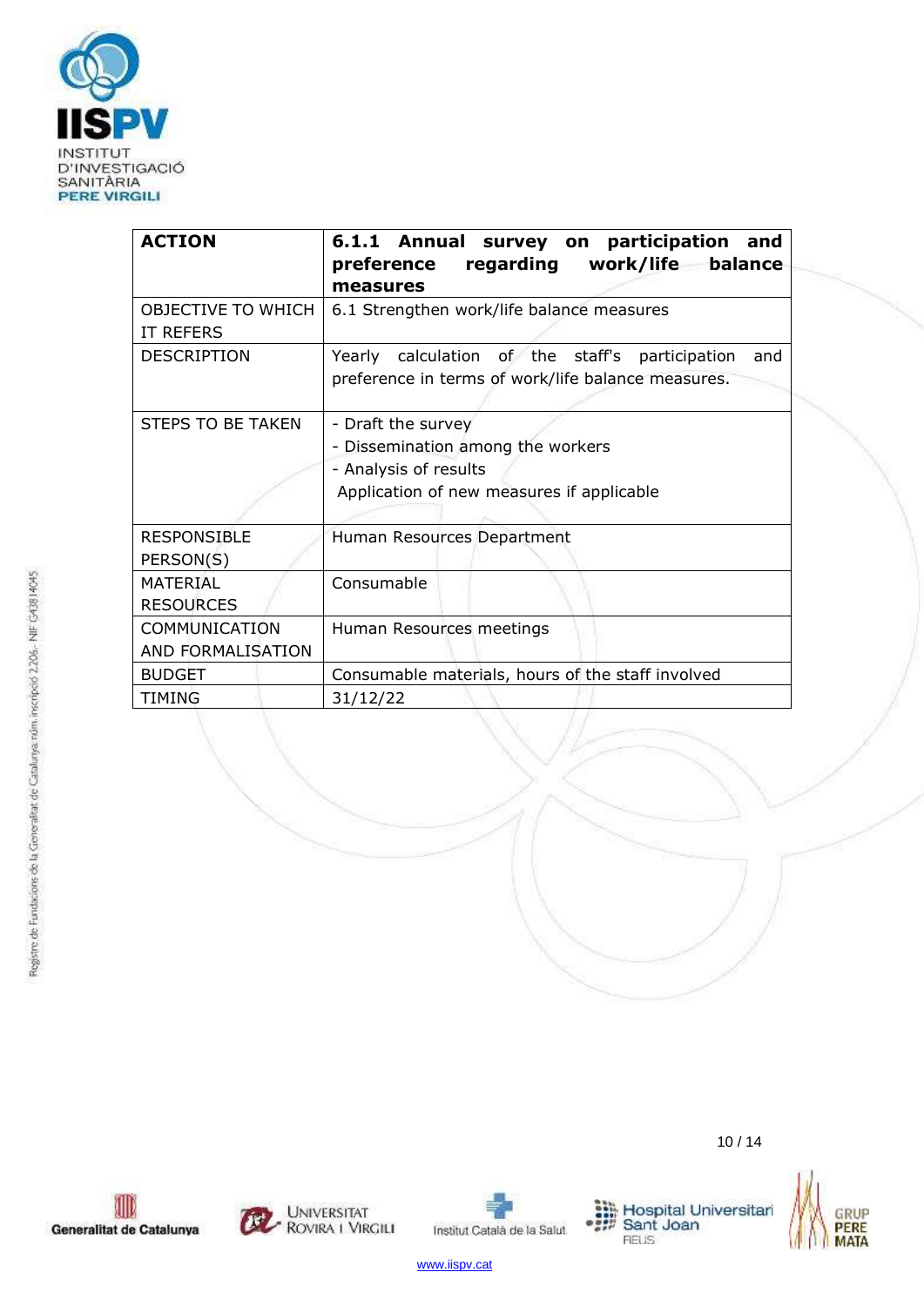| ACTION | **6.1.1 Annual survey on participation and preference regarding work/life balance measures** |
|---|---|
| OBJECTIVE TO WHICH IT REFERS | 6.1 Strengthen work/life balance measures |
| DESCRIPTION | Yearly calculation of the staff's participation and preference in terms of work/life balance measures. |
| STEPS TO BE TAKEN | - Draft the survey<br>- Dissemination among the workers<br>- Analysis of results<br>Application of new measures if applicable |
| RESPONSIBLE PERSON(S) | Human Resources Department |
| MATERIAL RESOURCES | Consumable |
| COMMUNICATION AND FORMALISATION | Human Resources meetings |
| BUDGET | Consumable materials, hours of the staff involved |
| TIMING | 31/12/22 |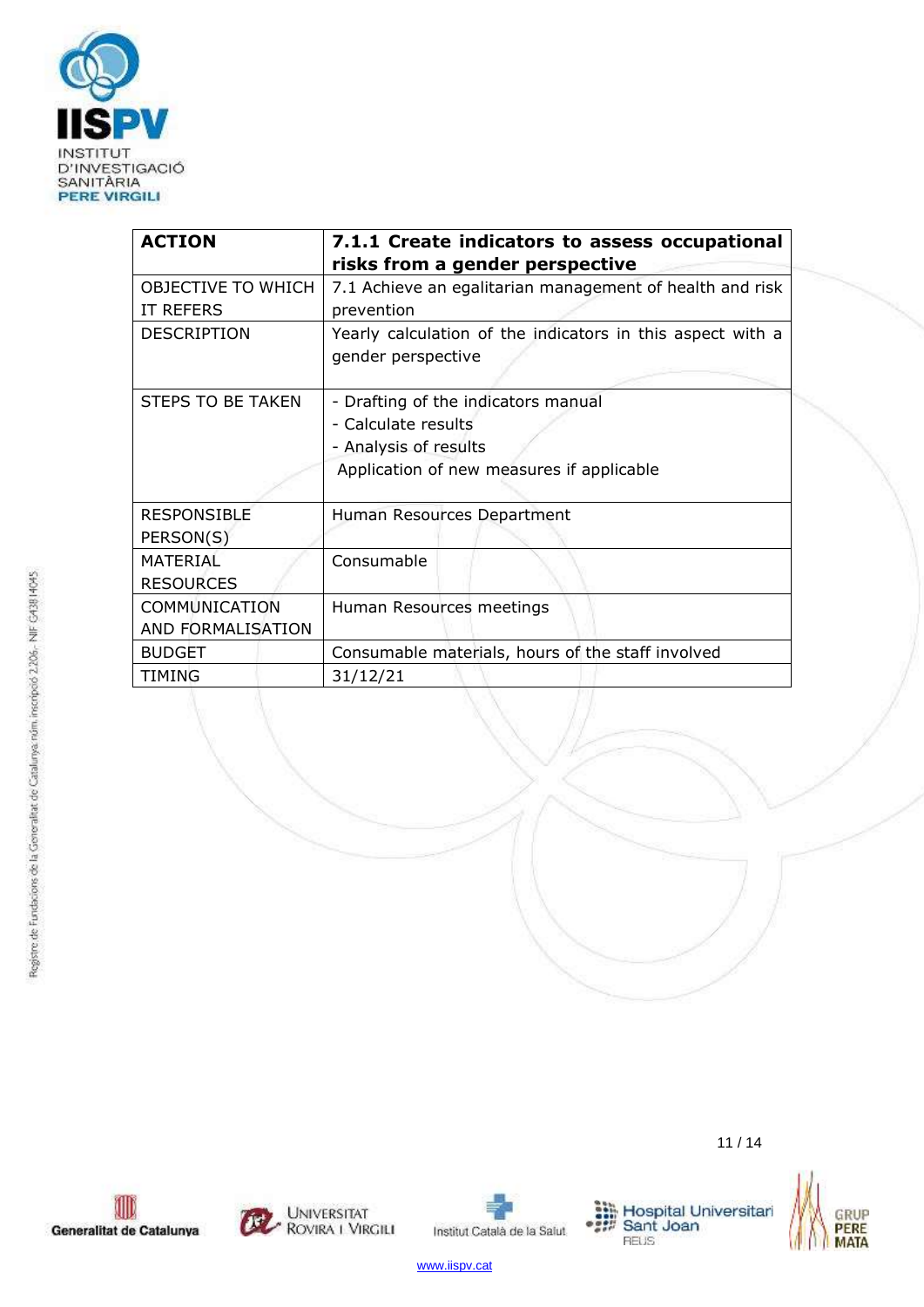| ACTION | **7.1.1 Create indicators to assess occupational risks from a gender perspective** |
|---|---|
| OBJECTIVE TO WHICH IT REFERS | 7.1 Achieve an egalitarian management of health and risk prevention |
| DESCRIPTION | Yearly calculation of the indicators in this aspect with a gender perspective |
| STEPS TO BE TAKEN | - Drafting of the indicators manual<br>- Calculate results<br>- Analysis of results<br>Application of new measures if applicable |
| RESPONSIBLE PERSON(S) | Human Resources Department |
| MATERIAL RESOURCES | Consumable |
| COMMUNICATION AND FORMALISATION | Human Resources meetings |
| BUDGET | Consumable materials, hours of the staff involved |
| TIMING | 31/12/21 |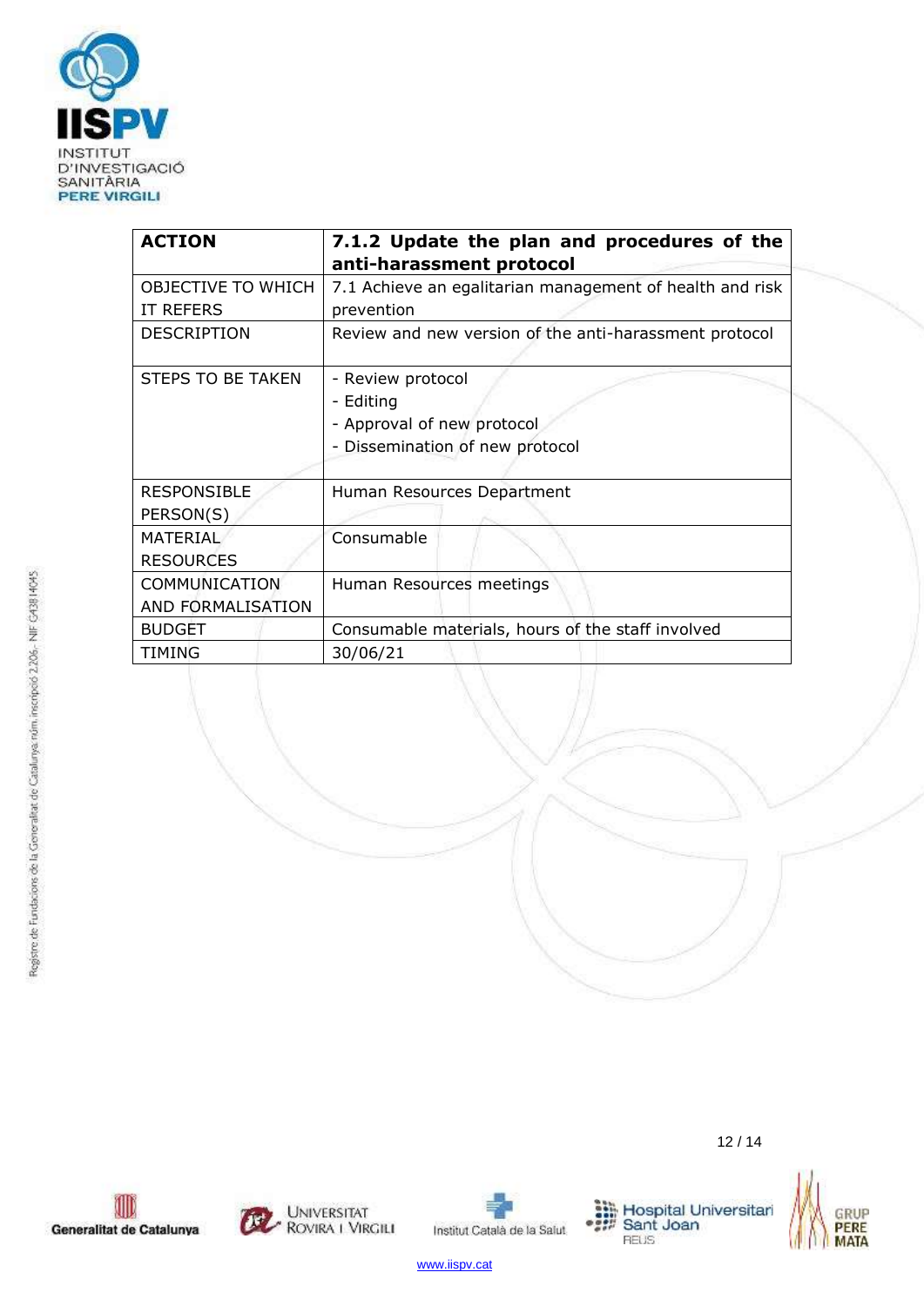| ACTION | 7.1.2 Update the plan and procedures of the anti-harassment protocol |
|---|---|
| OBJECTIVE TO WHICH IT REFERS | 7.1 Achieve an egalitarian management of health and risk prevention |
| DESCRIPTION | Review and new version of the anti-harassment protocol |
| STEPS TO BE TAKEN | - Review protocol<br>- Editing<br>- Approval of new protocol<br>- Dissemination of new protocol |
| RESPONSIBLE PERSON(S) | Human Resources Department |
| MATERIAL RESOURCES | Consumable |
| COMMUNICATION AND FORMALISATION | Human Resources meetings |
| BUDGET | Consumable materials, hours of the staff involved |
| TIMING | 30/06/21 |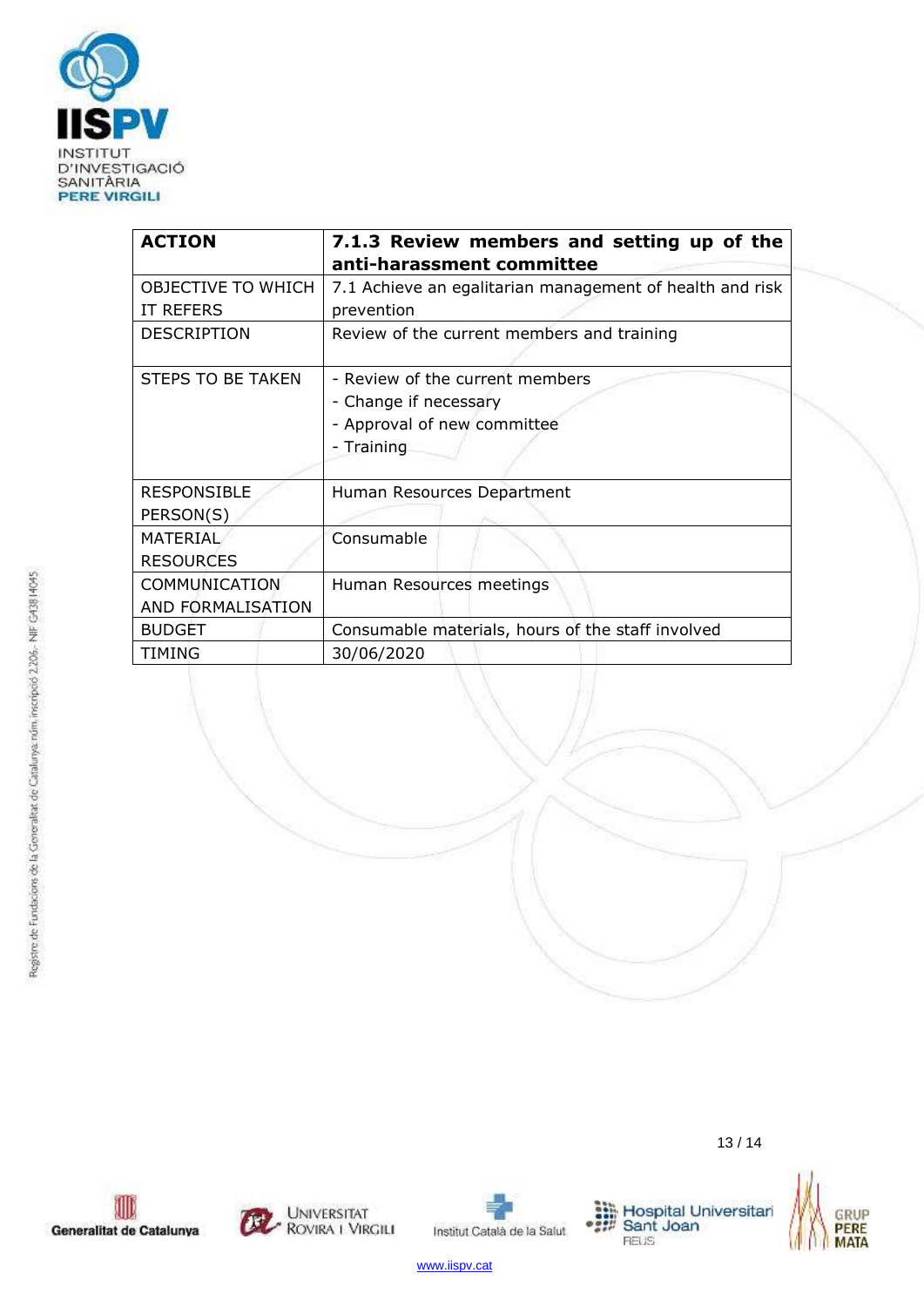| **ACTION** | **7.1.3 Review members and setting up of the anti-harassment committee** |
|---|---|
| OBJECTIVE TO WHICH IT REFERS | 7.1 Achieve an egalitarian management of health and risk prevention |
| DESCRIPTION | Review of the current members and training |
| STEPS TO BE TAKEN | - Review of the current members<br>- Change if necessary<br>- Approval of new committee<br>- Training |
| RESPONSIBLE PERSON(S) | Human Resources Department |
| MATERIAL RESOURCES | Consumable |
| COMMUNICATION AND FORMALISATION | Human Resources meetings |
| BUDGET | Consumable materials, hours of the staff involved |
| TIMING | 30/06/2020 |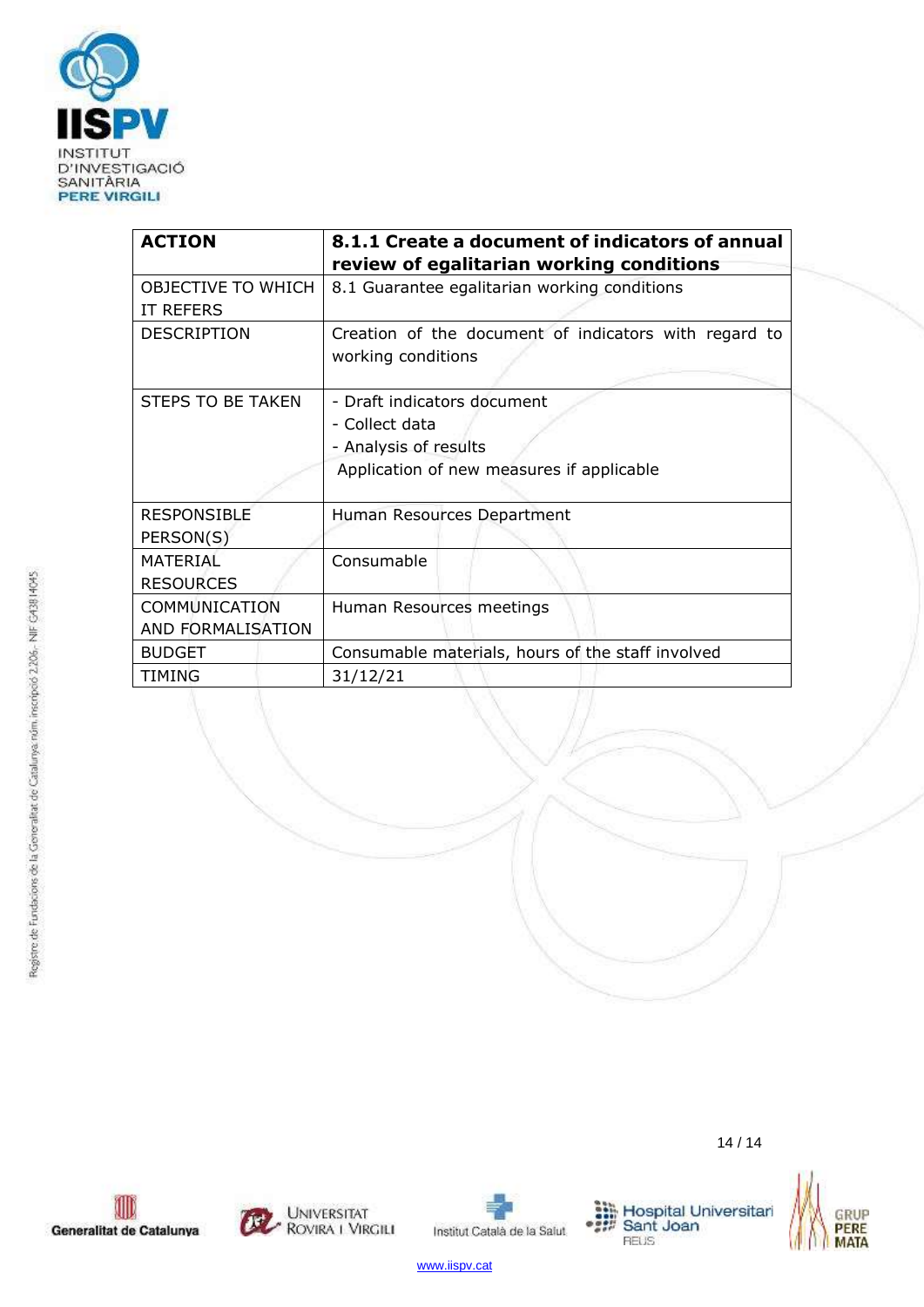| ACTION | 8.1.1 Create a document of indicators of annual review of egalitarian working conditions |
|---|---|
| OBJECTIVE TO WHICH IT REFERS | 8.1 Guarantee egalitarian working conditions |
| DESCRIPTION | Creation of the document of indicators with regard to working conditions |
| STEPS TO BE TAKEN | - Draft indicators document<br>- Collect data<br>- Analysis of results<br>Application of new measures if applicable |
| RESPONSIBLE PERSON(S) | Human Resources Department |
| MATERIAL RESOURCES | Consumable |
| COMMUNICATION AND FORMALISATION | Human Resources meetings |
| BUDGET | Consumable materials, hours of the staff involved |
| TIMING | 31/12/21 |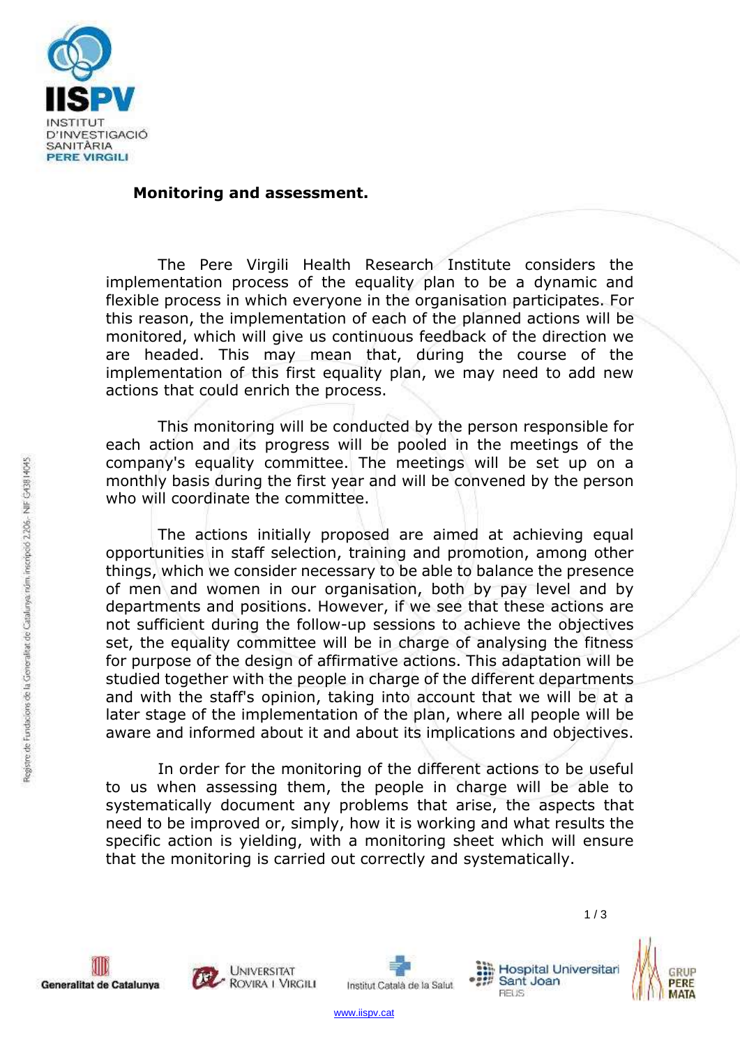**Monitoring and assessment.**

The Pere Virgili Health Research Institute considers the implementation process of the equality plan to be a dynamic and flexible process in which everyone in the organisation participates. For this reason, the implementation of each of the planned actions will be monitored, which will give us continuous feedback of the direction we are headed. This may mean that, during the course of the implementation of this first equality plan, we may need to add new actions that could enrich the process.

This monitoring will be conducted by the person responsible for each action and its progress will be pooled in the meetings of the company's equality committee. The meetings will be set up on a monthly basis during the first year and will be convened by the person who will coordinate the committee.

The actions initially proposed are aimed at achieving equal opportunities in staff selection, training and promotion, among other things, which we consider necessary to be able to balance the presence of men and women in our organisation, both by pay level and by departments and positions. However, if we see that these actions are not sufficient during the follow-up sessions to achieve the objectives set, the equality committee will be in charge of analysing the fitness for purpose of the design of affirmative actions. This adaptation will be studied together with the people in charge of the different departments and with the staff's opinion, taking into account that we will be at a later stage of the implementation of the plan, where all people will be aware and informed about it and about its implications and objectives.

In order for the monitoring of the different actions to be useful to us when assessing them, the people in charge will be able to systematically document any problems that arise, the aspects that need to be improved or, simply, how it is working and what results the specific action is yielding, with a monitoring sheet which will ensure that the monitoring is carried out correctly and systematically.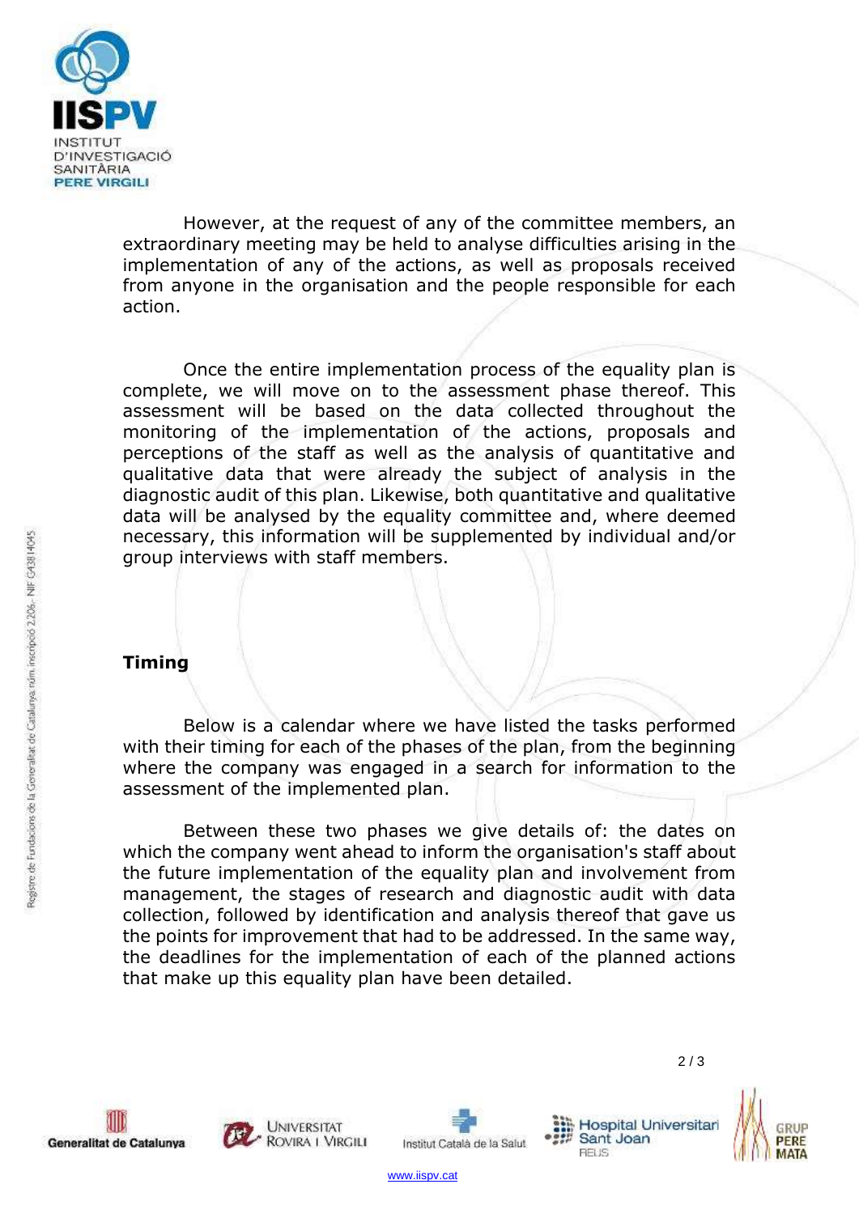However, at the request of any of the committee members, an extraordinary meeting may be held to analyse difficulties arising in the implementation of any of the actions, as well as proposals received from anyone in the organisation and the people responsible for each action.

Once the entire implementation process of the equality plan is complete, we will move on to the assessment phase thereof. This assessment will be based on the data collected throughout the monitoring of the implementation of the actions, proposals and perceptions of the staff as well as the analysis of quantitative and qualitative data that were already the subject of analysis in the diagnostic audit of this plan. Likewise, both quantitative and qualitative data will be analysed by the equality committee and, where deemed necessary, this information will be supplemented by individual and/or group interviews with staff members.

## Timing

Below is a calendar where we have listed the tasks performed with their timing for each of the phases of the plan, from the beginning where the company was engaged in a search for information to the assessment of the implemented plan.

Between these two phases we give details of: the dates on which the company went ahead to inform the organisation's staff about the future implementation of the equality plan and involvement from management, the stages of research and diagnostic audit with data collection, followed by identification and analysis thereof that gave us the points for improvement that had to be addressed. In the same way, the deadlines for the implementation of each of the planned actions that make up this equality plan have been detailed.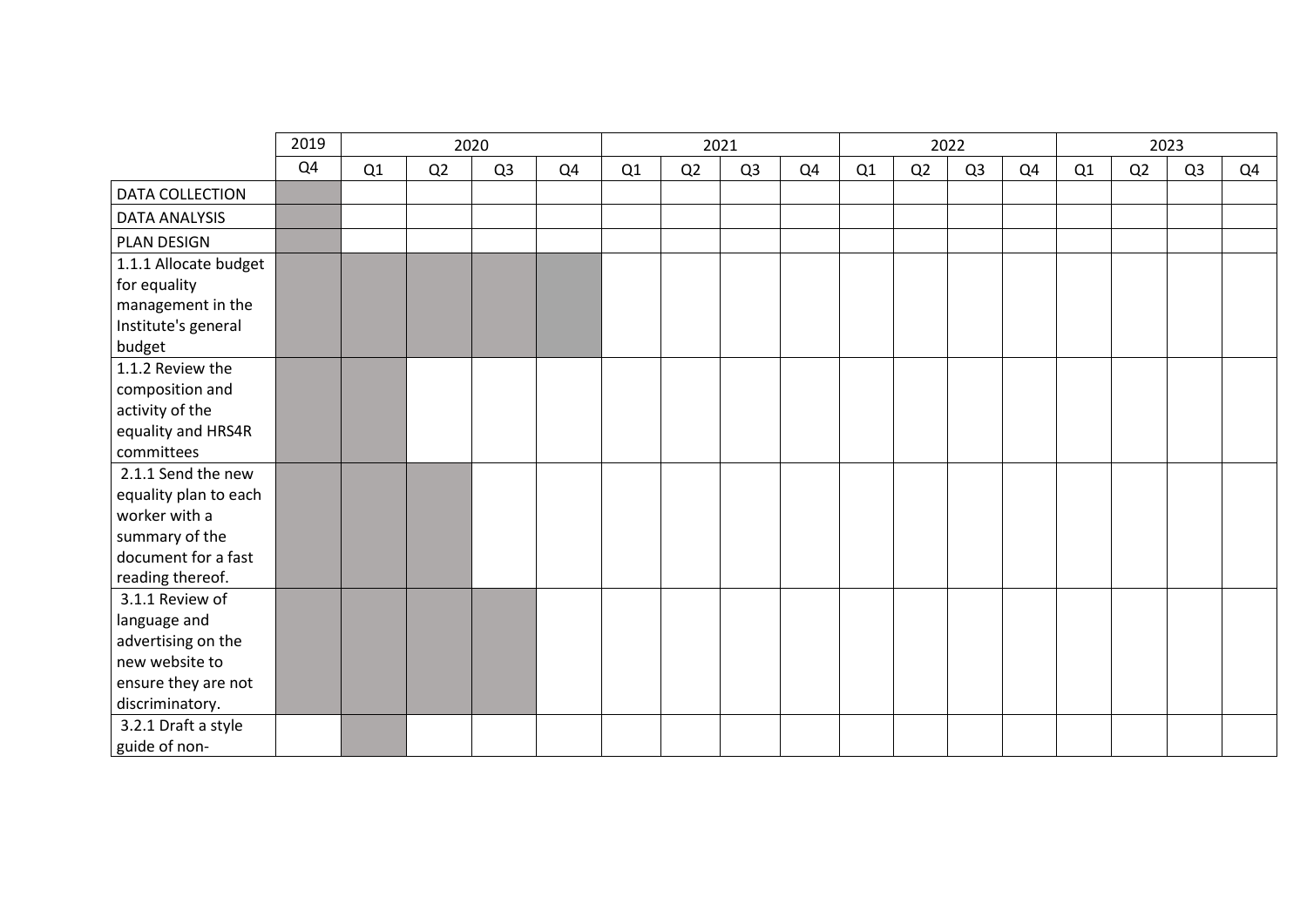| | 2019 | 2020 | | | | 2021 | | | | 2022 | | | | 2023 | | | |
|---|---|---|---|---|---|---|---|---|---|---|---|---|---|---|---|---|---|
| | Q4 | Q1 | Q2 | Q3 | Q4 | Q1 | Q2 | Q3 | Q4 | Q1 | Q2 | Q3 | Q4 | Q1 | Q2 | Q3 | Q4 |
| DATA COLLECTION | ■ | | | | | | | | | | | | | | | | |
| DATA ANALYSIS | ■ | | | | | | | | | | | | | | | | |
| PLAN DESIGN | ■ | | | | | | | | | | | | | | | | |
| 1.1.1 Allocate budget for equality management in the Institute's general budget | ■ | ■ | ■ | ■ | ■ | | | | | | | | | | | | |
| 1.1.2 Review the composition and activity of the equality and HRS4R committees | ■ | ■ | | | | | | | | | | | | | | | |
| 2.1.1 Send the new equality plan to each worker with a summary of the document for a fast reading thereof. | ■ | ■ | ■ | | | | | | | | | | | | | | |
| 3.1.1 Review of language and advertising on the new website to ensure they are not discriminatory. | ■ | ■ | ■ | ■ | | | | | | | | | | | | | |
| 3.2.1 Draft a style guide of non- | | ■ | | | | | | | | | | | | | | | |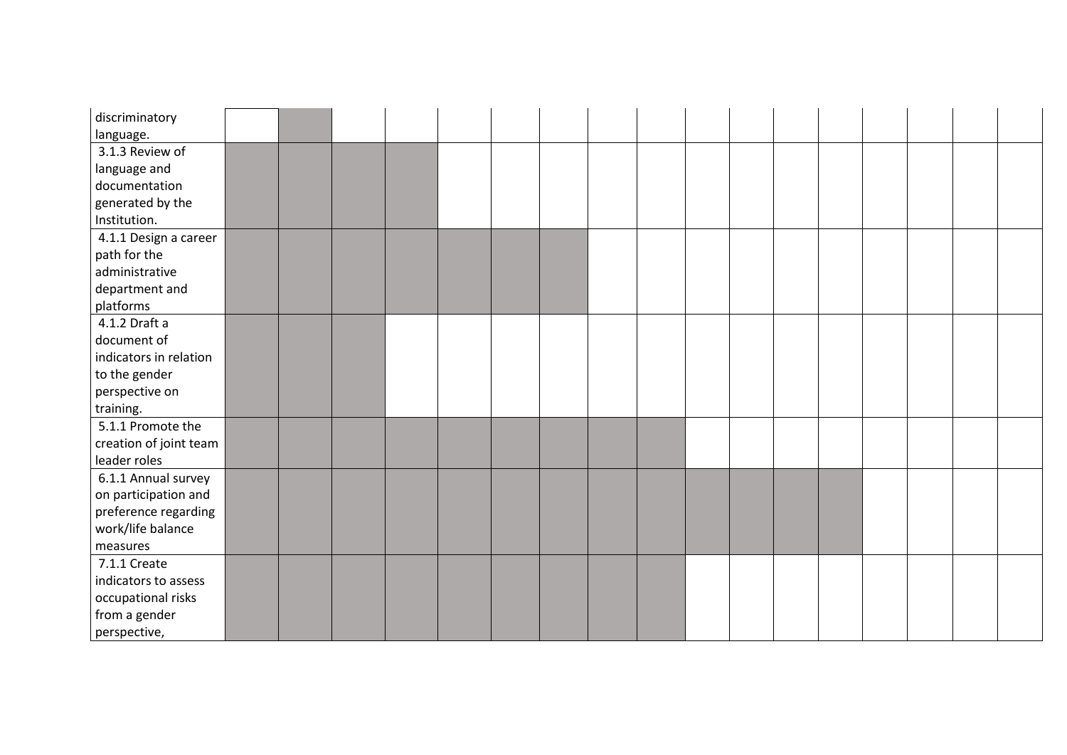| | | | | | | | | | | | | | | | | | |
|---|---|---|---|---|---|---|---|---|---|---|---|---|---|---|---|---|---|
| discriminatory language. | | | | | | | | | | | | | | | | | |
| 3.1.3 Review of language and documentation generated by the Institution. | | | | | | | | | | | | | | | | | |
| 4.1.1 Design a career path for the administrative department and platforms | | | | | | | | | | | | | | | | | |
| 4.1.2 Draft a document of indicators in relation to the gender perspective on training. | | | | | | | | | | | | | | | | | |
| 5.1.1 Promote the creation of joint team leader roles | | | | | | | | | | | | | | | | | |
| 6.1.1 Annual survey on participation and preference regarding work/life balance measures | | | | | | | | | | | | | | | | | |
| 7.1.1 Create indicators to assess occupational risks from a gender perspective, | | | | | | | | | | | | | | | | | |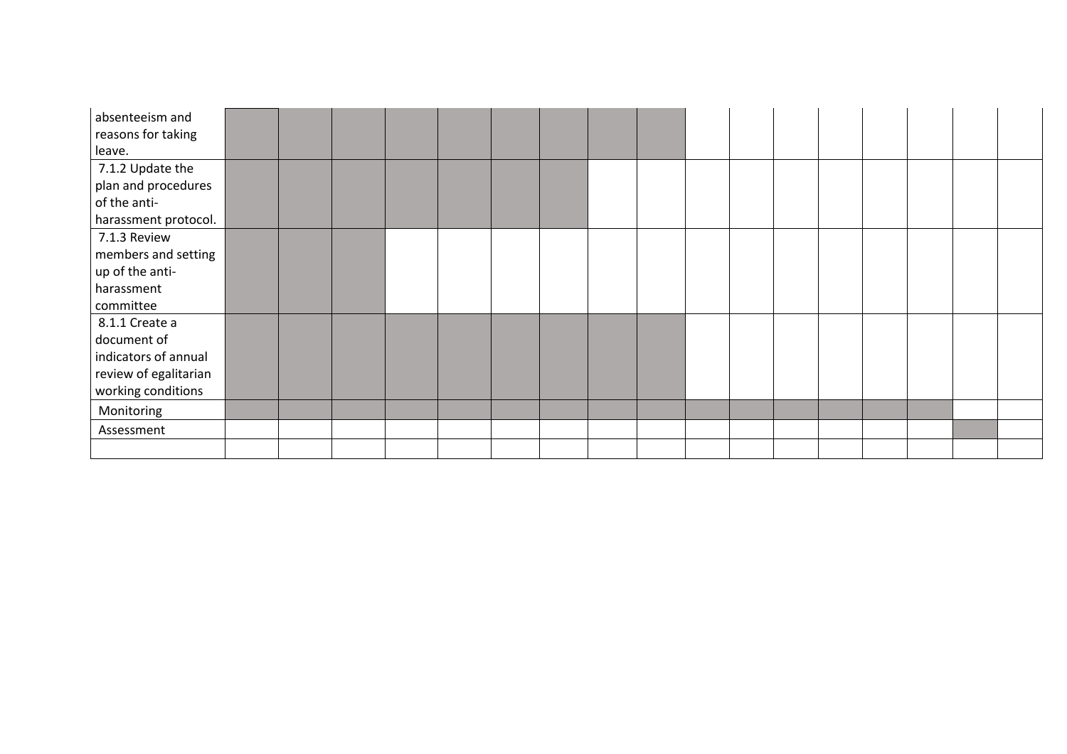| absenteeism and reasons for taking leave. | ■ | ■ | ■ | ■ | ■ | ■ | ■ | ■ | ■ | | | | | | | | |
|---|---|---|---|---|---|---|---|---|---|---|---|---|---|---|---|---|---|
| 7.1.2 Update the plan and procedures of the anti-harassment protocol. | ■ | ■ | ■ | ■ | ■ | ■ | ■ | | | | | | | | | | |
| 7.1.3 Review members and setting up of the anti-harassment committee | ■ | ■ | ■ | | | | | | | | | | | | | | |
| 8.1.1 Create a document of indicators of annual review of egalitarian working conditions | ■ | ■ | ■ | ■ | ■ | ■ | ■ | ■ | ■ | | | | | | | | |
| Monitoring | ■ | ■ | ■ | ■ | ■ | ■ | ■ | ■ | ■ | ■ | ■ | ■ | ■ | ■ | ■ | | |
| Assessment | | | | | | | | | | | | | | | | ■ | |
| | | | | | | | | | | | | | | | | | |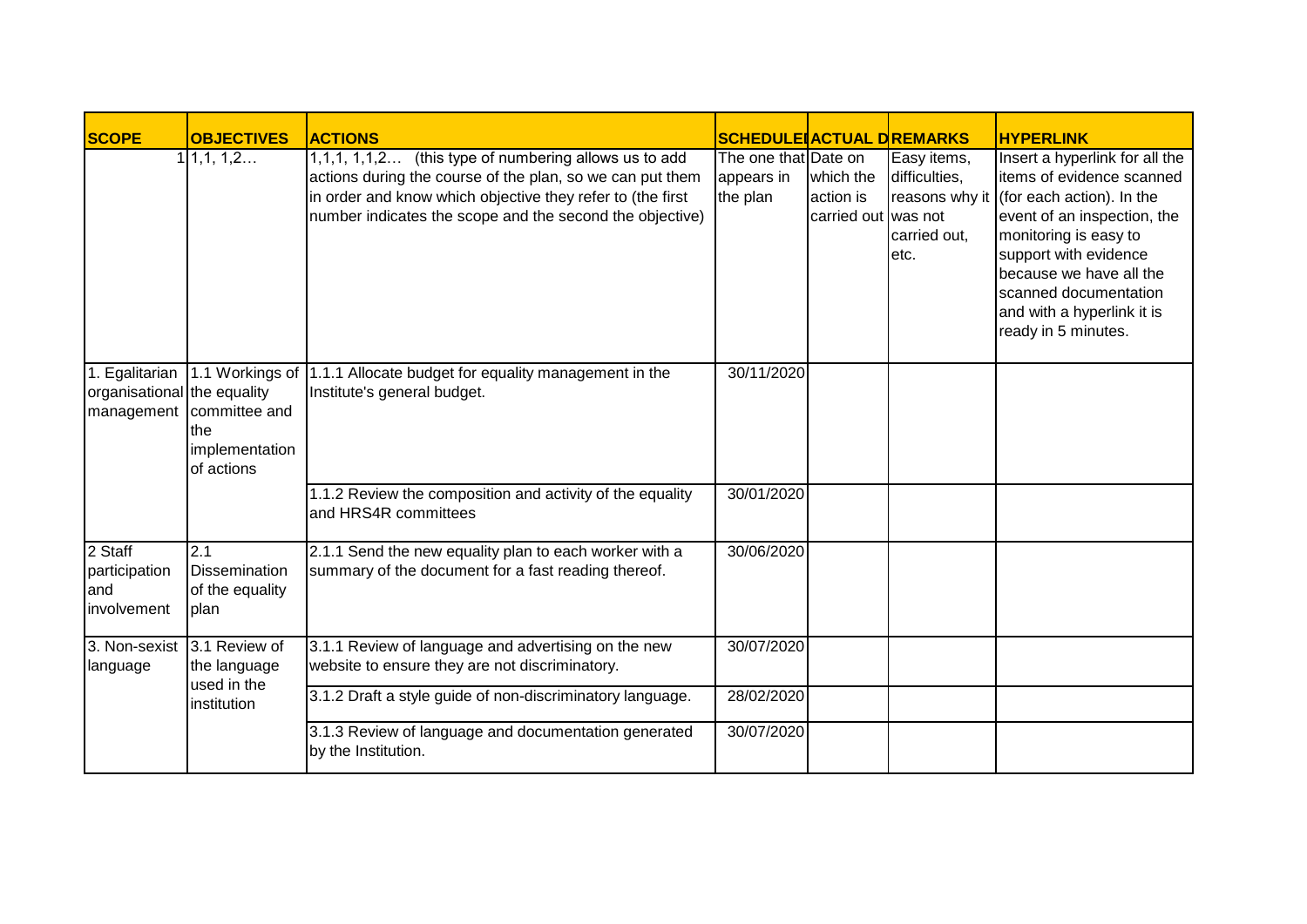| SCOPE | OBJECTIVES | ACTIONS | SCHEDULED | ACTUAL D | REMARKS | HYPERLINK |
|---|---|---|---|---|---|---|
| 1 | 1,1, 1,2… | 1,1,1, 1,1,2… (this type of numbering allows us to add actions during the course of the plan, so we can put them in order and know which objective they refer to (the first number indicates the scope and the second the objective) | The one that appears in the plan | Date on which the action is carried out | Easy items, difficulties, reasons why it was not carried out, etc. | Insert a hyperlink for all the items of evidence scanned (for each action). In the event of an inspection, the monitoring is easy to support with evidence because we have all the scanned documentation and with a hyperlink it is ready in 5 minutes. |
| 1. Egalitarian organisational management | 1.1 Workings of the equality committee and the implementation of actions | 1.1.1 Allocate budget for equality management in the Institute's general budget. | 30/11/2020 | | | |
| | | 1.1.2 Review the composition and activity of the equality and HRS4R committees | 30/01/2020 | | | |
| 2 Staff participation and involvement | 2.1 Dissemination of the equality plan | 2.1.1 Send the new equality plan to each worker with a summary of the document for a fast reading thereof. | 30/06/2020 | | | |
| 3. Non-sexist language | 3.1 Review of the language used in the institution | 3.1.1 Review of language and advertising on the new website to ensure they are not discriminatory. | 30/07/2020 | | | |
| | | 3.1.2 Draft a style guide of non-discriminatory language. | 28/02/2020 | | | |
| | | 3.1.3 Review of language and documentation generated by the Institution. | 30/07/2020 | | | |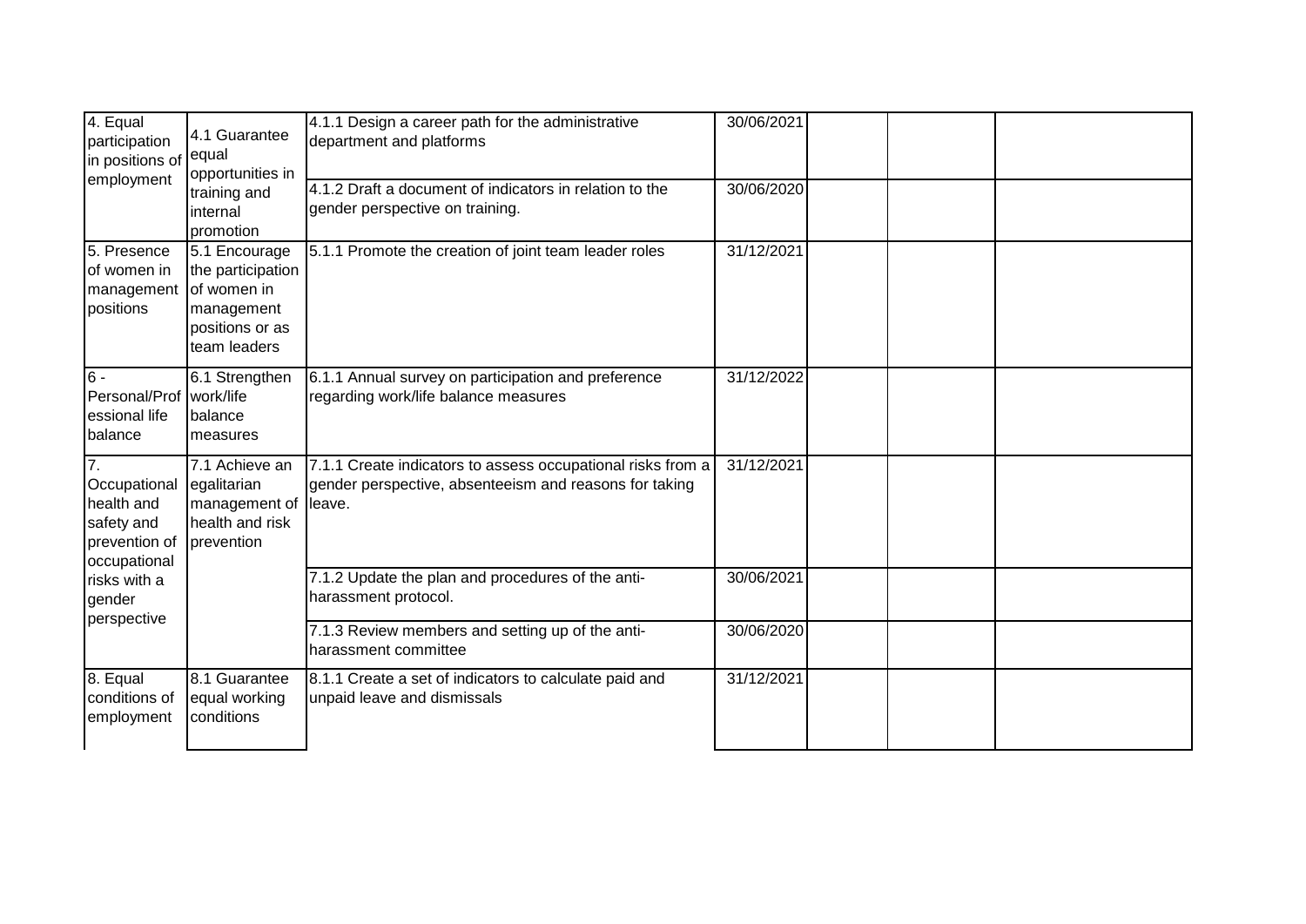| | | | | | | |
|---|---|---|---|---|---|---|
| 4. Equal participation in positions of employment | 4.1 Guarantee equal opportunities in training and internal promotion | 4.1.1 Design a career path for the administrative department and platforms | 30/06/2021 | | | |
| | | 4.1.2 Draft a document of indicators in relation to the gender perspective on training. | 30/06/2020 | | | |
| 5. Presence of women in management positions | 5.1 Encourage the participation of women in management positions or as team leaders | 5.1.1 Promote the creation of joint team leader roles | 31/12/2021 | | | |
| 6 - Personal/Professional life balance | 6.1 Strengthen work/life balance measures | 6.1.1 Annual survey on participation and preference regarding work/life balance measures | 31/12/2022 | | | |
| 7. Occupational health and safety and prevention of occupational risks with a gender perspective | 7.1 Achieve an egalitarian management of health and risk prevention | 7.1.1 Create indicators to assess occupational risks from a gender perspective, absenteeism and reasons for taking leave. | 31/12/2021 | | | |
| | | 7.1.2 Update the plan and procedures of the anti-harassment protocol. | 30/06/2021 | | | |
| | | 7.1.3 Review members and setting up of the anti-harassment committee | 30/06/2020 | | | |
| 8. Equal conditions of employment | 8.1 Guarantee equal working conditions | 8.1.1 Create a set of indicators to calculate paid and unpaid leave and dismissals | 31/12/2021 | | | |